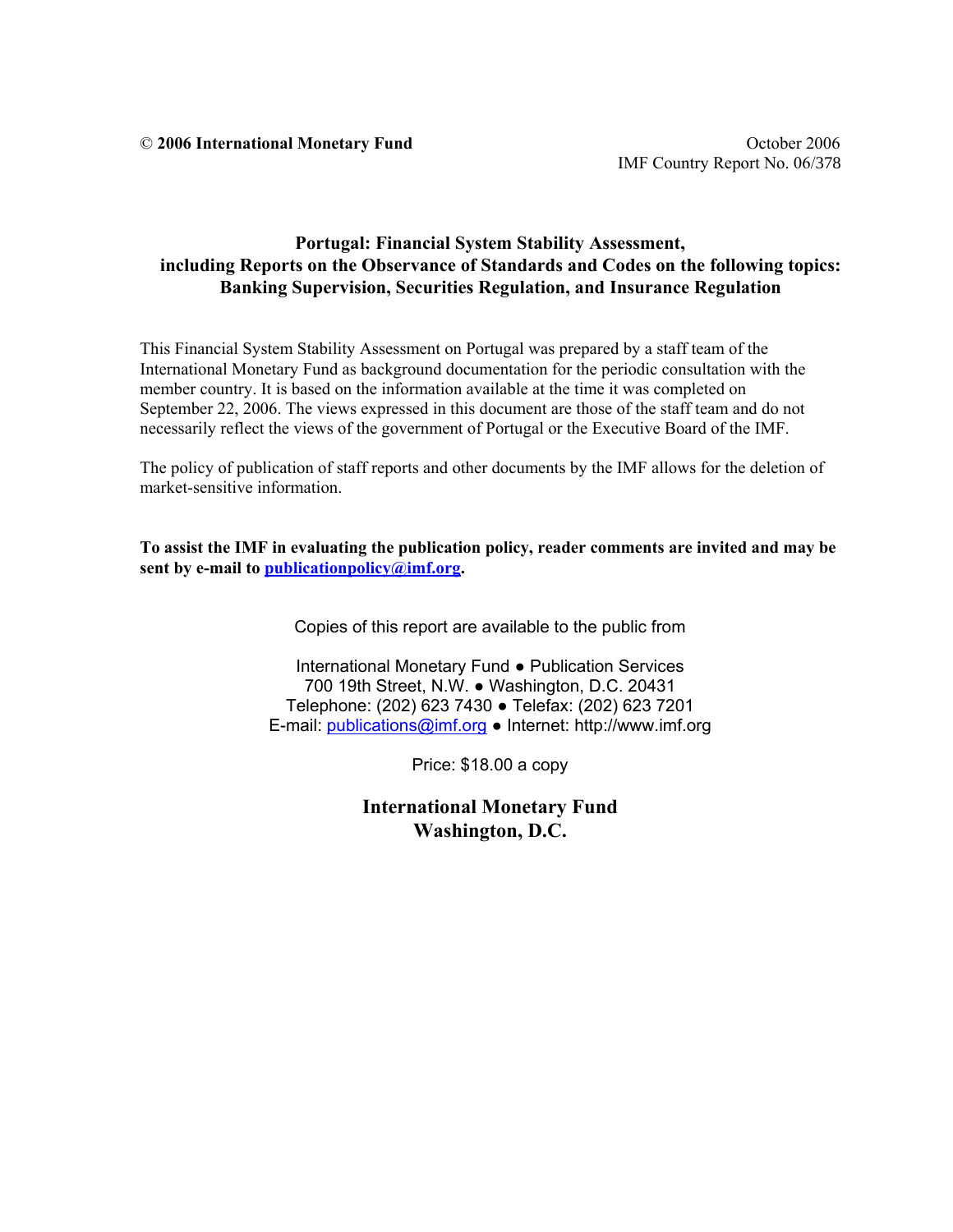© **2006 International Monetary Fund** October 2006
IMF Country Report No. 06/378

# Portugal: Financial System Stability Assessment, including Reports on the Observance of Standards and Codes on the following topics: Banking Supervision, Securities Regulation, and Insurance Regulation

This Financial System Stability Assessment on Portugal was prepared by a staff team of the International Monetary Fund as background documentation for the periodic consultation with the member country. It is based on the information available at the time it was completed on September 22, 2006. The views expressed in this document are those of the staff team and do not necessarily reflect the views of the government of Portugal or the Executive Board of the IMF.

The policy of publication of staff reports and other documents by the IMF allows for the deletion of market-sensitive information.

**To assist the IMF in evaluating the publication policy, reader comments are invited and may be sent by e-mail to publicationpolicy@imf.org.**

Copies of this report are available to the public from

International Monetary Fund ● Publication Services
700 19th Street, N.W. ● Washington, D.C. 20431
Telephone: (202) 623 7430 ● Telefax: (202) 623 7201
E-mail: publications@imf.org ● Internet: http://www.imf.org

Price: $18.00 a copy

**International Monetary Fund**
**Washington, D.C.**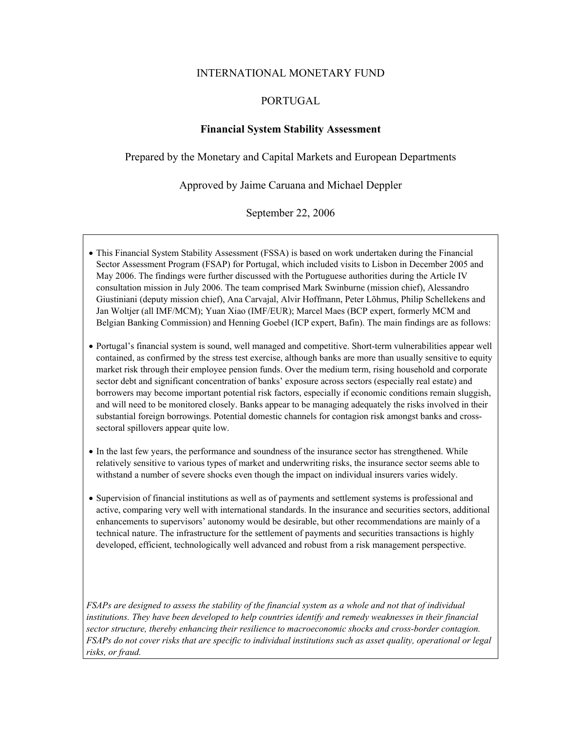INTERNATIONAL MONETARY FUND

PORTUGAL

**Financial System Stability Assessment**

Prepared by the Monetary and Capital Markets and European Departments

Approved by Jaime Caruana and Michael Deppler

September 22, 2006

- This Financial System Stability Assessment (FSSA) is based on work undertaken during the Financial Sector Assessment Program (FSAP) for Portugal, which included visits to Lisbon in December 2005 and May 2006. The findings were further discussed with the Portuguese authorities during the Article IV consultation mission in July 2006. The team comprised Mark Swinburne (mission chief), Alessandro Giustiniani (deputy mission chief), Ana Carvajal, Alvir Hoffmann, Peter Lõhmus, Philip Schellekens and Jan Woltjer (all IMF/MCM); Yuan Xiao (IMF/EUR); Marcel Maes (BCP expert, formerly MCM and Belgian Banking Commission) and Henning Goebel (ICP expert, Bafin). The main findings are as follows:

- Portugal's financial system is sound, well managed and competitive. Short-term vulnerabilities appear well contained, as confirmed by the stress test exercise, although banks are more than usually sensitive to equity market risk through their employee pension funds. Over the medium term, rising household and corporate sector debt and significant concentration of banks' exposure across sectors (especially real estate) and borrowers may become important potential risk factors, especially if economic conditions remain sluggish, and will need to be monitored closely. Banks appear to be managing adequately the risks involved in their substantial foreign borrowings. Potential domestic channels for contagion risk amongst banks and cross-sectoral spillovers appear quite low.

- In the last few years, the performance and soundness of the insurance sector has strengthened. While relatively sensitive to various types of market and underwriting risks, the insurance sector seems able to withstand a number of severe shocks even though the impact on individual insurers varies widely.

- Supervision of financial institutions as well as of payments and settlement systems is professional and active, comparing very well with international standards. In the insurance and securities sectors, additional enhancements to supervisors' autonomy would be desirable, but other recommendations are mainly of a technical nature. The infrastructure for the settlement of payments and securities transactions is highly developed, efficient, technologically well advanced and robust from a risk management perspective.

*FSAPs are designed to assess the stability of the financial system as a whole and not that of individual institutions. They have been developed to help countries identify and remedy weaknesses in their financial sector structure, thereby enhancing their resilience to macroeconomic shocks and cross-border contagion. FSAPs do not cover risks that are specific to individual institutions such as asset quality, operational or legal risks, or fraud.*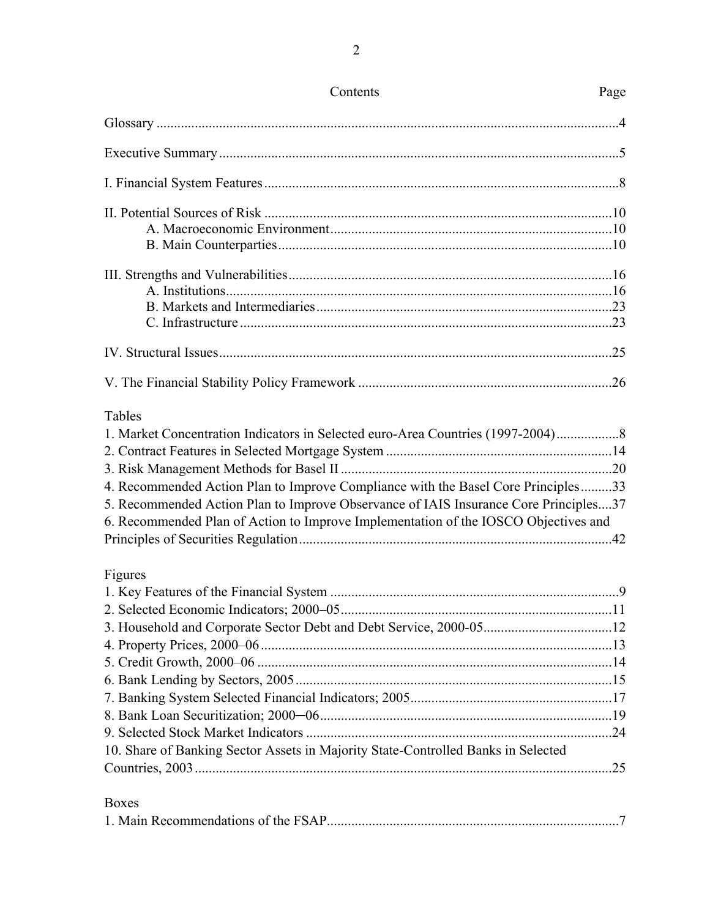# Contents

| Contents | Page |
|---|---|
| Glossary | 4 |
| Executive Summary | 5 |
| I. Financial System Features | 8 |
| II. Potential Sources of Risk | 10 |
| A. Macroeconomic Environment | 10 |
| B. Main Counterparties | 10 |
| III. Strengths and Vulnerabilities | 16 |
| A. Institutions | 16 |
| B. Markets and Intermediaries | 23 |
| C. Infrastructure | 23 |
| IV. Structural Issues | 25 |
| V. The Financial Stability Policy Framework | 26 |

**Tables**

| Table | Page |
|---|---|
| 1. Market Concentration Indicators in Selected euro-Area Countries (1997-2004) | 8 |
| 2. Contract Features in Selected Mortgage System | 14 |
| 3. Risk Management Methods for Basel II | 20 |
| 4. Recommended Action Plan to Improve Compliance with the Basel Core Principles | 33 |
| 5. Recommended Action Plan to Improve Observance of IAIS Insurance Core Principles | 37 |
| 6. Recommended Plan of Action to Improve Implementation of the IOSCO Objectives and Principles of Securities Regulation | 42 |

**Figures**

| Figure | Page |
|---|---|
| 1. Key Features of the Financial System | 9 |
| 2. Selected Economic Indicators; 2000–05 | 11 |
| 3. Household and Corporate Sector Debt and Debt Service, 2000-05 | 12 |
| 4. Property Prices, 2000–06 | 13 |
| 5. Credit Growth, 2000–06 | 14 |
| 6. Bank Lending by Sectors, 2005 | 15 |
| 7. Banking System Selected Financial Indicators; 2005 | 17 |
| 8. Bank Loan Securitization; 2000─06 | 19 |
| 9. Selected Stock Market Indicators | 24 |
| 10. Share of Banking Sector Assets in Majority State-Controlled Banks in Selected Countries, 2003 | 25 |

**Boxes**

| Box | Page |
|---|---|
| 1. Main Recommendations of the FSAP | 7 |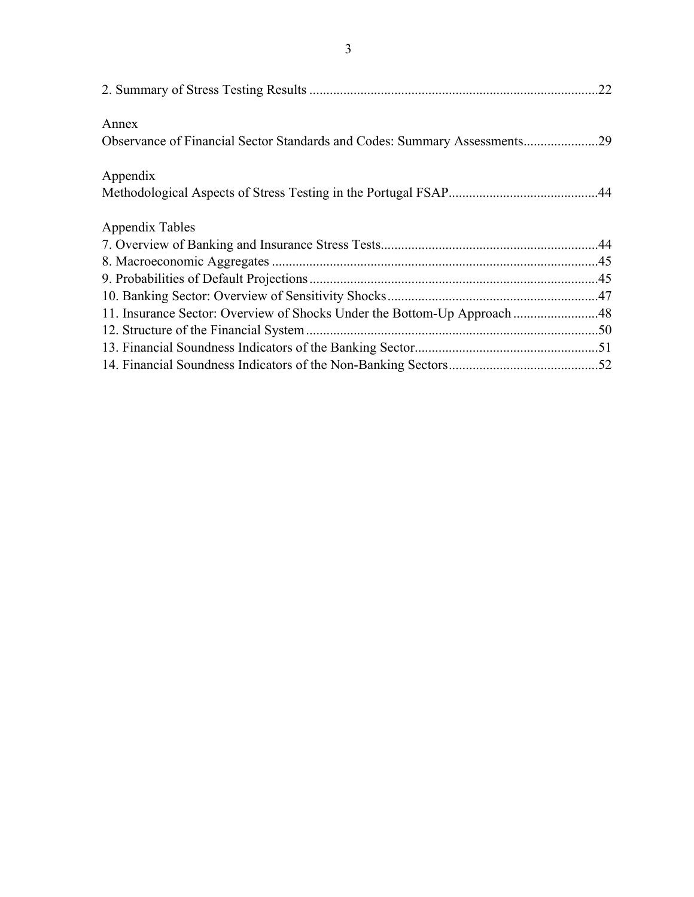2. Summary of Stress Testing Results ....................................................................................22

Annex

Observance of Financial Sector Standards and Codes: Summary Assessments......................29

Appendix

Methodological Aspects of Stress Testing in the Portugal FSAP............................................44

Appendix Tables

7. Overview of Banking and Insurance Stress Tests................................................................44
8. Macroeconomic Aggregates ................................................................................................45
9. Probabilities of Default Projections.....................................................................................45
10. Banking Sector: Overview of Sensitivity Shocks..............................................................47
11. Insurance Sector: Overview of Shocks Under the Bottom-Up Approach .........................48
12. Structure of the Financial System......................................................................................50
13. Financial Soundness Indicators of the Banking Sector......................................................51
14. Financial Soundness Indicators of the Non-Banking Sectors............................................52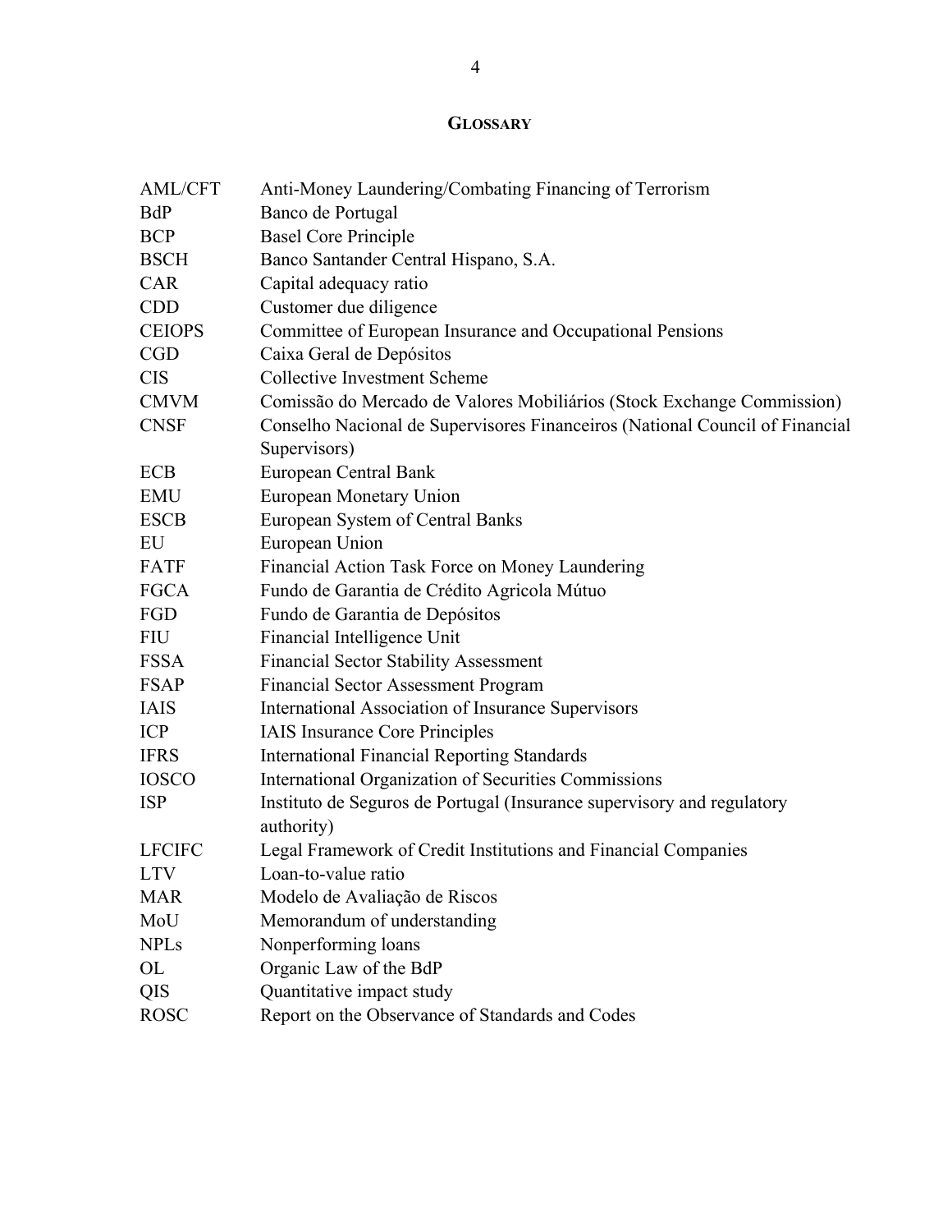## GLOSSARY

| | |
|---|---|
| AML/CFT | Anti-Money Laundering/Combating Financing of Terrorism |
| BdP | Banco de Portugal |
| BCP | Basel Core Principle |
| BSCH | Banco Santander Central Hispano, S.A. |
| CAR | Capital adequacy ratio |
| CDD | Customer due diligence |
| CEIOPS | Committee of European Insurance and Occupational Pensions |
| CGD | Caixa Geral de Depósitos |
| CIS | Collective Investment Scheme |
| CMVM | Comissão do Mercado de Valores Mobiliários (Stock Exchange Commission) |
| CNSF | Conselho Nacional de Supervisores Financeiros (National Council of Financial Supervisors) |
| ECB | European Central Bank |
| EMU | European Monetary Union |
| ESCB | European System of Central Banks |
| EU | European Union |
| FATF | Financial Action Task Force on Money Laundering |
| FGCA | Fundo de Garantia de Crédito Agricola Mútuo |
| FGD | Fundo de Garantia de Depósitos |
| FIU | Financial Intelligence Unit |
| FSSA | Financial Sector Stability Assessment |
| FSAP | Financial Sector Assessment Program |
| IAIS | International Association of Insurance Supervisors |
| ICP | IAIS Insurance Core Principles |
| IFRS | International Financial Reporting Standards |
| IOSCO | International Organization of Securities Commissions |
| ISP | Instituto de Seguros de Portugal (Insurance supervisory and regulatory authority) |
| LFCIFC | Legal Framework of Credit Institutions and Financial Companies |
| LTV | Loan-to-value ratio |
| MAR | Modelo de Avaliação de Riscos |
| MoU | Memorandum of understanding |
| NPLs | Nonperforming loans |
| OL | Organic Law of the BdP |
| QIS | Quantitative impact study |
| ROSC | Report on the Observance of Standards and Codes |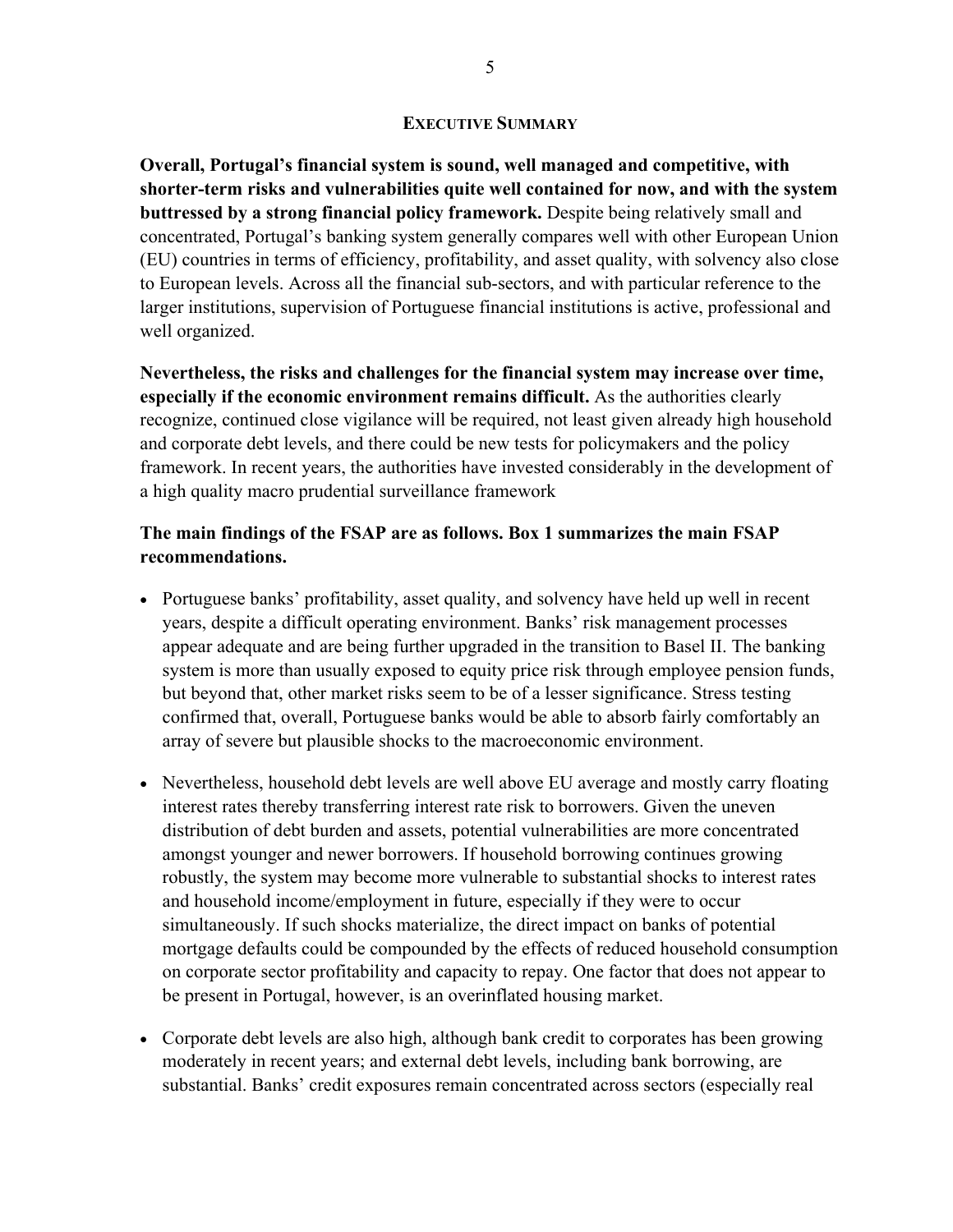## EXECUTIVE SUMMARY

**Overall, Portugal's financial system is sound, well managed and competitive, with shorter-term risks and vulnerabilities quite well contained for now, and with the system buttressed by a strong financial policy framework.** Despite being relatively small and concentrated, Portugal's banking system generally compares well with other European Union (EU) countries in terms of efficiency, profitability, and asset quality, with solvency also close to European levels. Across all the financial sub-sectors, and with particular reference to the larger institutions, supervision of Portuguese financial institutions is active, professional and well organized.

**Nevertheless, the risks and challenges for the financial system may increase over time, especially if the economic environment remains difficult.** As the authorities clearly recognize, continued close vigilance will be required, not least given already high household and corporate debt levels, and there could be new tests for policymakers and the policy framework. In recent years, the authorities have invested considerably in the development of a high quality macro prudential surveillance framework

**The main findings of the FSAP are as follows. Box 1 summarizes the main FSAP recommendations.**

- Portuguese banks' profitability, asset quality, and solvency have held up well in recent years, despite a difficult operating environment. Banks' risk management processes appear adequate and are being further upgraded in the transition to Basel II. The banking system is more than usually exposed to equity price risk through employee pension funds, but beyond that, other market risks seem to be of a lesser significance. Stress testing confirmed that, overall, Portuguese banks would be able to absorb fairly comfortably an array of severe but plausible shocks to the macroeconomic environment.

- Nevertheless, household debt levels are well above EU average and mostly carry floating interest rates thereby transferring interest rate risk to borrowers. Given the uneven distribution of debt burden and assets, potential vulnerabilities are more concentrated amongst younger and newer borrowers. If household borrowing continues growing robustly, the system may become more vulnerable to substantial shocks to interest rates and household income/employment in future, especially if they were to occur simultaneously. If such shocks materialize, the direct impact on banks of potential mortgage defaults could be compounded by the effects of reduced household consumption on corporate sector profitability and capacity to repay. One factor that does not appear to be present in Portugal, however, is an overinflated housing market.

- Corporate debt levels are also high, although bank credit to corporates has been growing moderately in recent years; and external debt levels, including bank borrowing, are substantial. Banks' credit exposures remain concentrated across sectors (especially real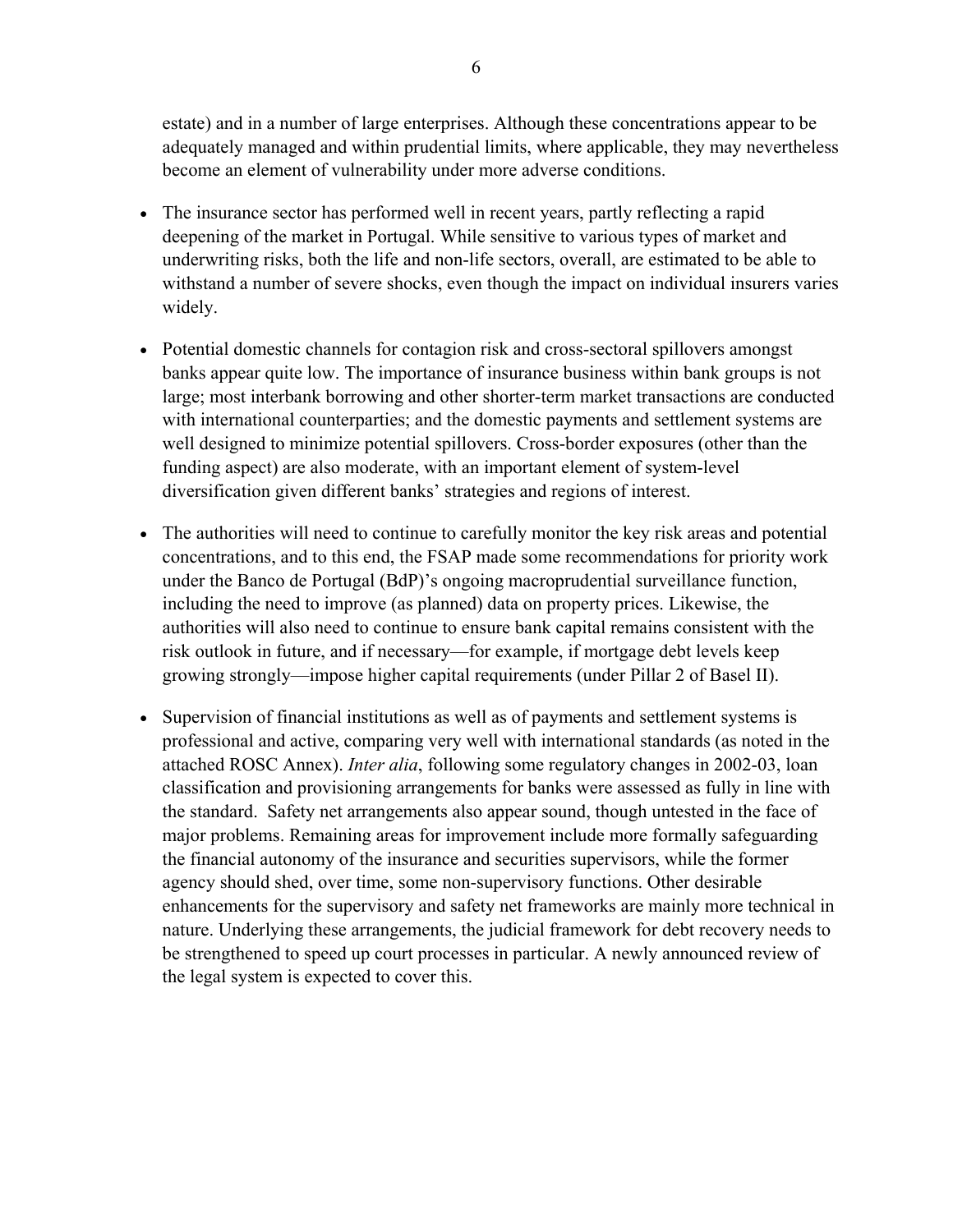estate) and in a number of large enterprises. Although these concentrations appear to be adequately managed and within prudential limits, where applicable, they may nevertheless become an element of vulnerability under more adverse conditions.

- The insurance sector has performed well in recent years, partly reflecting a rapid deepening of the market in Portugal. While sensitive to various types of market and underwriting risks, both the life and non-life sectors, overall, are estimated to be able to withstand a number of severe shocks, even though the impact on individual insurers varies widely.

- Potential domestic channels for contagion risk and cross-sectoral spillovers amongst banks appear quite low. The importance of insurance business within bank groups is not large; most interbank borrowing and other shorter-term market transactions are conducted with international counterparties; and the domestic payments and settlement systems are well designed to minimize potential spillovers. Cross-border exposures (other than the funding aspect) are also moderate, with an important element of system-level diversification given different banks' strategies and regions of interest.

- The authorities will need to continue to carefully monitor the key risk areas and potential concentrations, and to this end, the FSAP made some recommendations for priority work under the Banco de Portugal (BdP)'s ongoing macroprudential surveillance function, including the need to improve (as planned) data on property prices. Likewise, the authorities will also need to continue to ensure bank capital remains consistent with the risk outlook in future, and if necessary—for example, if mortgage debt levels keep growing strongly—impose higher capital requirements (under Pillar 2 of Basel II).

- Supervision of financial institutions as well as of payments and settlement systems is professional and active, comparing very well with international standards (as noted in the attached ROSC Annex). *Inter alia*, following some regulatory changes in 2002-03, loan classification and provisioning arrangements for banks were assessed as fully in line with the standard. Safety net arrangements also appear sound, though untested in the face of major problems. Remaining areas for improvement include more formally safeguarding the financial autonomy of the insurance and securities supervisors, while the former agency should shed, over time, some non-supervisory functions. Other desirable enhancements for the supervisory and safety net frameworks are mainly more technical in nature. Underlying these arrangements, the judicial framework for debt recovery needs to be strengthened to speed up court processes in particular. A newly announced review of the legal system is expected to cover this.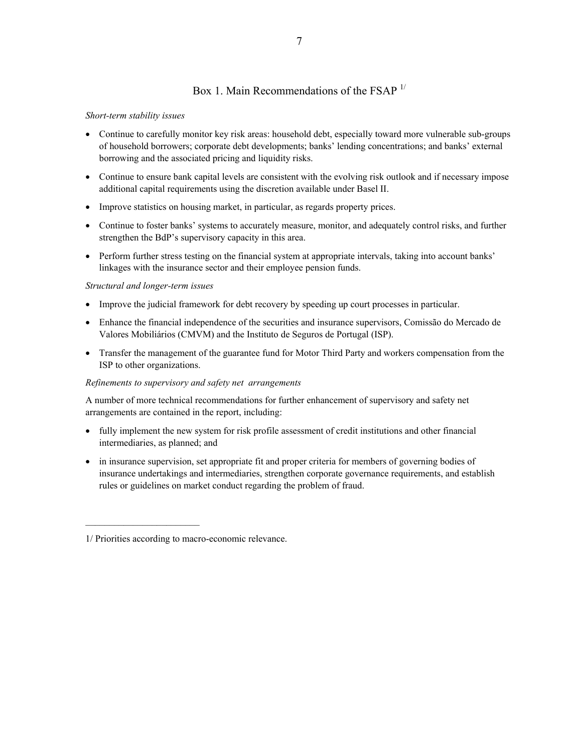## Box 1. Main Recommendations of the FSAP [1/]

*Short-term stability issues*

- Continue to carefully monitor key risk areas: household debt, especially toward more vulnerable sub-groups of household borrowers; corporate debt developments; banks' lending concentrations; and banks' external borrowing and the associated pricing and liquidity risks.
- Continue to ensure bank capital levels are consistent with the evolving risk outlook and if necessary impose additional capital requirements using the discretion available under Basel II.
- Improve statistics on housing market, in particular, as regards property prices.
- Continue to foster banks' systems to accurately measure, monitor, and adequately control risks, and further strengthen the BdP's supervisory capacity in this area.
- Perform further stress testing on the financial system at appropriate intervals, taking into account banks' linkages with the insurance sector and their employee pension funds.

*Structural and longer-term issues*

- Improve the judicial framework for debt recovery by speeding up court processes in particular.
- Enhance the financial independence of the securities and insurance supervisors, Comissão do Mercado de Valores Mobiliários (CMVM) and the Instituto de Seguros de Portugal (ISP).
- Transfer the management of the guarantee fund for Motor Third Party and workers compensation from the ISP to other organizations.

*Refinements to supervisory and safety net arrangements*

A number of more technical recommendations for further enhancement of supervisory and safety net arrangements are contained in the report, including:

- fully implement the new system for risk profile assessment of credit institutions and other financial intermediaries, as planned; and
- in insurance supervision, set appropriate fit and proper criteria for members of governing bodies of insurance undertakings and intermediaries, strengthen corporate governance requirements, and establish rules or guidelines on market conduct regarding the problem of fraud.

---

1/ Priorities according to macro-economic relevance.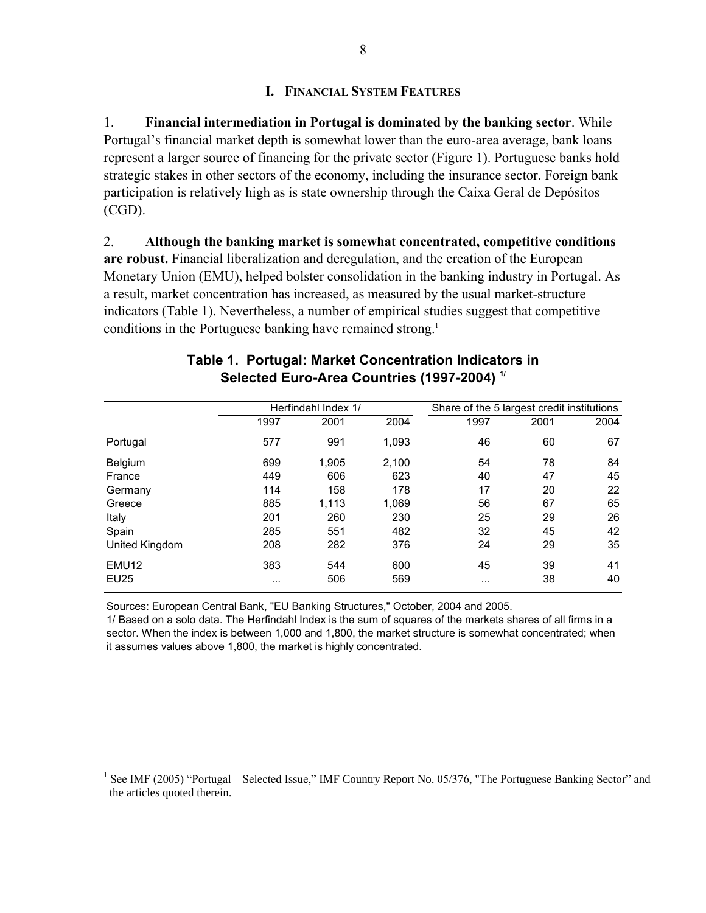## I. Financial System Features

1. **Financial intermediation in Portugal is dominated by the banking sector**. While Portugal's financial market depth is somewhat lower than the euro-area average, bank loans represent a larger source of financing for the private sector (Figure 1). Portuguese banks hold strategic stakes in other sectors of the economy, including the insurance sector. Foreign bank participation is relatively high as is state ownership through the Caixa Geral de Depósitos (CGD).

2. **Although the banking market is somewhat concentrated, competitive conditions are robust.** Financial liberalization and deregulation, and the creation of the European Monetary Union (EMU), helped bolster consolidation in the banking industry in Portugal. As a result, market concentration has increased, as measured by the usual market-structure indicators (Table 1). Nevertheless, a number of empirical studies suggest that competitive conditions in the Portuguese banking have remained strong.[1]

**Table 1. Portugal: Market Concentration Indicators in Selected Euro-Area Countries (1997-2004) 1/**

| | Herfindahl Index 1/ | | | Share of the 5 largest credit institutions | | |
|---|---|---|---|---|---|---|
| | 1997 | 2001 | 2004 | 1997 | 2001 | 2004 |
| Portugal | 577 | 991 | 1,093 | 46 | 60 | 67 |
| Belgium | 699 | 1,905 | 2,100 | 54 | 78 | 84 |
| France | 449 | 606 | 623 | 40 | 47 | 45 |
| Germany | 114 | 158 | 178 | 17 | 20 | 22 |
| Greece | 885 | 1,113 | 1,069 | 56 | 67 | 65 |
| Italy | 201 | 260 | 230 | 25 | 29 | 26 |
| Spain | 285 | 551 | 482 | 32 | 45 | 42 |
| United Kingdom | 208 | 282 | 376 | 24 | 29 | 35 |
| EMU12 | 383 | 544 | 600 | 45 | 39 | 41 |
| EU25 | ... | 506 | 569 | ... | 38 | 40 |

Sources: European Central Bank, "EU Banking Structures," October, 2004 and 2005.

1/ Based on a solo data. The Herfindahl Index is the sum of squares of the markets shares of all firms in a sector. When the index is between 1,000 and 1,800, the market structure is somewhat concentrated; when it assumes values above 1,800, the market is highly concentrated.

[1] See IMF (2005) "Portugal—Selected Issue," IMF Country Report No. 05/376, "The Portuguese Banking Sector" and the articles quoted therein.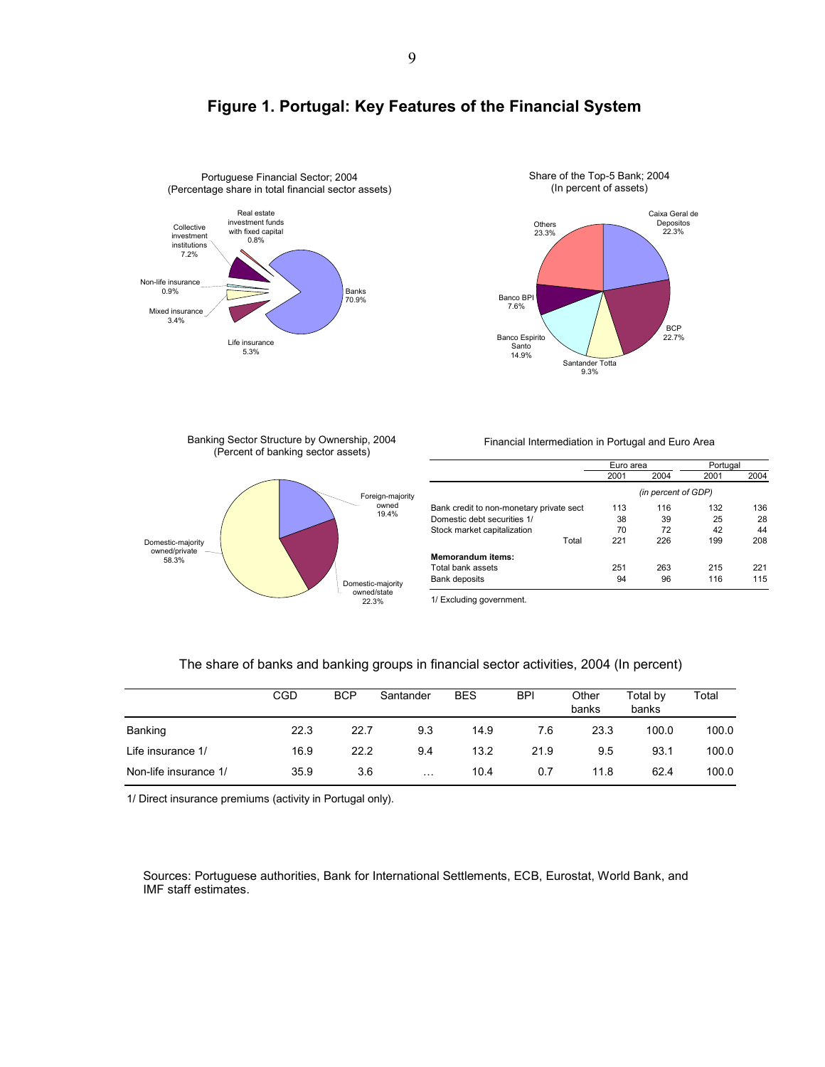# Figure 1. Portugal: Key Features of the Financial System

Portuguese Financial Sector; 2004
(Percentage share in total financial sector assets)

Real estate investment funds with fixed capital 0.8%
Collective investment institutions 7.2%
Non-life insurance 0.9%
Mixed insurance 3.4%
Life insurance 5.3%
Banks 70.9%

Share of the Top-5 Bank; 2004
(In percent of assets)

Caixa Geral de Depositos 22.3%
BCP 22.7%
Santander Totta 9.3%
Banco Espirito Santo 14.9%
Banco BPI 7.6%
Others 23.3%

Banking Sector Structure by Ownership, 2004
(Percent of banking sector assets)

Foreign-majority owned 19.4%
Domestic-majority owned/state 22.3%
Domestic-majority owned/private 58.3%

Financial Intermediation in Portugal and Euro Area

| | Euro area | | Portugal | |
|---|---|---|---|---|
| | 2001 | 2004 | 2001 | 2004 |
| | *(in percent of GDP)* | | | |
| Bank credit to non-monetary private sect | 113 | 116 | 132 | 136 |
| Domestic debt securities 1/ | 38 | 39 | 25 | 28 |
| Stock market capitalization | 70 | 72 | 42 | 44 |
| Total | 221 | 226 | 199 | 208 |
| **Memorandum items:** | | | | |
| Total bank assets | 251 | 263 | 215 | 221 |
| Bank deposits | 94 | 96 | 116 | 115 |

1/ Excluding government.

The share of banks and banking groups in financial sector activities, 2004 (In percent)

| | CGD | BCP | Santander | BES | BPI | Other banks | Total by banks | Total |
|---|---|---|---|---|---|---|---|---|
| Banking | 22.3 | 22.7 | 9.3 | 14.9 | 7.6 | 23.3 | 100.0 | 100.0 |
| Life insurance 1/ | 16.9 | 22.2 | 9.4 | 13.2 | 21.9 | 9.5 | 93.1 | 100.0 |
| Non-life insurance 1/ | 35.9 | 3.6 | … | 10.4 | 0.7 | 11.8 | 62.4 | 100.0 |

1/ Direct insurance premiums (activity in Portugal only).

Sources: Portuguese authorities, Bank for International Settlements, ECB, Eurostat, World Bank, and IMF staff estimates.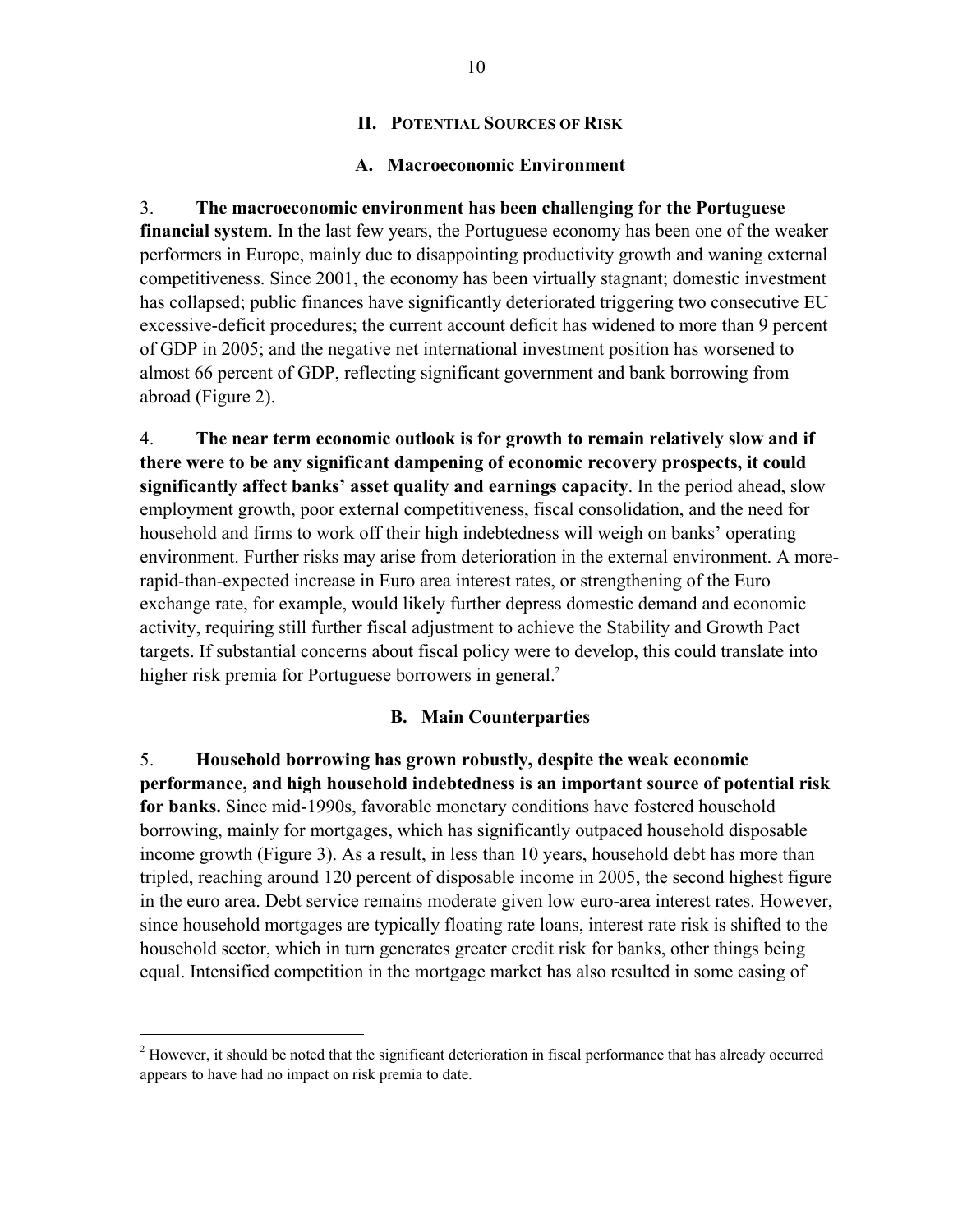## II. Potential Sources of Risk

### A. Macroeconomic Environment

3. **The macroeconomic environment has been challenging for the Portuguese financial system**. In the last few years, the Portuguese economy has been one of the weaker performers in Europe, mainly due to disappointing productivity growth and waning external competitiveness. Since 2001, the economy has been virtually stagnant; domestic investment has collapsed; public finances have significantly deteriorated triggering two consecutive EU excessive-deficit procedures; the current account deficit has widened to more than 9 percent of GDP in 2005; and the negative net international investment position has worsened to almost 66 percent of GDP, reflecting significant government and bank borrowing from abroad (Figure 2).

4. **The near term economic outlook is for growth to remain relatively slow and if there were to be any significant dampening of economic recovery prospects, it could significantly affect banks' asset quality and earnings capacity**. In the period ahead, slow employment growth, poor external competitiveness, fiscal consolidation, and the need for household and firms to work off their high indebtedness will weigh on banks' operating environment. Further risks may arise from deterioration in the external environment. A more-rapid-than-expected increase in Euro area interest rates, or strengthening of the Euro exchange rate, for example, would likely further depress domestic demand and economic activity, requiring still further fiscal adjustment to achieve the Stability and Growth Pact targets. If substantial concerns about fiscal policy were to develop, this could translate into higher risk premia for Portuguese borrowers in general.[2]

### B. Main Counterparties

5. **Household borrowing has grown robustly, despite the weak economic performance, and high household indebtedness is an important source of potential risk for banks.** Since mid-1990s, favorable monetary conditions have fostered household borrowing, mainly for mortgages, which has significantly outpaced household disposable income growth (Figure 3). As a result, in less than 10 years, household debt has more than tripled, reaching around 120 percent of disposable income in 2005, the second highest figure in the euro area. Debt service remains moderate given low euro-area interest rates. However, since household mortgages are typically floating rate loans, interest rate risk is shifted to the household sector, which in turn generates greater credit risk for banks, other things being equal. Intensified competition in the mortgage market has also resulted in some easing of

---

[2] However, it should be noted that the significant deterioration in fiscal performance that has already occurred appears to have had no impact on risk premia to date.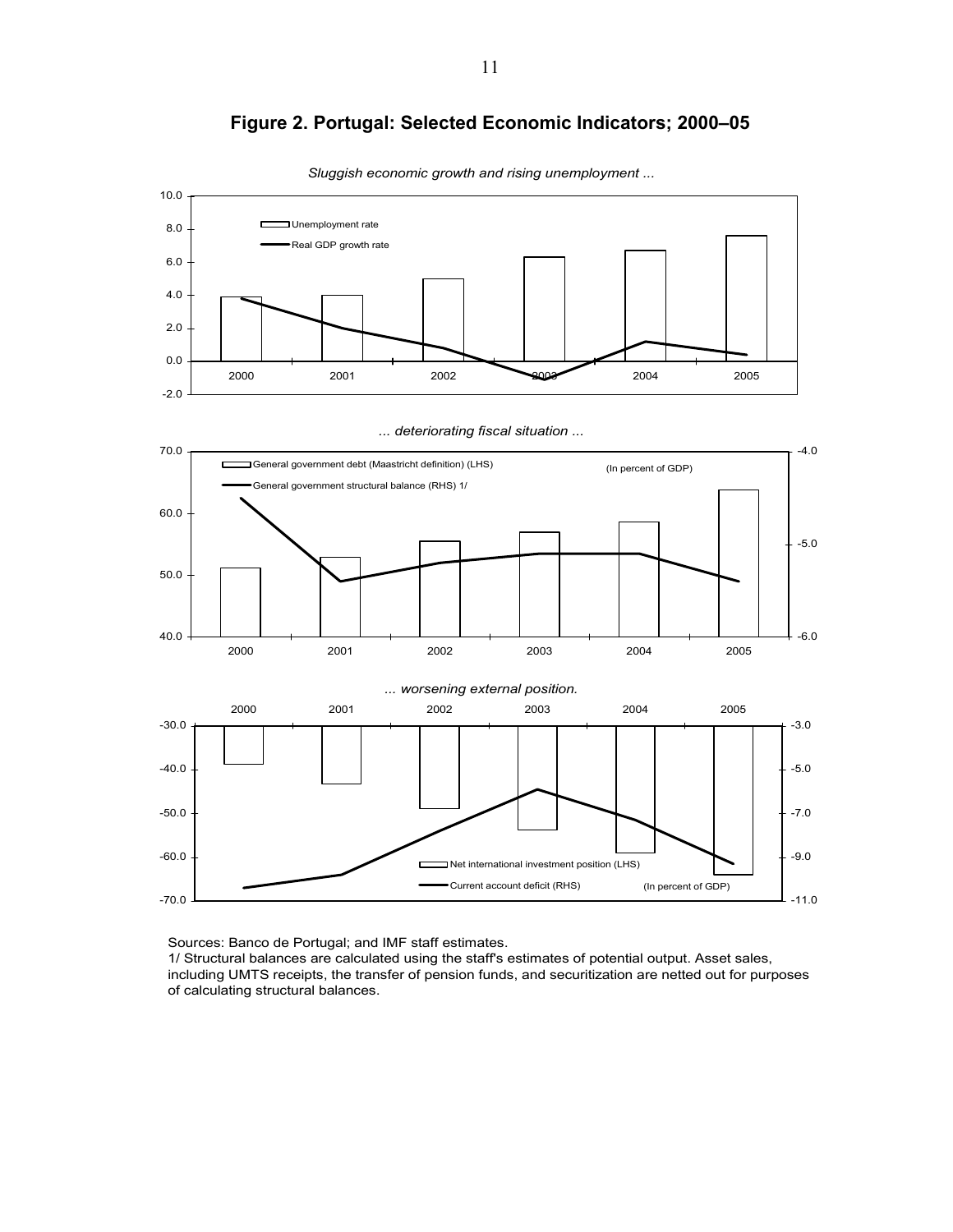## Figure 2. Portugal: Selected Economic Indicators; 2000–05

*Sluggish economic growth and rising unemployment ...*

*... deteriorating fiscal situation ...*

*... worsening external position.*

Sources: Banco de Portugal; and IMF staff estimates.

1/ Structural balances are calculated using the staff's estimates of potential output. Asset sales, including UMTS receipts, the transfer of pension funds, and securitization are netted out for purposes of calculating structural balances.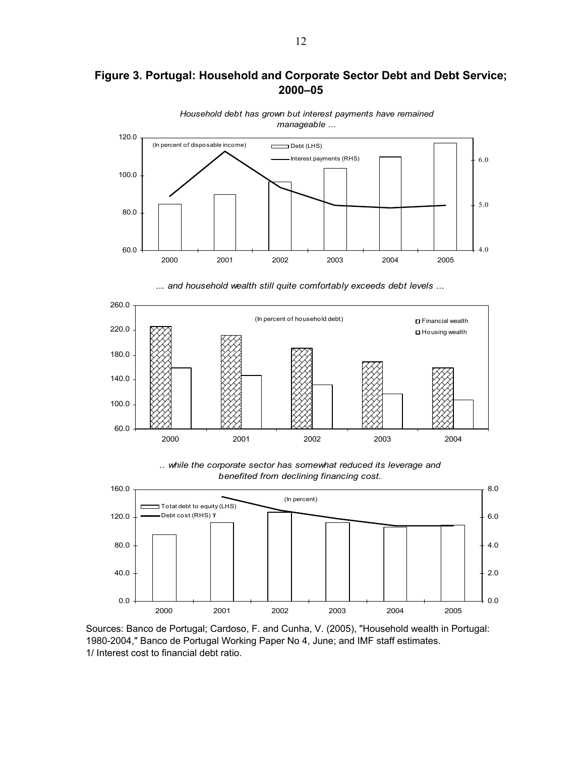# Figure 3. Portugal: Household and Corporate Sector Debt and Debt Service; 2000–05

*Household debt has grown but interest payments have remained manageable ...*

(In percent of disposable income)

Debt (LHS)

Interest payments (RHS)

*... and household wealth still quite comfortably exceeds debt levels ...*

(In percent of household debt)

Financial wealth

Housing wealth

*.. while the corporate sector has somewhat reduced its leverage and benefited from declining financing cost.*

(In percent)

Total debt to equity (LHS)

Debt cost (RHS) 1/

Sources: Banco de Portugal; Cardoso, F. and Cunha, V. (2005), "Household wealth in Portugal: 1980-2004," Banco de Portugal Working Paper No 4, June; and IMF staff estimates.

1/ Interest cost to financial debt ratio.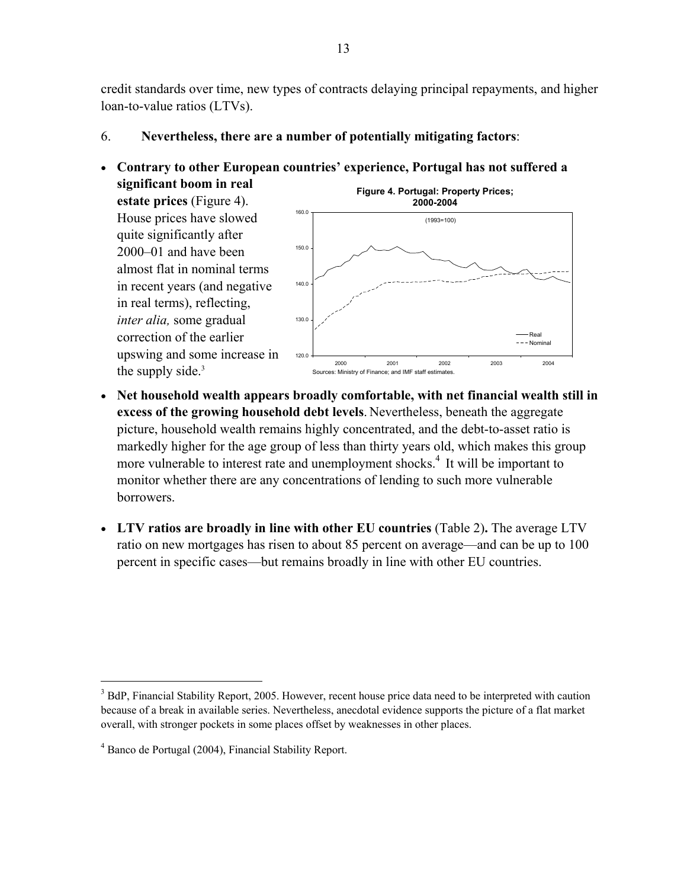credit standards over time, new types of contracts delaying principal repayments, and higher loan-to-value ratios (LTVs).

6. **Nevertheless, there are a number of potentially mitigating factors**:

- **Contrary to other European countries' experience, Portugal has not suffered a significant boom in real estate prices** (Figure 4). House prices have slowed quite significantly after 2000–01 and have been almost flat in nominal terms in recent years (and negative in real terms), reflecting, *inter alia,* some gradual correction of the earlier upswing and some increase in the supply side.[3]

**Figure 4. Portugal: Property Prices; 2000-2004**

(1993=100)

Sources: Ministry of Finance; and IMF staff estimates.

- **Net household wealth appears broadly comfortable, with net financial wealth still in excess of the growing household debt levels**. Nevertheless, beneath the aggregate picture, household wealth remains highly concentrated, and the debt-to-asset ratio is markedly higher for the age group of less than thirty years old, which makes this group more vulnerable to interest rate and unemployment shocks.[4] It will be important to monitor whether there are any concentrations of lending to such more vulnerable borrowers.

- **LTV ratios are broadly in line with other EU countries** (Table 2)**.** The average LTV ratio on new mortgages has risen to about 85 percent on average—and can be up to 100 percent in specific cases—but remains broadly in line with other EU countries.

---

[3] BdP, Financial Stability Report, 2005. However, recent house price data need to be interpreted with caution because of a break in available series. Nevertheless, anecdotal evidence supports the picture of a flat market overall, with stronger pockets in some places offset by weaknesses in other places.

[4] Banco de Portugal (2004), Financial Stability Report.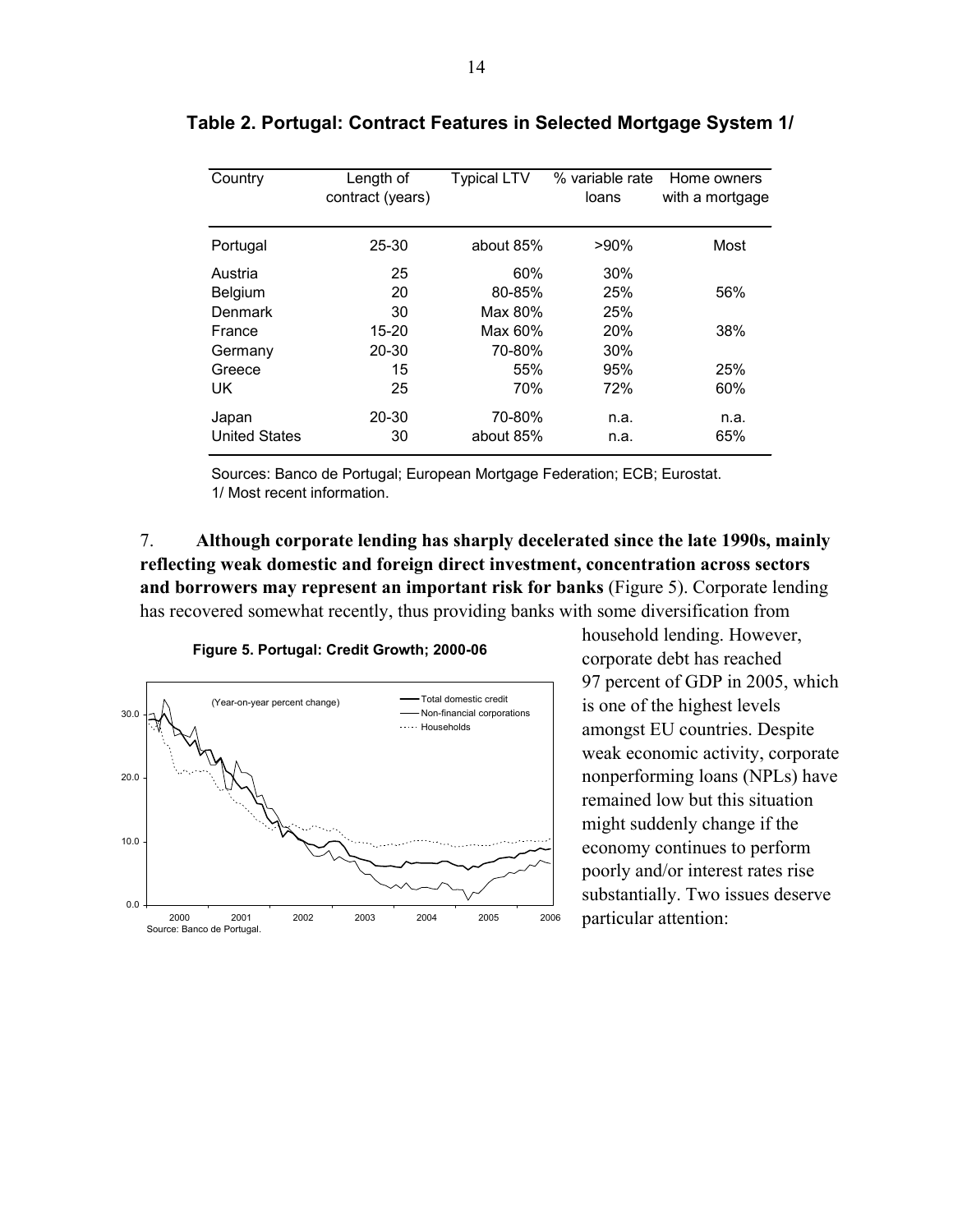**Table 2. Portugal: Contract Features in Selected Mortgage System 1/**

| Country | Length of contract (years) | Typical LTV | % variable rate loans | Home owners with a mortgage |
|---|---|---|---|---|
| Portugal | 25-30 | about 85% | >90% | Most |
| Austria | 25 | 60% | 30% | |
| Belgium | 20 | 80-85% | 25% | 56% |
| Denmark | 30 | Max 80% | 25% | |
| France | 15-20 | Max 60% | 20% | 38% |
| Germany | 20-30 | 70-80% | 30% | |
| Greece | 15 | 55% | 95% | 25% |
| UK | 25 | 70% | 72% | 60% |
| Japan | 20-30 | 70-80% | n.a. | n.a. |
| United States | 30 | about 85% | n.a. | 65% |

Sources: Banco de Portugal; European Mortgage Federation; ECB; Eurostat.
1/ Most recent information.

7. **Although corporate lending has sharply decelerated since the late 1990s, mainly reflecting weak domestic and foreign direct investment, concentration across sectors and borrowers may represent an important risk for banks** (Figure 5). Corporate lending has recovered somewhat recently, thus providing banks with some diversification from household lending. However, corporate debt has reached 97 percent of GDP in 2005, which is one of the highest levels amongst EU countries. Despite weak economic activity, corporate nonperforming loans (NPLs) have remained low but this situation might suddenly change if the economy continues to perform poorly and/or interest rates rise substantially. Two issues deserve particular attention:

**Figure 5. Portugal: Credit Growth; 2000-06**

(Year-on-year percent change)

Source: Banco de Portugal.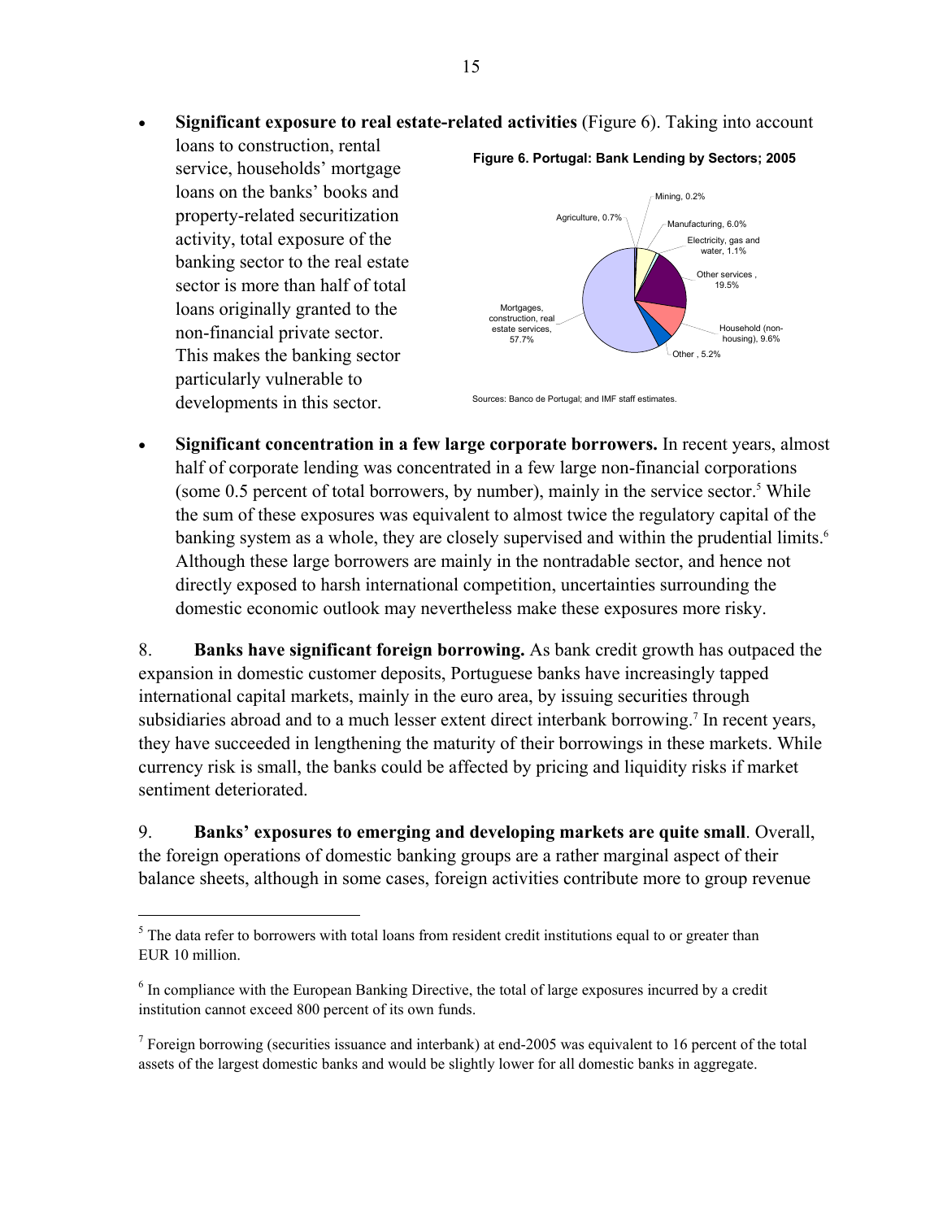- **Significant exposure to real estate-related activities** (Figure 6). Taking into account loans to construction, rental service, households' mortgage loans on the banks' books and property-related securitization activity, total exposure of the banking sector to the real estate sector is more than half of total loans originally granted to the non-financial private sector. This makes the banking sector particularly vulnerable to developments in this sector.

**Figure 6. Portugal: Bank Lending by Sectors; 2005**

| Sector | Share |
|---|---|
| Mining | 0.2% |
| Agriculture | 0.7% |
| Manufacturing | 6.0% |
| Electricity, gas and water | 1.1% |
| Other services | 19.5% |
| Household (non-housing) | 9.6% |
| Other | 5.2% |
| Mortgages, construction, real estate services | 57.7% |

Sources: Banco de Portugal; and IMF staff estimates.

- **Significant concentration in a few large corporate borrowers.** In recent years, almost half of corporate lending was concentrated in a few large non-financial corporations (some 0.5 percent of total borrowers, by number), mainly in the service sector.[5] While the sum of these exposures was equivalent to almost twice the regulatory capital of the banking system as a whole, they are closely supervised and within the prudential limits.[6] Although these large borrowers are mainly in the nontradable sector, and hence not directly exposed to harsh international competition, uncertainties surrounding the domestic economic outlook may nevertheless make these exposures more risky.

8. **Banks have significant foreign borrowing.** As bank credit growth has outpaced the expansion in domestic customer deposits, Portuguese banks have increasingly tapped international capital markets, mainly in the euro area, by issuing securities through subsidiaries abroad and to a much lesser extent direct interbank borrowing.[7] In recent years, they have succeeded in lengthening the maturity of their borrowings in these markets. While currency risk is small, the banks could be affected by pricing and liquidity risks if market sentiment deteriorated.

9. **Banks' exposures to emerging and developing markets are quite small**. Overall, the foreign operations of domestic banking groups are a rather marginal aspect of their balance sheets, although in some cases, foreign activities contribute more to group revenue

---

[5] The data refer to borrowers with total loans from resident credit institutions equal to or greater than EUR 10 million.

[6] In compliance with the European Banking Directive, the total of large exposures incurred by a credit institution cannot exceed 800 percent of its own funds.

[7] Foreign borrowing (securities issuance and interbank) at end-2005 was equivalent to 16 percent of the total assets of the largest domestic banks and would be slightly lower for all domestic banks in aggregate.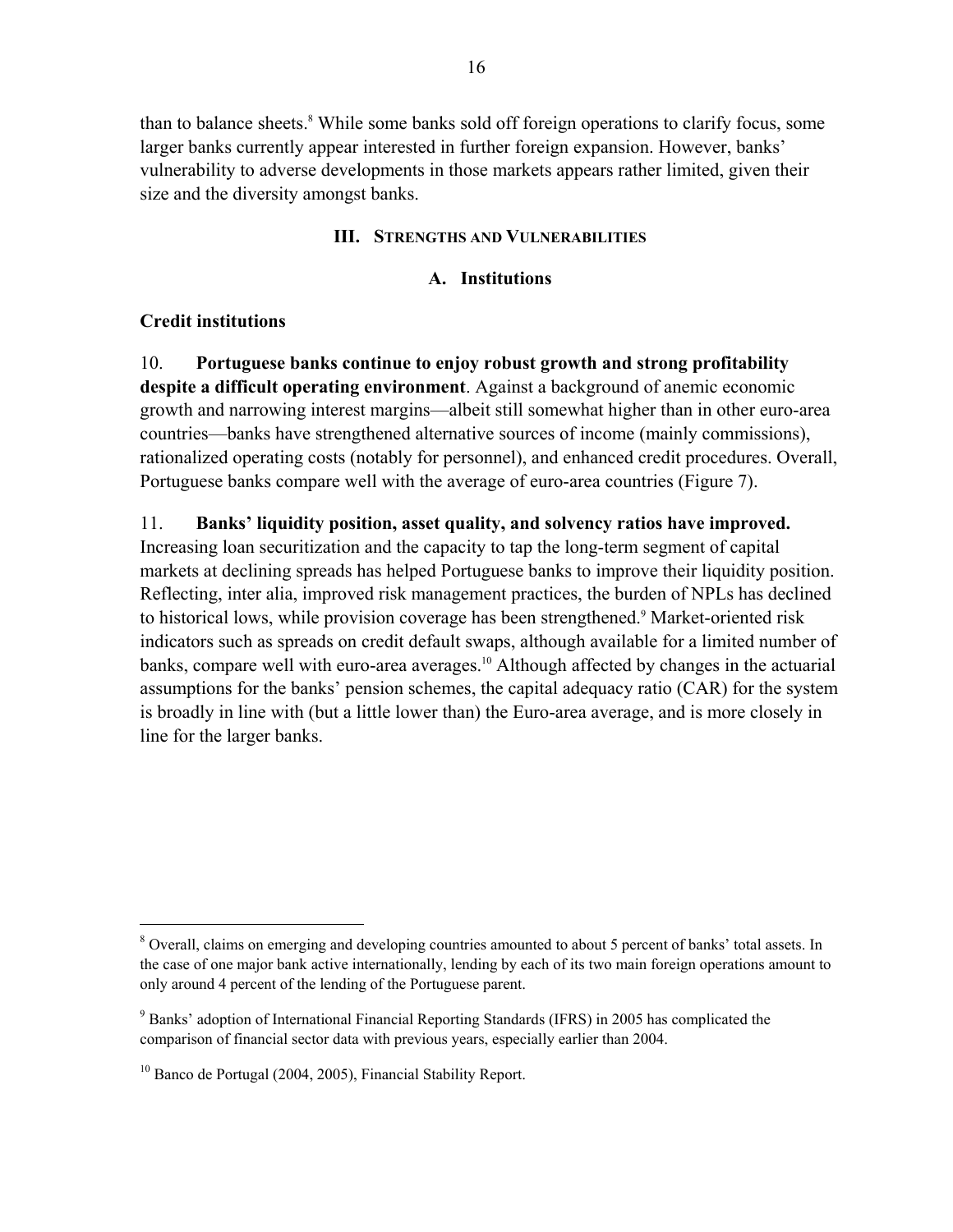than to balance sheets.[8] While some banks sold off foreign operations to clarify focus, some larger banks currently appear interested in further foreign expansion. However, banks' vulnerability to adverse developments in those markets appears rather limited, given their size and the diversity amongst banks.

## III. Strengths and Vulnerabilities

### A. Institutions

**Credit institutions**

10. **Portuguese banks continue to enjoy robust growth and strong profitability despite a difficult operating environment**. Against a background of anemic economic growth and narrowing interest margins—albeit still somewhat higher than in other euro-area countries—banks have strengthened alternative sources of income (mainly commissions), rationalized operating costs (notably for personnel), and enhanced credit procedures. Overall, Portuguese banks compare well with the average of euro-area countries (Figure 7).

11. **Banks' liquidity position, asset quality, and solvency ratios have improved.** Increasing loan securitization and the capacity to tap the long-term segment of capital markets at declining spreads has helped Portuguese banks to improve their liquidity position. Reflecting, inter alia, improved risk management practices, the burden of NPLs has declined to historical lows, while provision coverage has been strengthened.[9] Market-oriented risk indicators such as spreads on credit default swaps, although available for a limited number of banks, compare well with euro-area averages.[10] Although affected by changes in the actuarial assumptions for the banks' pension schemes, the capital adequacy ratio (CAR) for the system is broadly in line with (but a little lower than) the Euro-area average, and is more closely in line for the larger banks.

---

[8] Overall, claims on emerging and developing countries amounted to about 5 percent of banks' total assets. In the case of one major bank active internationally, lending by each of its two main foreign operations amount to only around 4 percent of the lending of the Portuguese parent.

[9] Banks' adoption of International Financial Reporting Standards (IFRS) in 2005 has complicated the comparison of financial sector data with previous years, especially earlier than 2004.

[10] Banco de Portugal (2004, 2005), Financial Stability Report.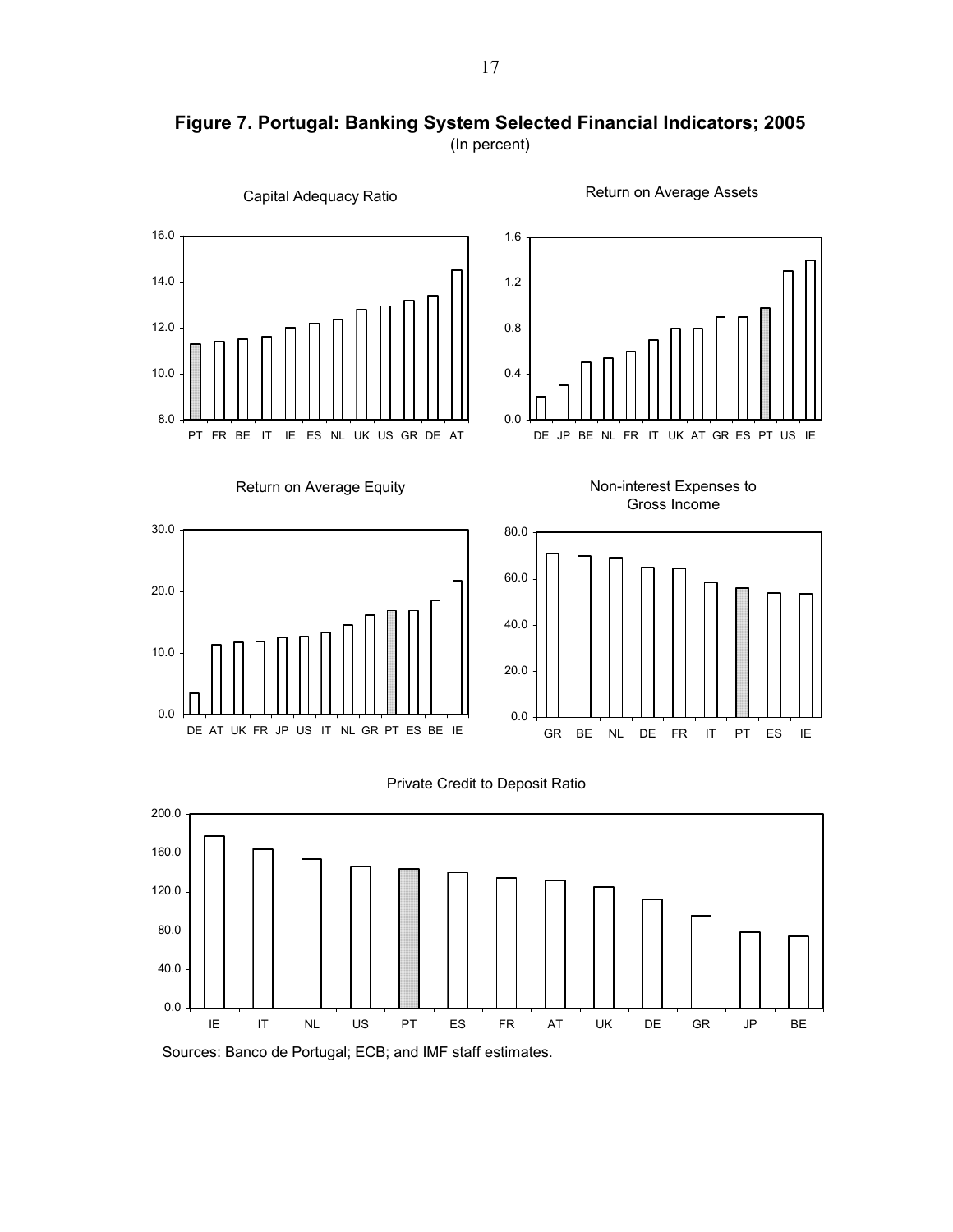**Figure 7. Portugal: Banking System Selected Financial Indicators; 2005**
(In percent)

Capital Adequacy Ratio

Return on Average Assets

Return on Average Equity

Non-interest Expenses to Gross Income

Private Credit to Deposit Ratio

Sources: Banco de Portugal; ECB; and IMF staff estimates.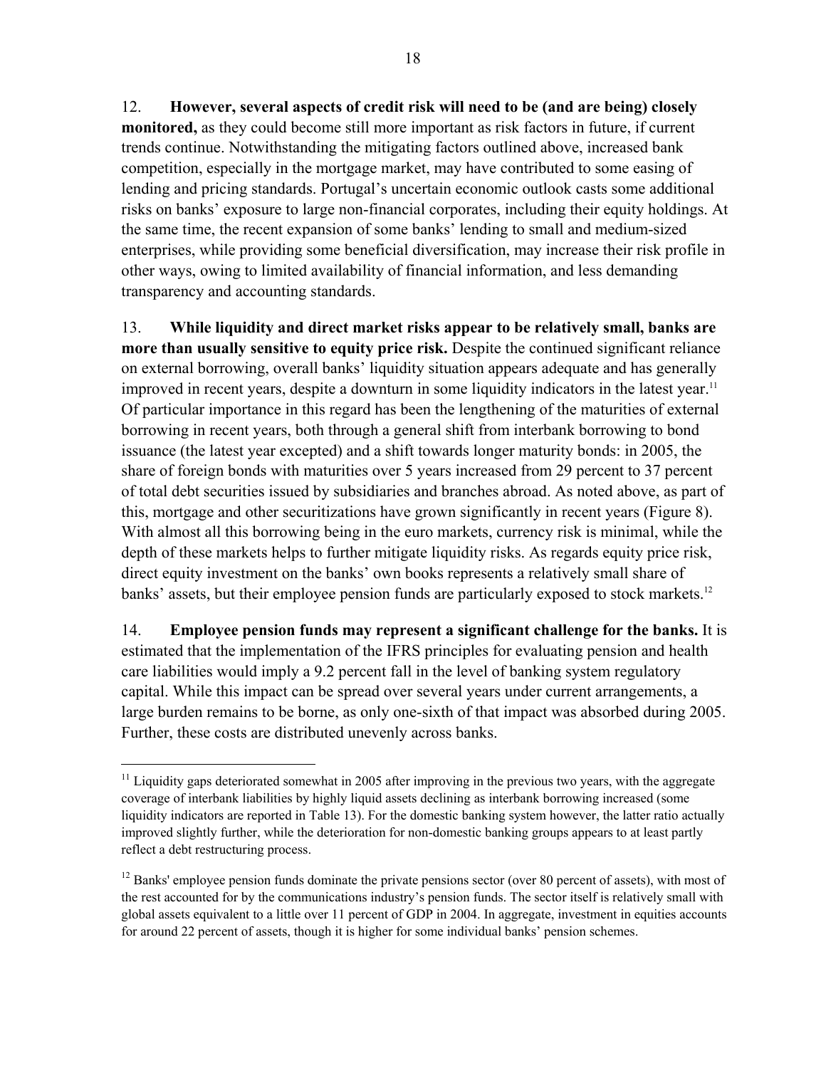12. **However, several aspects of credit risk will need to be (and are being) closely monitored,** as they could become still more important as risk factors in future, if current trends continue. Notwithstanding the mitigating factors outlined above, increased bank competition, especially in the mortgage market, may have contributed to some easing of lending and pricing standards. Portugal's uncertain economic outlook casts some additional risks on banks' exposure to large non-financial corporates, including their equity holdings. At the same time, the recent expansion of some banks' lending to small and medium-sized enterprises, while providing some beneficial diversification, may increase their risk profile in other ways, owing to limited availability of financial information, and less demanding transparency and accounting standards.

13. **While liquidity and direct market risks appear to be relatively small, banks are more than usually sensitive to equity price risk.** Despite the continued significant reliance on external borrowing, overall banks' liquidity situation appears adequate and has generally improved in recent years, despite a downturn in some liquidity indicators in the latest year.[11] Of particular importance in this regard has been the lengthening of the maturities of external borrowing in recent years, both through a general shift from interbank borrowing to bond issuance (the latest year excepted) and a shift towards longer maturity bonds: in 2005, the share of foreign bonds with maturities over 5 years increased from 29 percent to 37 percent of total debt securities issued by subsidiaries and branches abroad. As noted above, as part of this, mortgage and other securitizations have grown significantly in recent years (Figure 8). With almost all this borrowing being in the euro markets, currency risk is minimal, while the depth of these markets helps to further mitigate liquidity risks. As regards equity price risk, direct equity investment on the banks' own books represents a relatively small share of banks' assets, but their employee pension funds are particularly exposed to stock markets.[12]

14. **Employee pension funds may represent a significant challenge for the banks.** It is estimated that the implementation of the IFRS principles for evaluating pension and health care liabilities would imply a 9.2 percent fall in the level of banking system regulatory capital. While this impact can be spread over several years under current arrangements, a large burden remains to be borne, as only one-sixth of that impact was absorbed during 2005. Further, these costs are distributed unevenly across banks.

---

[11] Liquidity gaps deteriorated somewhat in 2005 after improving in the previous two years, with the aggregate coverage of interbank liabilities by highly liquid assets declining as interbank borrowing increased (some liquidity indicators are reported in Table 13). For the domestic banking system however, the latter ratio actually improved slightly further, while the deterioration for non-domestic banking groups appears to at least partly reflect a debt restructuring process.

[12] Banks' employee pension funds dominate the private pensions sector (over 80 percent of assets), with most of the rest accounted for by the communications industry's pension funds. The sector itself is relatively small with global assets equivalent to a little over 11 percent of GDP in 2004. In aggregate, investment in equities accounts for around 22 percent of assets, though it is higher for some individual banks' pension schemes.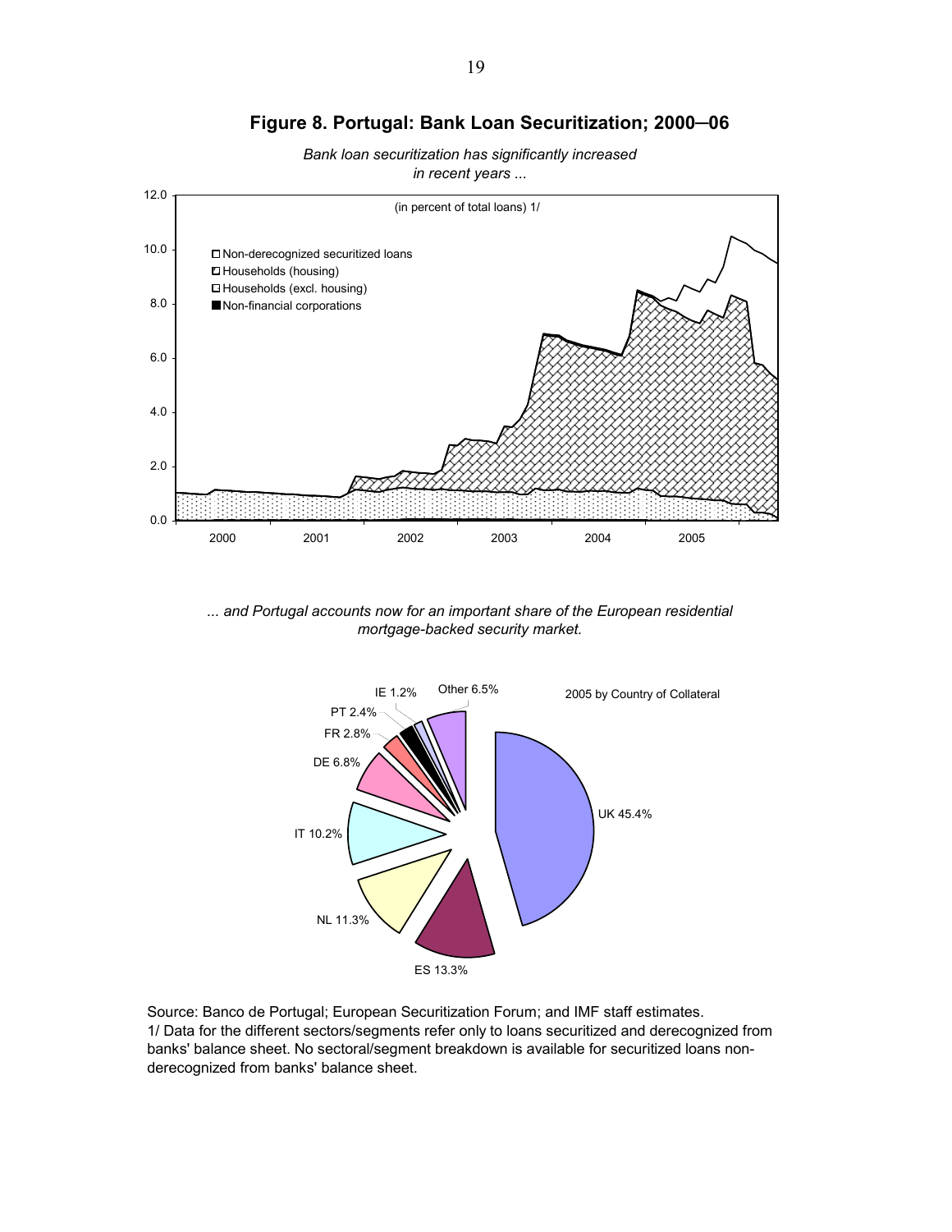**Figure 8. Portugal: Bank Loan Securitization; 2000–06**

*Bank loan securitization has significantly increased in recent years ...*

(in percent of total loans) 1/

- Non-derecognized securitized loans
- Households (housing)
- Households (excl. housing)
- Non-financial corporations

*... and Portugal accounts now for an important share of the European residential mortgage-backed security market.*

2005 by Country of Collateral

UK 45.4%, ES 13.3%, NL 11.3%, IT 10.2%, DE 6.8%, FR 2.8%, PT 2.4%, IE 1.2%, Other 6.5%

Source: Banco de Portugal; European Securitization Forum; and IMF staff estimates.
1/ Data for the different sectors/segments refer only to loans securitized and derecognized from banks' balance sheet. No sectoral/segment breakdown is available for securitized loans non-derecognized from banks' balance sheet.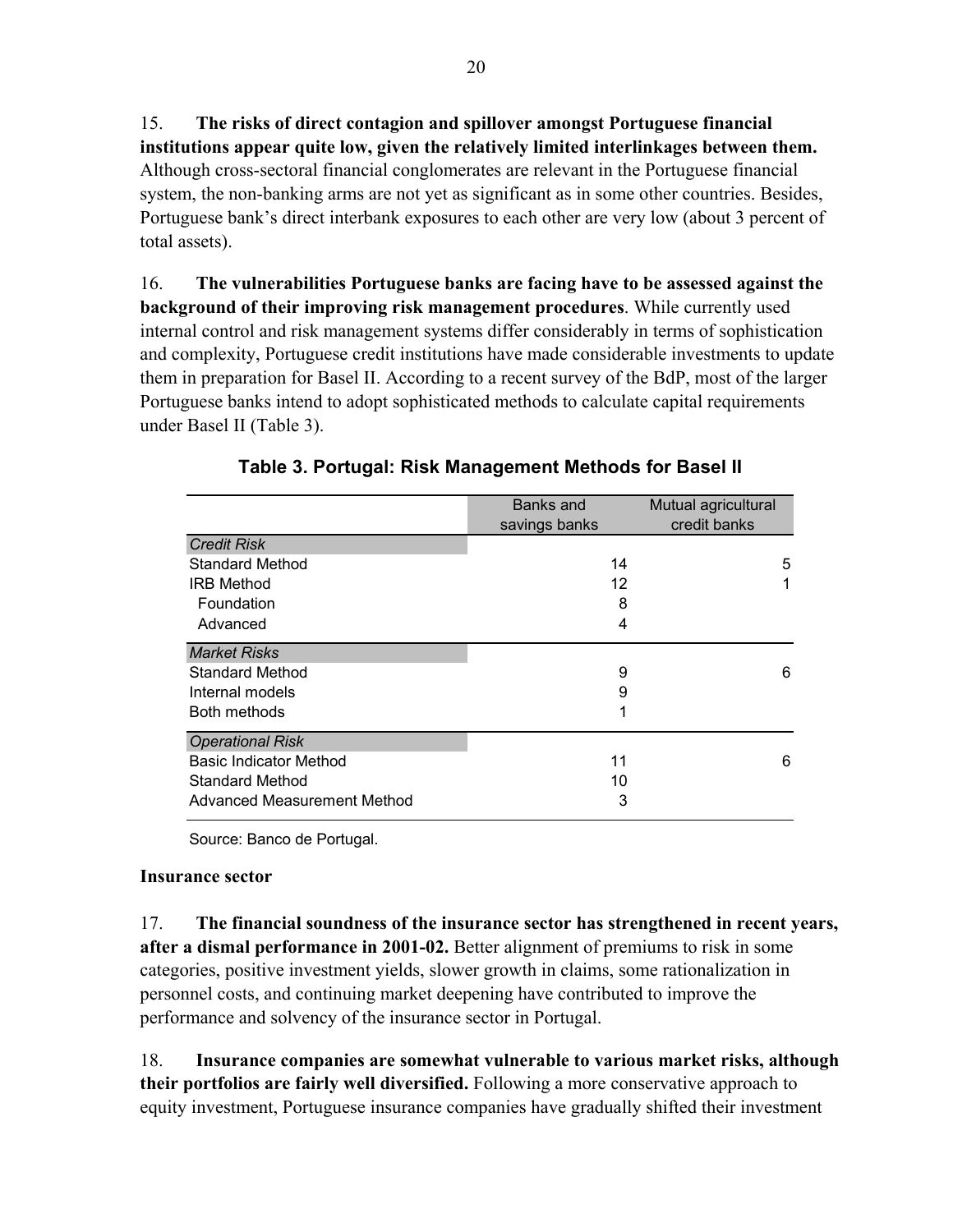15. **The risks of direct contagion and spillover amongst Portuguese financial institutions appear quite low, given the relatively limited interlinkages between them.** Although cross-sectoral financial conglomerates are relevant in the Portuguese financial system, the non-banking arms are not yet as significant as in some other countries. Besides, Portuguese bank's direct interbank exposures to each other are very low (about 3 percent of total assets).

16. **The vulnerabilities Portuguese banks are facing have to be assessed against the background of their improving risk management procedures**. While currently used internal control and risk management systems differ considerably in terms of sophistication and complexity, Portuguese credit institutions have made considerable investments to update them in preparation for Basel II. According to a recent survey of the BdP, most of the larger Portuguese banks intend to adopt sophisticated methods to calculate capital requirements under Basel II (Table 3).

**Table 3. Portugal: Risk Management Methods for Basel II**

| | Banks and savings banks | Mutual agricultural credit banks |
|---|---|---|
| *Credit Risk* | | |
| Standard Method | 14 | 5 |
| IRB Method | 12 | 1 |
| Foundation | 8 | |
| Advanced | 4 | |
| *Market Risks* | | |
| Standard Method | 9 | 6 |
| Internal models | 9 | |
| Both methods | 1 | |
| *Operational Risk* | | |
| Basic Indicator Method | 11 | 6 |
| Standard Method | 10 | |
| Advanced Measurement Method | 3 | |

Source: Banco de Portugal.

**Insurance sector**

17. **The financial soundness of the insurance sector has strengthened in recent years, after a dismal performance in 2001-02.** Better alignment of premiums to risk in some categories, positive investment yields, slower growth in claims, some rationalization in personnel costs, and continuing market deepening have contributed to improve the performance and solvency of the insurance sector in Portugal.

18. **Insurance companies are somewhat vulnerable to various market risks, although their portfolios are fairly well diversified.** Following a more conservative approach to equity investment, Portuguese insurance companies have gradually shifted their investment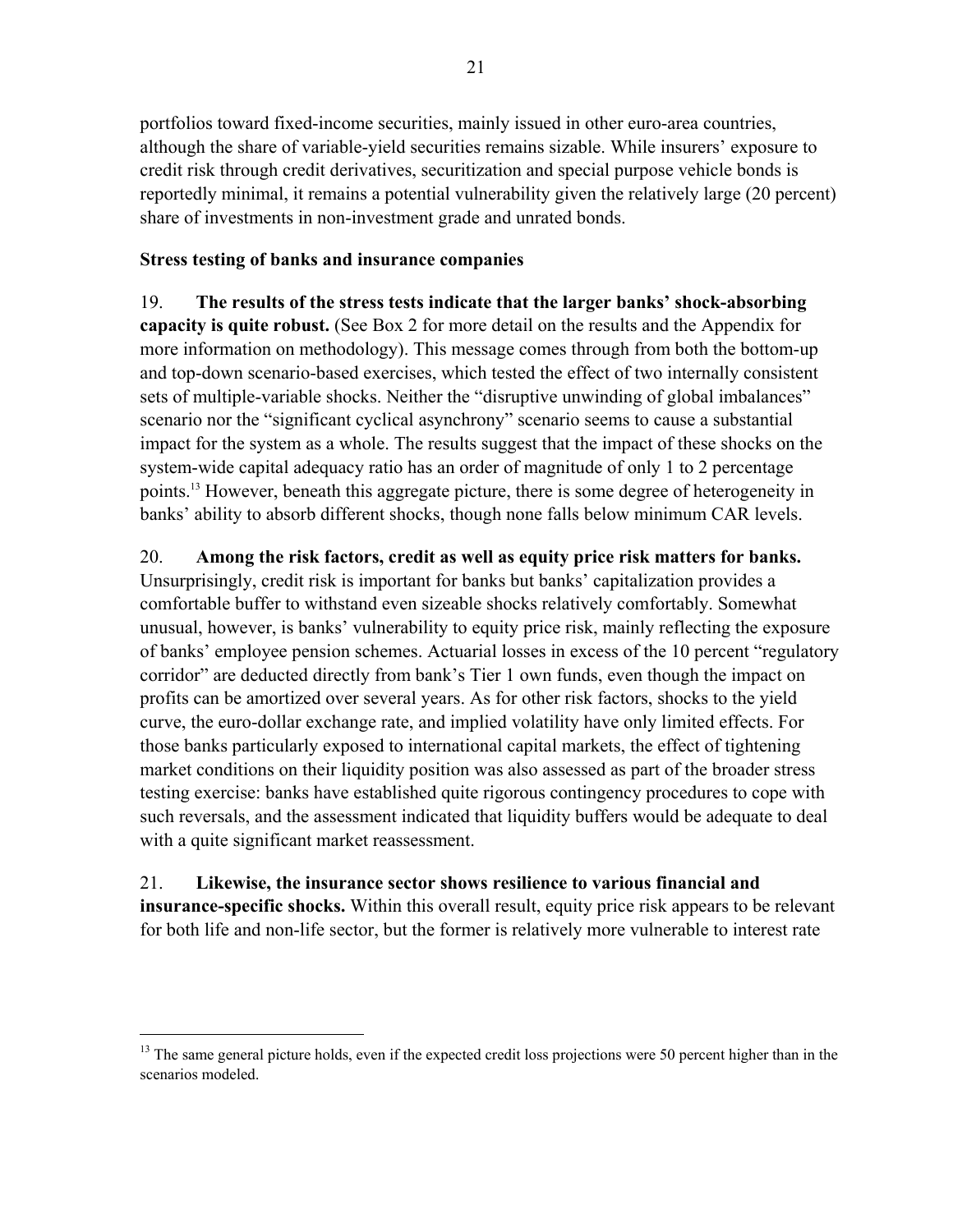portfolios toward fixed-income securities, mainly issued in other euro-area countries, although the share of variable-yield securities remains sizable. While insurers' exposure to credit risk through credit derivatives, securitization and special purpose vehicle bonds is reportedly minimal, it remains a potential vulnerability given the relatively large (20 percent) share of investments in non-investment grade and unrated bonds.

**Stress testing of banks and insurance companies**

19. **The results of the stress tests indicate that the larger banks' shock-absorbing capacity is quite robust.** (See Box 2 for more detail on the results and the Appendix for more information on methodology). This message comes through from both the bottom-up and top-down scenario-based exercises, which tested the effect of two internally consistent sets of multiple-variable shocks. Neither the "disruptive unwinding of global imbalances" scenario nor the "significant cyclical asynchrony" scenario seems to cause a substantial impact for the system as a whole. The results suggest that the impact of these shocks on the system-wide capital adequacy ratio has an order of magnitude of only 1 to 2 percentage points.[13] However, beneath this aggregate picture, there is some degree of heterogeneity in banks' ability to absorb different shocks, though none falls below minimum CAR levels.

20. **Among the risk factors, credit as well as equity price risk matters for banks.** Unsurprisingly, credit risk is important for banks but banks' capitalization provides a comfortable buffer to withstand even sizeable shocks relatively comfortably. Somewhat unusual, however, is banks' vulnerability to equity price risk, mainly reflecting the exposure of banks' employee pension schemes. Actuarial losses in excess of the 10 percent "regulatory corridor" are deducted directly from bank's Tier 1 own funds, even though the impact on profits can be amortized over several years. As for other risk factors, shocks to the yield curve, the euro-dollar exchange rate, and implied volatility have only limited effects. For those banks particularly exposed to international capital markets, the effect of tightening market conditions on their liquidity position was also assessed as part of the broader stress testing exercise: banks have established quite rigorous contingency procedures to cope with such reversals, and the assessment indicated that liquidity buffers would be adequate to deal with a quite significant market reassessment.

21. **Likewise, the insurance sector shows resilience to various financial and insurance-specific shocks.** Within this overall result, equity price risk appears to be relevant for both life and non-life sector, but the former is relatively more vulnerable to interest rate

[13] The same general picture holds, even if the expected credit loss projections were 50 percent higher than in the scenarios modeled.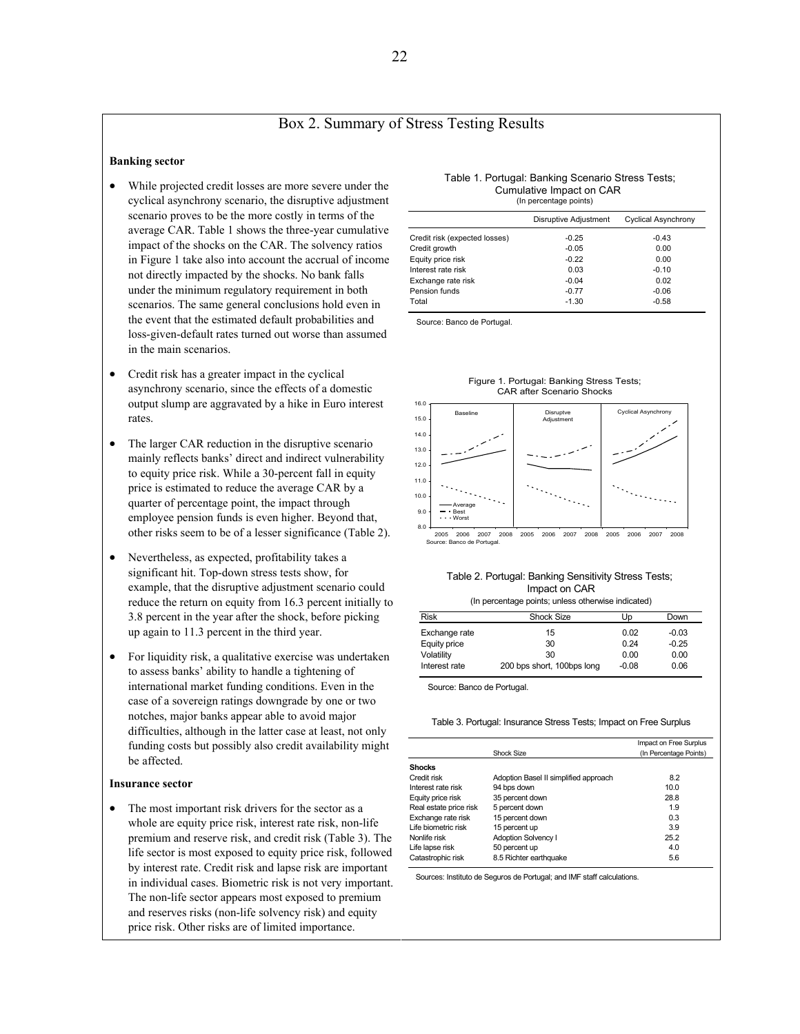# Box 2. Summary of Stress Testing Results

**Banking sector**

- While projected credit losses are more severe under the cyclical asynchrony scenario, the disruptive adjustment scenario proves to be the more costly in terms of the average CAR. Table 1 shows the three-year cumulative impact of the shocks on the CAR. The solvency ratios in Figure 1 take also into account the accrual of income not directly impacted by the shocks. No bank falls under the minimum regulatory requirement in both scenarios. The same general conclusions hold even in the event that the estimated default probabilities and loss-given-default rates turned out worse than assumed in the main scenarios.

- Credit risk has a greater impact in the cyclical asynchrony scenario, since the effects of a domestic output slump are aggravated by a hike in Euro interest rates.

- The larger CAR reduction in the disruptive scenario mainly reflects banks' direct and indirect vulnerability to equity price risk. While a 30-percent fall in equity price is estimated to reduce the average CAR by a quarter of percentage point, the impact through employee pension funds is even higher. Beyond that, other risks seem to be of a lesser significance (Table 2).

- Nevertheless, as expected, profitability takes a significant hit. Top-down stress tests show, for example, that the disruptive adjustment scenario could reduce the return on equity from 16.3 percent initially to 3.8 percent in the year after the shock, before picking up again to 11.3 percent in the third year.

- For liquidity risk, a qualitative exercise was undertaken to assess banks' ability to handle a tightening of international market funding conditions. Even in the case of a sovereign ratings downgrade by one or two notches, major banks appear able to avoid major difficulties, although in the latter case at least, not only funding costs but possibly also credit availability might be affected.

**Insurance sector**

- The most important risk drivers for the sector as a whole are equity price risk, interest rate risk, non-life premium and reserve risk, and credit risk (Table 3). The life sector is most exposed to equity price risk, followed by interest rate. Credit risk and lapse risk are important in individual cases. Biometric risk is not very important. The non-life sector appears most exposed to premium and reserves risks (non-life solvency risk) and equity price risk. Other risks are of limited importance.

Table 1. Portugal: Banking Scenario Stress Tests; Cumulative Impact on CAR
(In percentage points)

| | Disruptive Adjustment | Cyclical Asynchrony |
|---|---|---|
| Credit risk (expected losses) | -0.25 | -0.43 |
| Credit growth | -0.05 | 0.00 |
| Equity price risk | -0.22 | 0.00 |
| Interest rate risk | 0.03 | -0.10 |
| Exchange rate risk | -0.04 | 0.02 |
| Pension funds | -0.77 | -0.06 |
| Total | -1.30 | -0.58 |

Source: Banco de Portugal.

Figure 1. Portugal: Banking Stress Tests; CAR after Scenario Shocks

Source: Banco de Portugal.

Table 2. Portugal: Banking Sensitivity Stress Tests; Impact on CAR
(In percentage points; unless otherwise indicated)

| Risk | Shock Size | Up | Down |
|---|---|---|---|
| Exchange rate | 15 | 0.02 | -0.03 |
| Equity price | 30 | 0.24 | -0.25 |
| Volatility | 30 | 0.00 | 0.00 |
| Interest rate | 200 bps short, 100bps long | -0.08 | 0.06 |

Source: Banco de Portugal.

Table 3. Portugal: Insurance Stress Tests; Impact on Free Surplus

| | Shock Size | Impact on Free Surplus (In Percentage Points) |
|---|---|---|
| **Shocks** | | |
| Credit risk | Adoption Basel II simplified approach | 8.2 |
| Interest rate risk | 94 bps down | 10.0 |
| Equity price risk | 35 percent down | 28.8 |
| Real estate price risk | 5 percent down | 1.9 |
| Exchange rate risk | 15 percent down | 0.3 |
| Life biometric risk | 15 percent up | 3.9 |
| Nonlife risk | Adoption Solvency I | 25.2 |
| Life lapse risk | 50 percent up | 4.0 |
| Catastrophic risk | 8.5 Richter earthquake | 5.6 |

Sources: Instituto de Seguros de Portugal; and IMF staff calculations.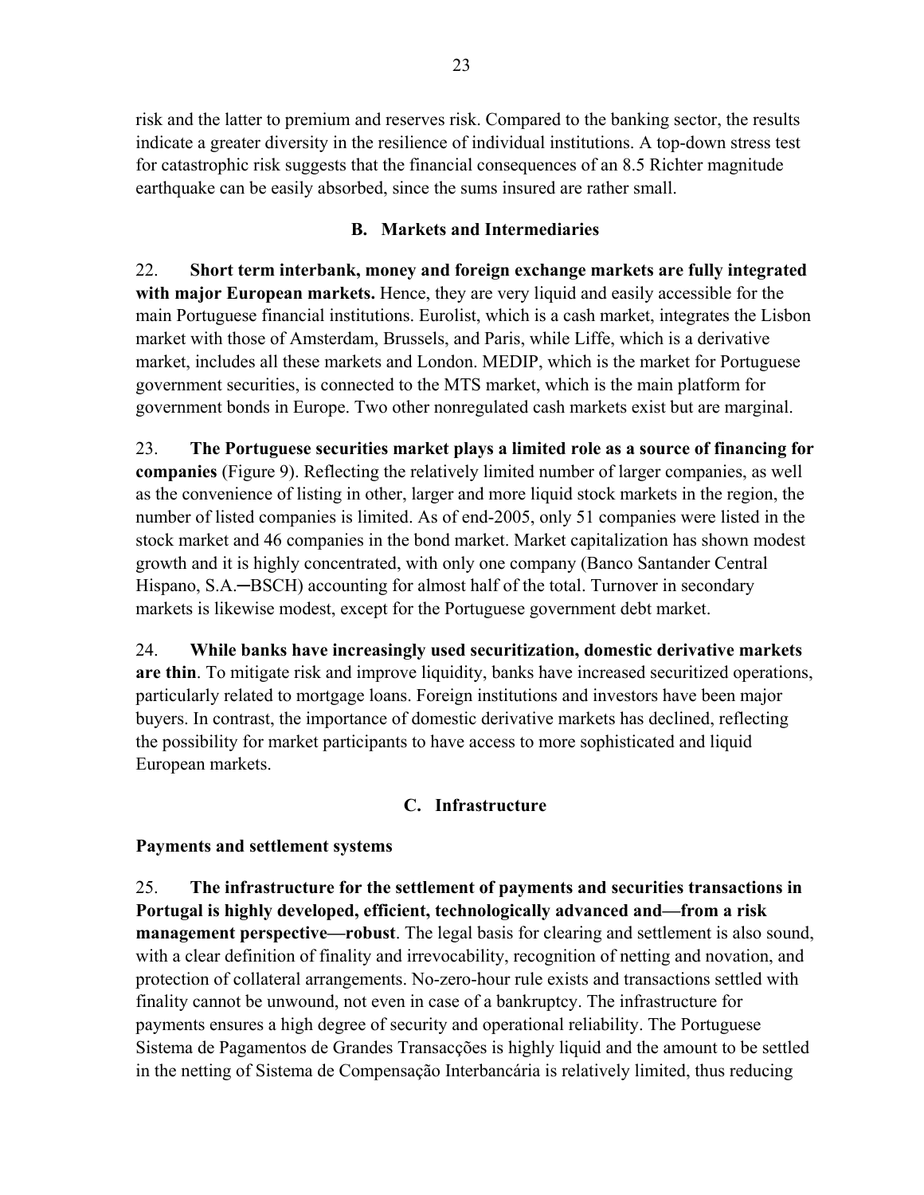risk and the latter to premium and reserves risk. Compared to the banking sector, the results indicate a greater diversity in the resilience of individual institutions. A top-down stress test for catastrophic risk suggests that the financial consequences of an 8.5 Richter magnitude earthquake can be easily absorbed, since the sums insured are rather small.

## B. Markets and Intermediaries

22. **Short term interbank, money and foreign exchange markets are fully integrated with major European markets.** Hence, they are very liquid and easily accessible for the main Portuguese financial institutions. Eurolist, which is a cash market, integrates the Lisbon market with those of Amsterdam, Brussels, and Paris, while Liffe, which is a derivative market, includes all these markets and London. MEDIP, which is the market for Portuguese government securities, is connected to the MTS market, which is the main platform for government bonds in Europe. Two other nonregulated cash markets exist but are marginal.

23. **The Portuguese securities market plays a limited role as a source of financing for companies** (Figure 9). Reflecting the relatively limited number of larger companies, as well as the convenience of listing in other, larger and more liquid stock markets in the region, the number of listed companies is limited. As of end-2005, only 51 companies were listed in the stock market and 46 companies in the bond market. Market capitalization has shown modest growth and it is highly concentrated, with only one company (Banco Santander Central Hispano, S.A.─BSCH) accounting for almost half of the total. Turnover in secondary markets is likewise modest, except for the Portuguese government debt market.

24. **While banks have increasingly used securitization, domestic derivative markets are thin**. To mitigate risk and improve liquidity, banks have increased securitized operations, particularly related to mortgage loans. Foreign institutions and investors have been major buyers. In contrast, the importance of domestic derivative markets has declined, reflecting the possibility for market participants to have access to more sophisticated and liquid European markets.

## C. Infrastructure

### Payments and settlement systems

25. **The infrastructure for the settlement of payments and securities transactions in Portugal is highly developed, efficient, technologically advanced and—from a risk management perspective—robust**. The legal basis for clearing and settlement is also sound, with a clear definition of finality and irrevocability, recognition of netting and novation, and protection of collateral arrangements. No-zero-hour rule exists and transactions settled with finality cannot be unwound, not even in case of a bankruptcy. The infrastructure for payments ensures a high degree of security and operational reliability. The Portuguese Sistema de Pagamentos de Grandes Transacções is highly liquid and the amount to be settled in the netting of Sistema de Compensação Interbancária is relatively limited, thus reducing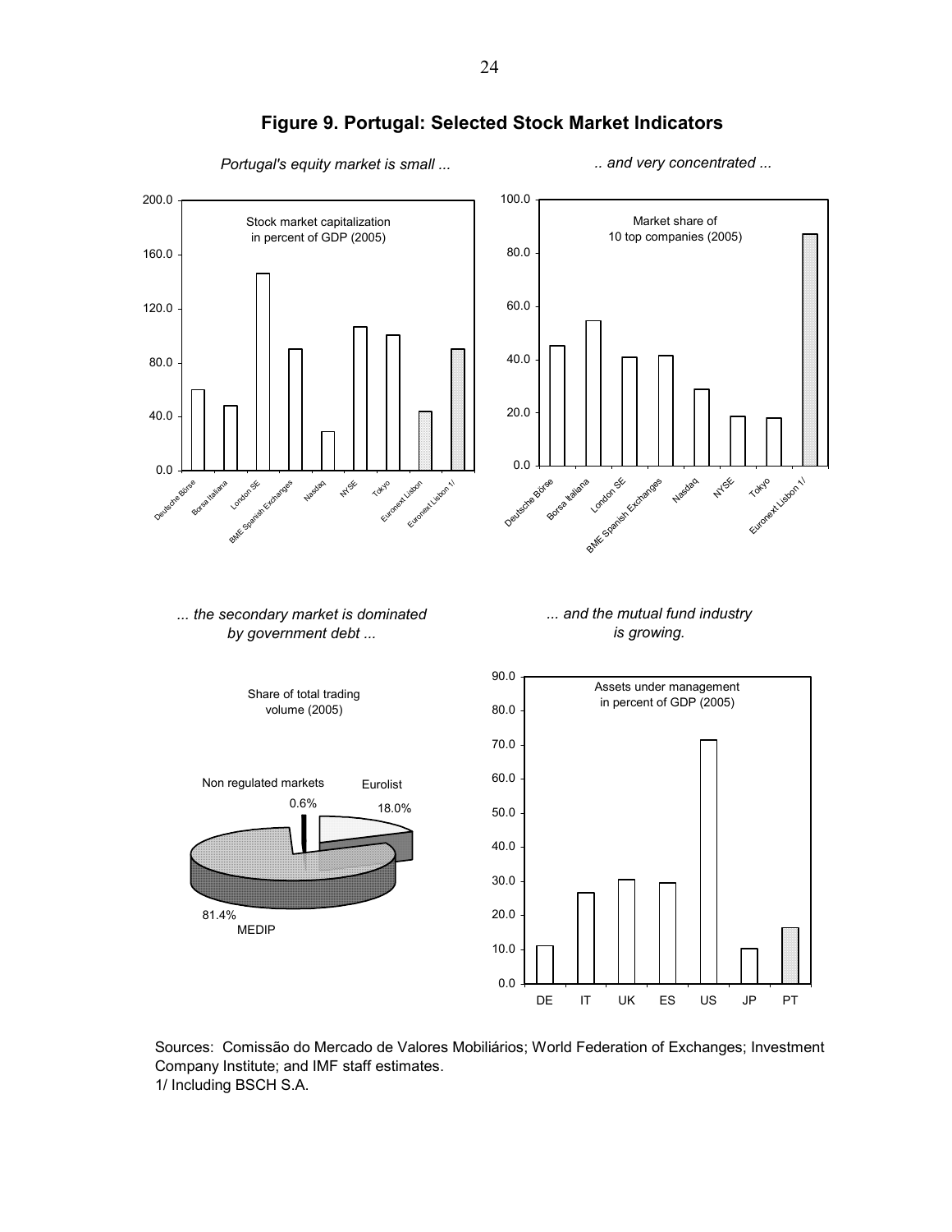# Figure 9. Portugal: Selected Stock Market Indicators

*Portugal's equity market is small ...*

Stock market capitalization in percent of GDP (2005)

*.. and very concentrated ...*

Market share of 10 top companies (2005)

*... the secondary market is dominated by government debt ...*

Share of total trading volume (2005)

Non regulated markets 0.6%

Eurolist 18.0%

81.4% MEDIP

*... and the mutual fund industry is growing.*

Assets under management in percent of GDP (2005)

Sources: Comissão do Mercado de Valores Mobiliários; World Federation of Exchanges; Investment Company Institute; and IMF staff estimates.

1/ Including BSCH S.A.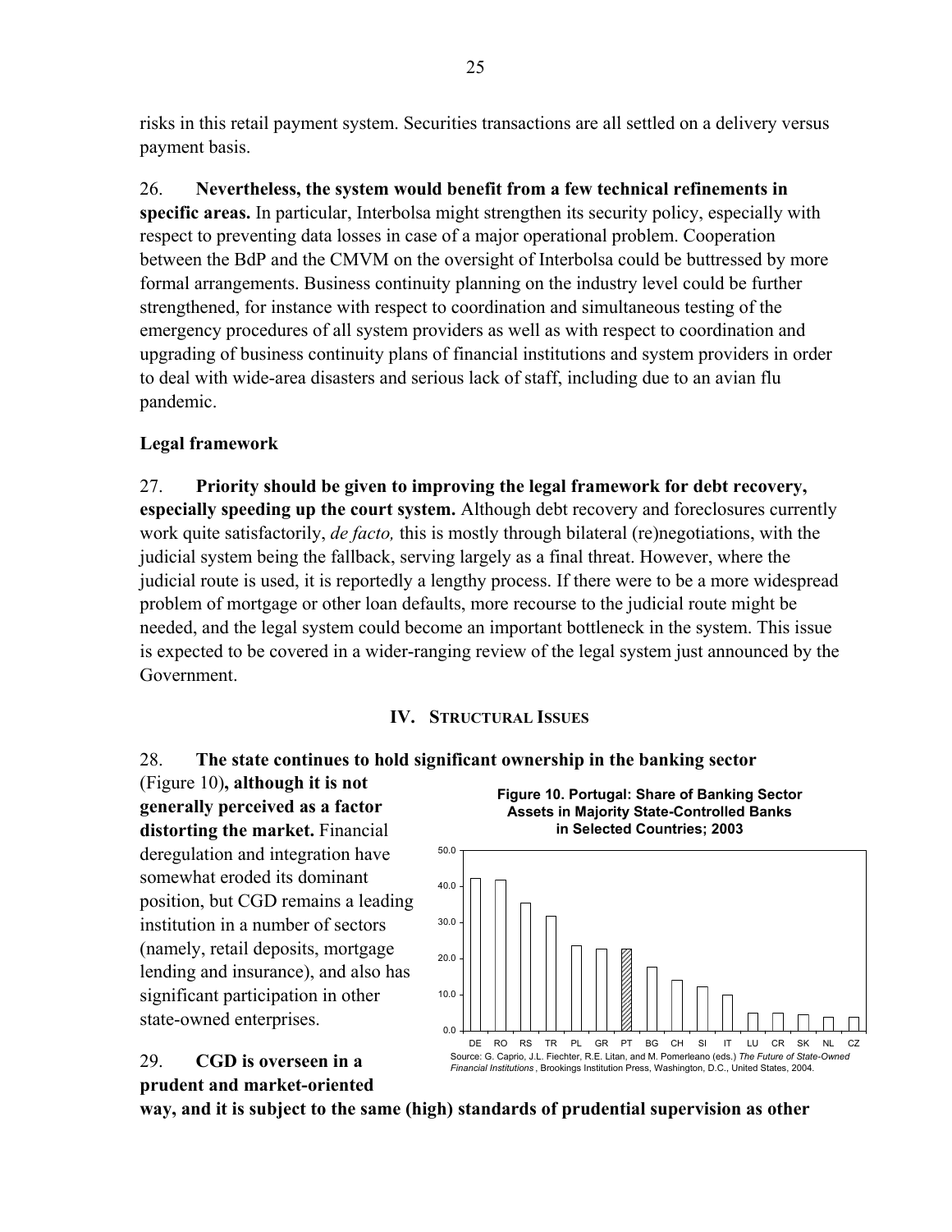risks in this retail payment system. Securities transactions are all settled on a delivery versus payment basis.

26. **Nevertheless, the system would benefit from a few technical refinements in specific areas.** In particular, Interbolsa might strengthen its security policy, especially with respect to preventing data losses in case of a major operational problem. Cooperation between the BdP and the CMVM on the oversight of Interbolsa could be buttressed by more formal arrangements. Business continuity planning on the industry level could be further strengthened, for instance with respect to coordination and simultaneous testing of the emergency procedures of all system providers as well as with respect to coordination and upgrading of business continuity plans of financial institutions and system providers in order to deal with wide-area disasters and serious lack of staff, including due to an avian flu pandemic.

### Legal framework

27. **Priority should be given to improving the legal framework for debt recovery, especially speeding up the court system.** Although debt recovery and foreclosures currently work quite satisfactorily, *de facto,* this is mostly through bilateral (re)negotiations, with the judicial system being the fallback, serving largely as a final threat. However, where the judicial route is used, it is reportedly a lengthy process. If there were to be a more widespread problem of mortgage or other loan defaults, more recourse to the judicial route might be needed, and the legal system could become an important bottleneck in the system. This issue is expected to be covered in a wider-ranging review of the legal system just announced by the Government.

## IV. Structural Issues

28. **The state continues to hold significant ownership in the banking sector** (Figure 10)**, although it is not generally perceived as a factor distorting the market.** Financial deregulation and integration have somewhat eroded its dominant position, but CGD remains a leading institution in a number of sectors (namely, retail deposits, mortgage lending and insurance), and also has significant participation in other state-owned enterprises.

**Figure 10. Portugal: Share of Banking Sector Assets in Majority State-Controlled Banks in Selected Countries; 2003**

Source: G. Caprio, J.L. Fiechter, R.E. Litan, and M. Pomerleano (eds.) *The Future of State-Owned Financial Institutions*, Brookings Institution Press, Washington, D.C., United States, 2004.

29. **CGD is overseen in a prudent and market-oriented way, and it is subject to the same (high) standards of prudential supervision as other**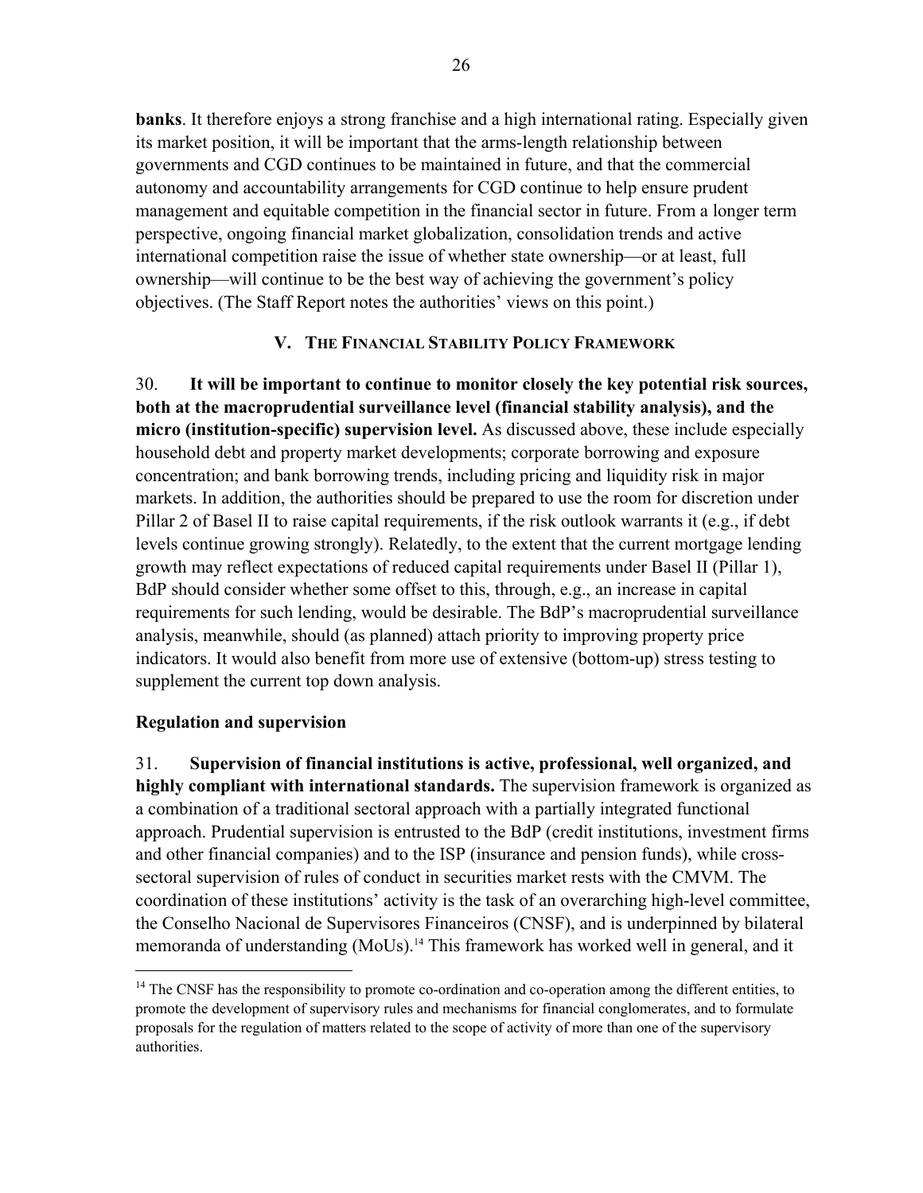**banks**. It therefore enjoys a strong franchise and a high international rating. Especially given its market position, it will be important that the arms-length relationship between governments and CGD continues to be maintained in future, and that the commercial autonomy and accountability arrangements for CGD continue to help ensure prudent management and equitable competition in the financial sector in future. From a longer term perspective, ongoing financial market globalization, consolidation trends and active international competition raise the issue of whether state ownership—or at least, full ownership—will continue to be the best way of achieving the government's policy objectives. (The Staff Report notes the authorities' views on this point.)

## V. The Financial Stability Policy Framework

30. **It will be important to continue to monitor closely the key potential risk sources, both at the macroprudential surveillance level (financial stability analysis), and the micro (institution-specific) supervision level.** As discussed above, these include especially household debt and property market developments; corporate borrowing and exposure concentration; and bank borrowing trends, including pricing and liquidity risk in major markets. In addition, the authorities should be prepared to use the room for discretion under Pillar 2 of Basel II to raise capital requirements, if the risk outlook warrants it (e.g., if debt levels continue growing strongly). Relatedly, to the extent that the current mortgage lending growth may reflect expectations of reduced capital requirements under Basel II (Pillar 1), BdP should consider whether some offset to this, through, e.g., an increase in capital requirements for such lending, would be desirable. The BdP's macroprudential surveillance analysis, meanwhile, should (as planned) attach priority to improving property price indicators. It would also benefit from more use of extensive (bottom-up) stress testing to supplement the current top down analysis.

### Regulation and supervision

31. **Supervision of financial institutions is active, professional, well organized, and highly compliant with international standards.** The supervision framework is organized as a combination of a traditional sectoral approach with a partially integrated functional approach. Prudential supervision is entrusted to the BdP (credit institutions, investment firms and other financial companies) and to the ISP (insurance and pension funds), while cross-sectoral supervision of rules of conduct in securities market rests with the CMVM. The coordination of these institutions' activity is the task of an overarching high-level committee, the Conselho Nacional de Supervisores Financeiros (CNSF), and is underpinned by bilateral memoranda of understanding (MoUs).[14] This framework has worked well in general, and it

[14] The CNSF has the responsibility to promote co-ordination and co-operation among the different entities, to promote the development of supervisory rules and mechanisms for financial conglomerates, and to formulate proposals for the regulation of matters related to the scope of activity of more than one of the supervisory authorities.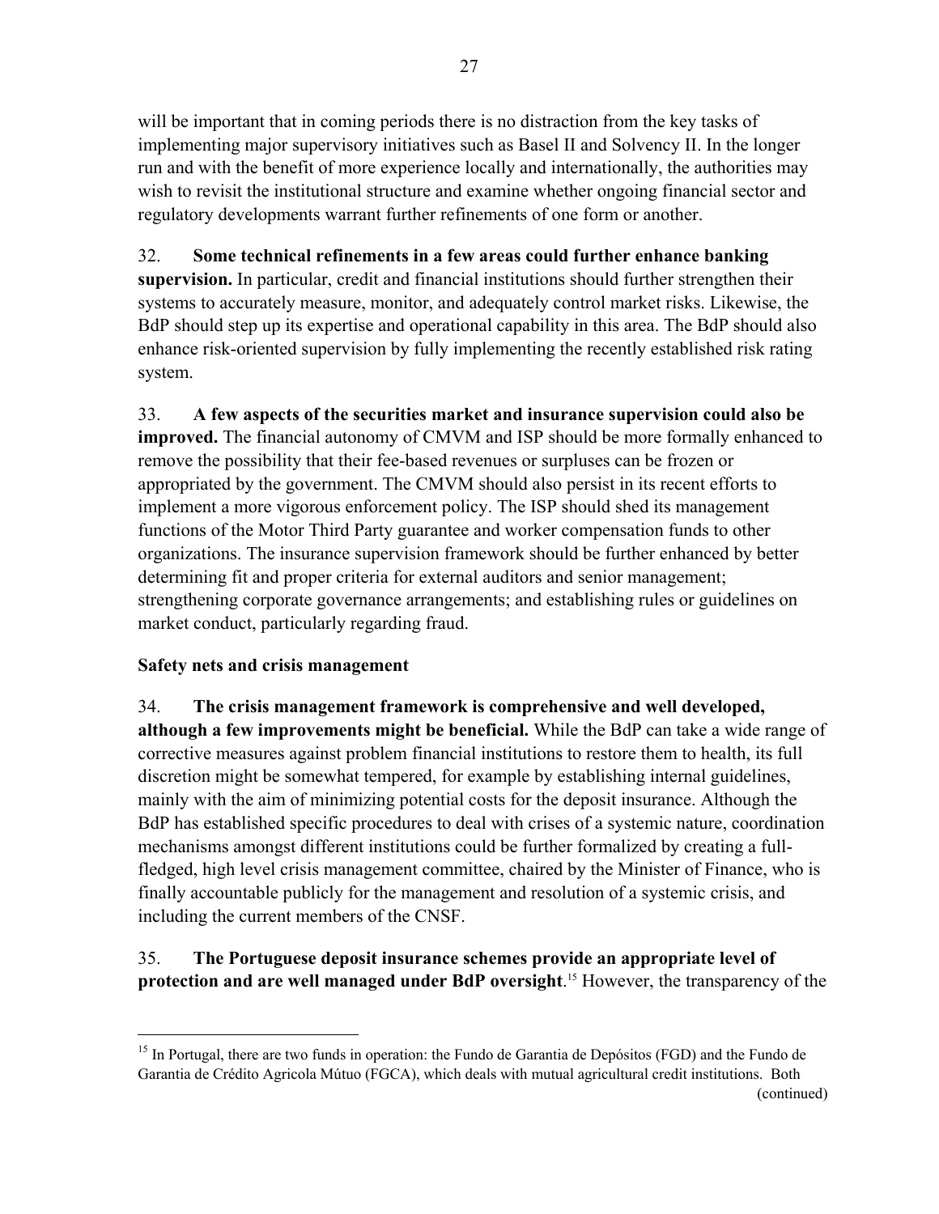will be important that in coming periods there is no distraction from the key tasks of implementing major supervisory initiatives such as Basel II and Solvency II. In the longer run and with the benefit of more experience locally and internationally, the authorities may wish to revisit the institutional structure and examine whether ongoing financial sector and regulatory developments warrant further refinements of one form or another.

32. **Some technical refinements in a few areas could further enhance banking supervision.** In particular, credit and financial institutions should further strengthen their systems to accurately measure, monitor, and adequately control market risks. Likewise, the BdP should step up its expertise and operational capability in this area. The BdP should also enhance risk-oriented supervision by fully implementing the recently established risk rating system.

33. **A few aspects of the securities market and insurance supervision could also be improved.** The financial autonomy of CMVM and ISP should be more formally enhanced to remove the possibility that their fee-based revenues or surpluses can be frozen or appropriated by the government. The CMVM should also persist in its recent efforts to implement a more vigorous enforcement policy. The ISP should shed its management functions of the Motor Third Party guarantee and worker compensation funds to other organizations. The insurance supervision framework should be further enhanced by better determining fit and proper criteria for external auditors and senior management; strengthening corporate governance arrangements; and establishing rules or guidelines on market conduct, particularly regarding fraud.

### Safety nets and crisis management

34. **The crisis management framework is comprehensive and well developed, although a few improvements might be beneficial.** While the BdP can take a wide range of corrective measures against problem financial institutions to restore them to health, its full discretion might be somewhat tempered, for example by establishing internal guidelines, mainly with the aim of minimizing potential costs for the deposit insurance. Although the BdP has established specific procedures to deal with crises of a systemic nature, coordination mechanisms amongst different institutions could be further formalized by creating a full-fledged, high level crisis management committee, chaired by the Minister of Finance, who is finally accountable publicly for the management and resolution of a systemic crisis, and including the current members of the CNSF.

35. **The Portuguese deposit insurance schemes provide an appropriate level of protection and are well managed under BdP oversight**.[15] However, the transparency of the

---

[15] In Portugal, there are two funds in operation: the Fundo de Garantia de Depósitos (FGD) and the Fundo de Garantia de Crédito Agricola Mútuo (FGCA), which deals with mutual agricultural credit institutions. Both (continued)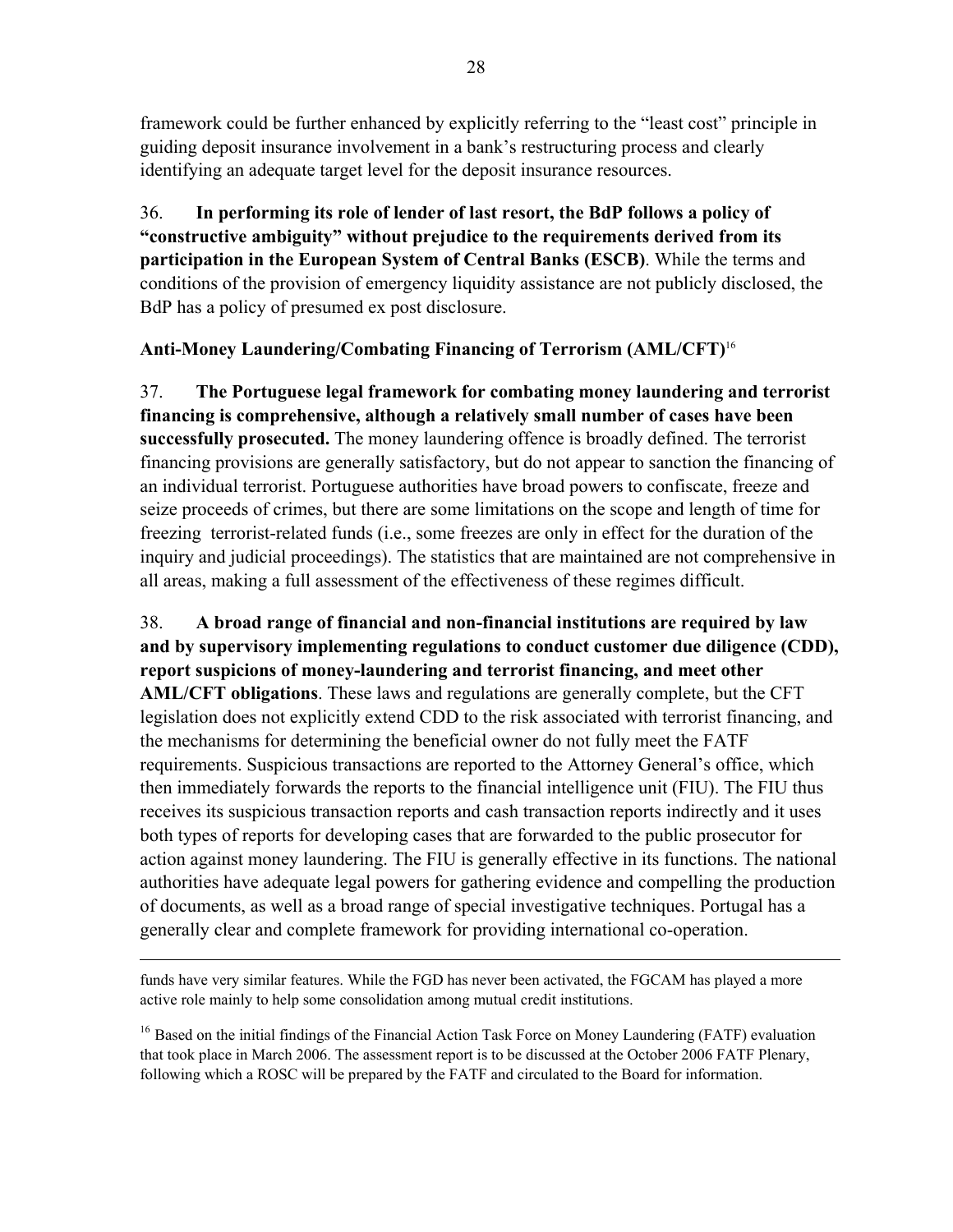framework could be further enhanced by explicitly referring to the "least cost" principle in guiding deposit insurance involvement in a bank's restructuring process and clearly identifying an adequate target level for the deposit insurance resources.

36. **In performing its role of lender of last resort, the BdP follows a policy of "constructive ambiguity" without prejudice to the requirements derived from its participation in the European System of Central Banks (ESCB)**. While the terms and conditions of the provision of emergency liquidity assistance are not publicly disclosed, the BdP has a policy of presumed ex post disclosure.

### Anti-Money Laundering/Combating Financing of Terrorism (AML/CFT)[16]

37. **The Portuguese legal framework for combating money laundering and terrorist financing is comprehensive, although a relatively small number of cases have been successfully prosecuted.** The money laundering offence is broadly defined. The terrorist financing provisions are generally satisfactory, but do not appear to sanction the financing of an individual terrorist. Portuguese authorities have broad powers to confiscate, freeze and seize proceeds of crimes, but there are some limitations on the scope and length of time for freezing terrorist-related funds (i.e., some freezes are only in effect for the duration of the inquiry and judicial proceedings). The statistics that are maintained are not comprehensive in all areas, making a full assessment of the effectiveness of these regimes difficult.

38. **A broad range of financial and non-financial institutions are required by law and by supervisory implementing regulations to conduct customer due diligence (CDD), report suspicions of money-laundering and terrorist financing, and meet other AML/CFT obligations**. These laws and regulations are generally complete, but the CFT legislation does not explicitly extend CDD to the risk associated with terrorist financing, and the mechanisms for determining the beneficial owner do not fully meet the FATF requirements. Suspicious transactions are reported to the Attorney General's office, which then immediately forwards the reports to the financial intelligence unit (FIU). The FIU thus receives its suspicious transaction reports and cash transaction reports indirectly and it uses both types of reports for developing cases that are forwarded to the public prosecutor for action against money laundering. The FIU is generally effective in its functions. The national authorities have adequate legal powers for gathering evidence and compelling the production of documents, as well as a broad range of special investigative techniques. Portugal has a generally clear and complete framework for providing international co-operation.

---

funds have very similar features. While the FGD has never been activated, the FGCAM has played a more active role mainly to help some consolidation among mutual credit institutions.

[16] Based on the initial findings of the Financial Action Task Force on Money Laundering (FATF) evaluation that took place in March 2006. The assessment report is to be discussed at the October 2006 FATF Plenary, following which a ROSC will be prepared by the FATF and circulated to the Board for information.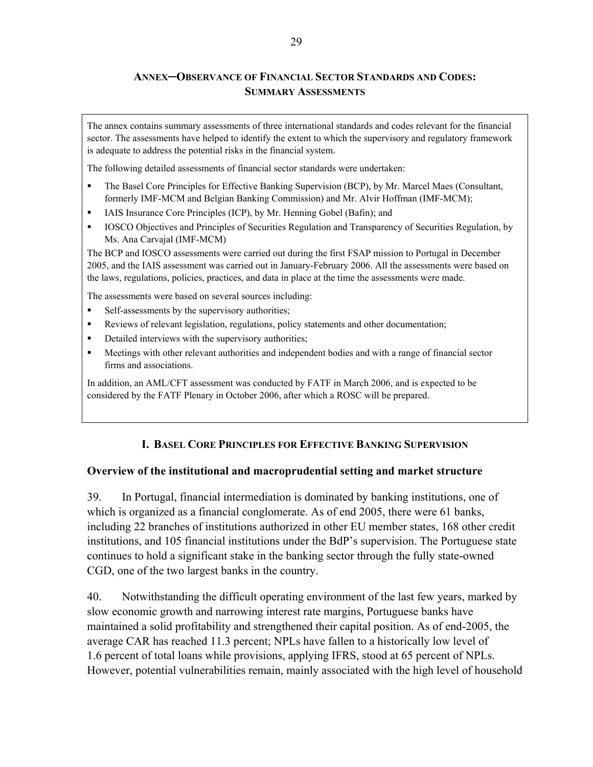## ANNEX—OBSERVANCE OF FINANCIAL SECTOR STANDARDS AND CODES: SUMMARY ASSESSMENTS

The annex contains summary assessments of three international standards and codes relevant for the financial sector. The assessments have helped to identify the extent to which the supervisory and regulatory framework is adequate to address the potential risks in the financial system.

The following detailed assessments of financial sector standards were undertaken:

- The Basel Core Principles for Effective Banking Supervision (BCP), by Mr. Marcel Maes (Consultant, formerly IMF-MCM and Belgian Banking Commission) and Mr. Alvir Hoffman (IMF-MCM);
- IAIS Insurance Core Principles (ICP), by Mr. Henning Gobel (Bafin); and
- IOSCO Objectives and Principles of Securities Regulation and Transparency of Securities Regulation, by Ms. Ana Carvajal (IMF-MCM)

The BCP and IOSCO assessments were carried out during the first FSAP mission to Portugal in December 2005, and the IAIS assessment was carried out in January-February 2006. All the assessments were based on the laws, regulations, policies, practices, and data in place at the time the assessments were made.

The assessments were based on several sources including:

- Self-assessments by the supervisory authorities;
- Reviews of relevant legislation, regulations, policy statements and other documentation;
- Detailed interviews with the supervisory authorities;
- Meetings with other relevant authorities and independent bodies and with a range of financial sector firms and associations.

In addition, an AML/CFT assessment was conducted by FATF in March 2006, and is expected to be considered by the FATF Plenary in October 2006, after which a ROSC will be prepared.

### I. BASEL CORE PRINCIPLES FOR EFFECTIVE BANKING SUPERVISION

#### Overview of the institutional and macroprudential setting and market structure

39. In Portugal, financial intermediation is dominated by banking institutions, one of which is organized as a financial conglomerate. As of end 2005, there were 61 banks, including 22 branches of institutions authorized in other EU member states, 168 other credit institutions, and 105 financial institutions under the BdP's supervision. The Portuguese state continues to hold a significant stake in the banking sector through the fully state-owned CGD, one of the two largest banks in the country.

40. Notwithstanding the difficult operating environment of the last few years, marked by slow economic growth and narrowing interest rate margins, Portuguese banks have maintained a solid profitability and strengthened their capital position. As of end-2005, the average CAR has reached 11.3 percent; NPLs have fallen to a historically low level of 1.6 percent of total loans while provisions, applying IFRS, stood at 65 percent of NPLs. However, potential vulnerabilities remain, mainly associated with the high level of household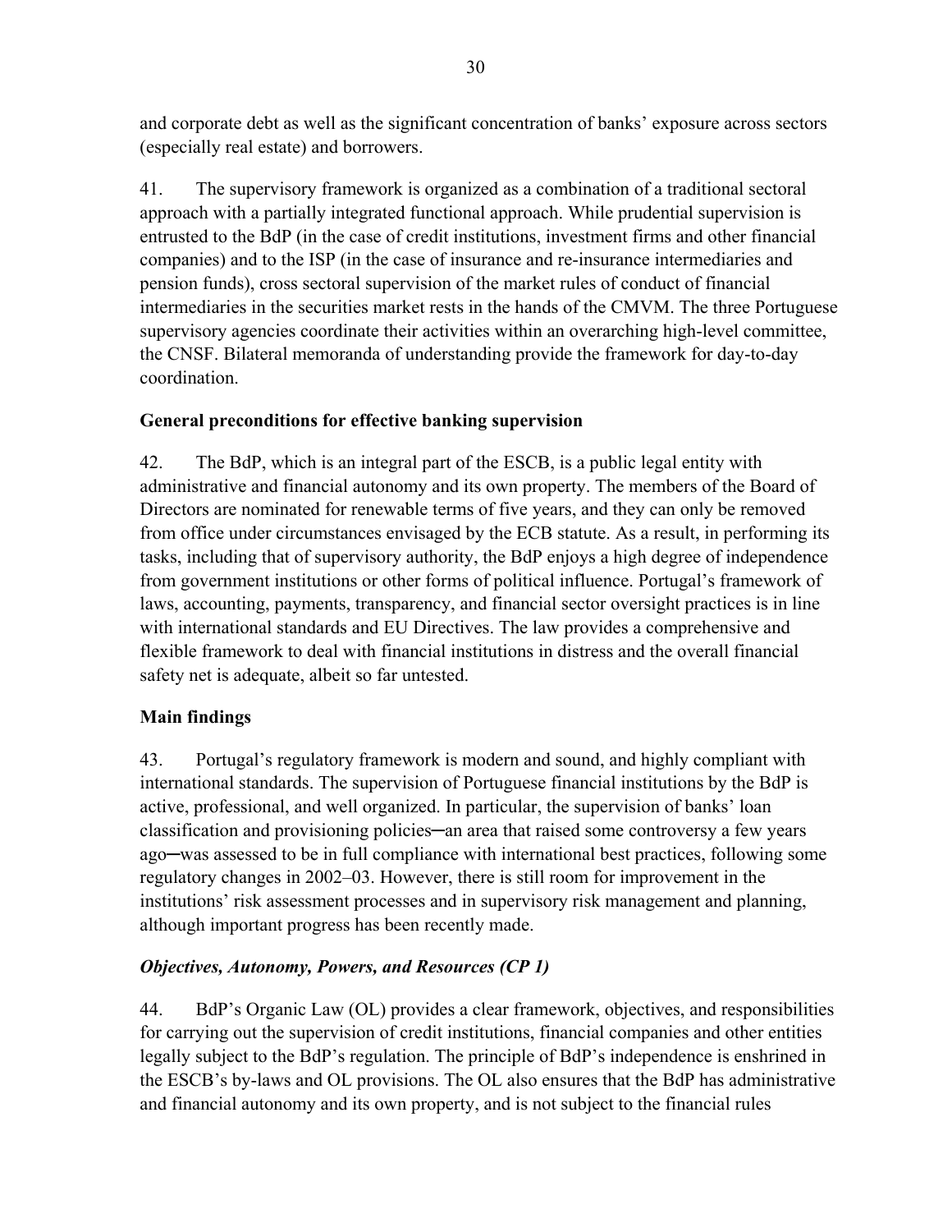and corporate debt as well as the significant concentration of banks' exposure across sectors (especially real estate) and borrowers.

41. The supervisory framework is organized as a combination of a traditional sectoral approach with a partially integrated functional approach. While prudential supervision is entrusted to the BdP (in the case of credit institutions, investment firms and other financial companies) and to the ISP (in the case of insurance and re-insurance intermediaries and pension funds), cross sectoral supervision of the market rules of conduct of financial intermediaries in the securities market rests in the hands of the CMVM. The three Portuguese supervisory agencies coordinate their activities within an overarching high-level committee, the CNSF. Bilateral memoranda of understanding provide the framework for day-to-day coordination.

**General preconditions for effective banking supervision**

42. The BdP, which is an integral part of the ESCB, is a public legal entity with administrative and financial autonomy and its own property. The members of the Board of Directors are nominated for renewable terms of five years, and they can only be removed from office under circumstances envisaged by the ECB statute. As a result, in performing its tasks, including that of supervisory authority, the BdP enjoys a high degree of independence from government institutions or other forms of political influence. Portugal's framework of laws, accounting, payments, transparency, and financial sector oversight practices is in line with international standards and EU Directives. The law provides a comprehensive and flexible framework to deal with financial institutions in distress and the overall financial safety net is adequate, albeit so far untested.

**Main findings**

43. Portugal's regulatory framework is modern and sound, and highly compliant with international standards. The supervision of Portuguese financial institutions by the BdP is active, professional, and well organized. In particular, the supervision of banks' loan classification and provisioning policies─an area that raised some controversy a few years ago─was assessed to be in full compliance with international best practices, following some regulatory changes in 2002–03. However, there is still room for improvement in the institutions' risk assessment processes and in supervisory risk management and planning, although important progress has been recently made.

***Objectives, Autonomy, Powers, and Resources (CP 1)***

44. BdP's Organic Law (OL) provides a clear framework, objectives, and responsibilities for carrying out the supervision of credit institutions, financial companies and other entities legally subject to the BdP's regulation. The principle of BdP's independence is enshrined in the ESCB's by-laws and OL provisions. The OL also ensures that the BdP has administrative and financial autonomy and its own property, and is not subject to the financial rules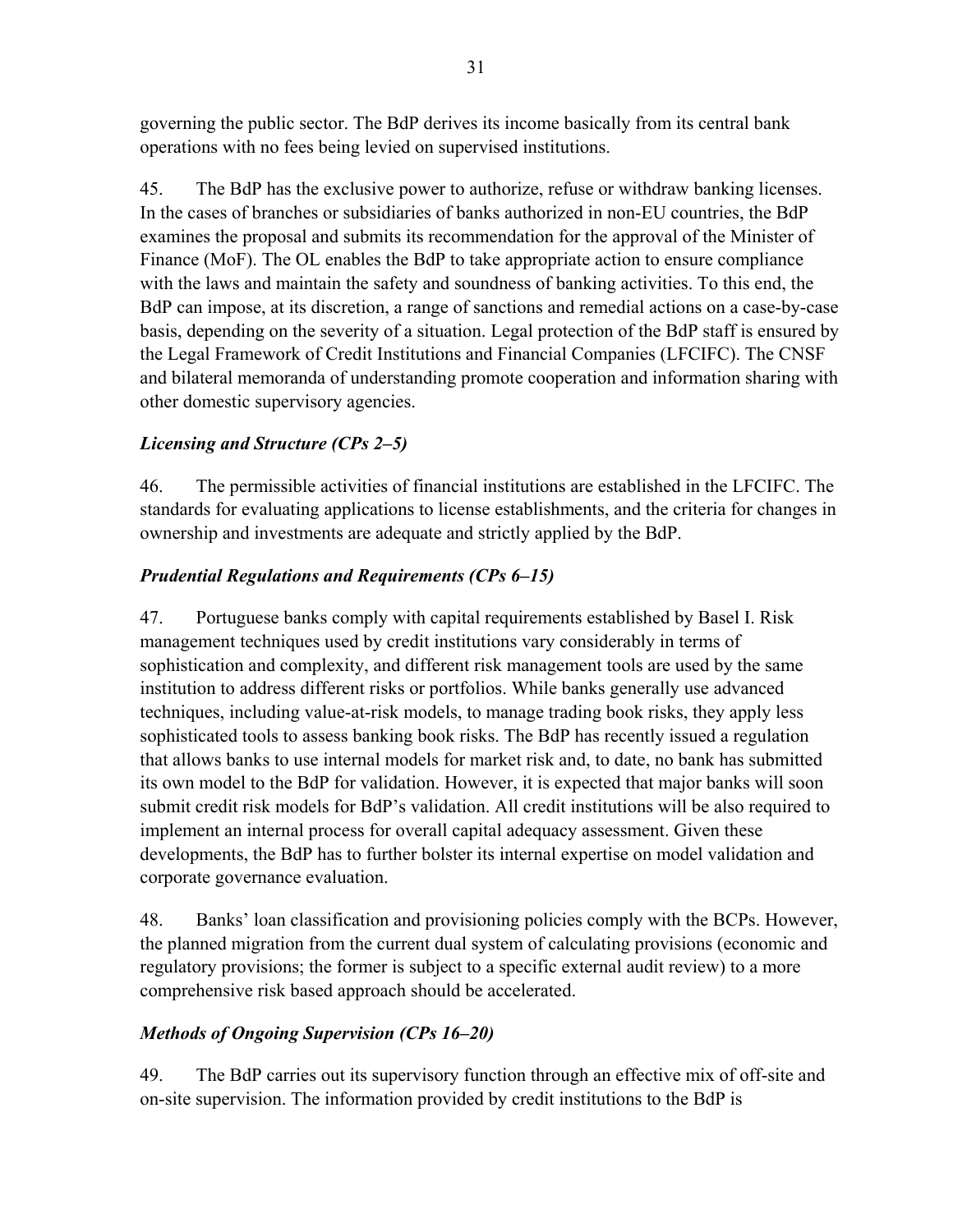governing the public sector. The BdP derives its income basically from its central bank operations with no fees being levied on supervised institutions.

45. The BdP has the exclusive power to authorize, refuse or withdraw banking licenses. In the cases of branches or subsidiaries of banks authorized in non-EU countries, the BdP examines the proposal and submits its recommendation for the approval of the Minister of Finance (MoF). The OL enables the BdP to take appropriate action to ensure compliance with the laws and maintain the safety and soundness of banking activities. To this end, the BdP can impose, at its discretion, a range of sanctions and remedial actions on a case-by-case basis, depending on the severity of a situation. Legal protection of the BdP staff is ensured by the Legal Framework of Credit Institutions and Financial Companies (LFCIFC). The CNSF and bilateral memoranda of understanding promote cooperation and information sharing with other domestic supervisory agencies.

### *Licensing and Structure (CPs 2–5)*

46. The permissible activities of financial institutions are established in the LFCIFC. The standards for evaluating applications to license establishments, and the criteria for changes in ownership and investments are adequate and strictly applied by the BdP.

### *Prudential Regulations and Requirements (CPs 6–15)*

47. Portuguese banks comply with capital requirements established by Basel I. Risk management techniques used by credit institutions vary considerably in terms of sophistication and complexity, and different risk management tools are used by the same institution to address different risks or portfolios. While banks generally use advanced techniques, including value-at-risk models, to manage trading book risks, they apply less sophisticated tools to assess banking book risks. The BdP has recently issued a regulation that allows banks to use internal models for market risk and, to date, no bank has submitted its own model to the BdP for validation. However, it is expected that major banks will soon submit credit risk models for BdP's validation. All credit institutions will be also required to implement an internal process for overall capital adequacy assessment. Given these developments, the BdP has to further bolster its internal expertise on model validation and corporate governance evaluation.

48. Banks' loan classification and provisioning policies comply with the BCPs. However, the planned migration from the current dual system of calculating provisions (economic and regulatory provisions; the former is subject to a specific external audit review) to a more comprehensive risk based approach should be accelerated.

### *Methods of Ongoing Supervision (CPs 16–20)*

49. The BdP carries out its supervisory function through an effective mix of off-site and on-site supervision. The information provided by credit institutions to the BdP is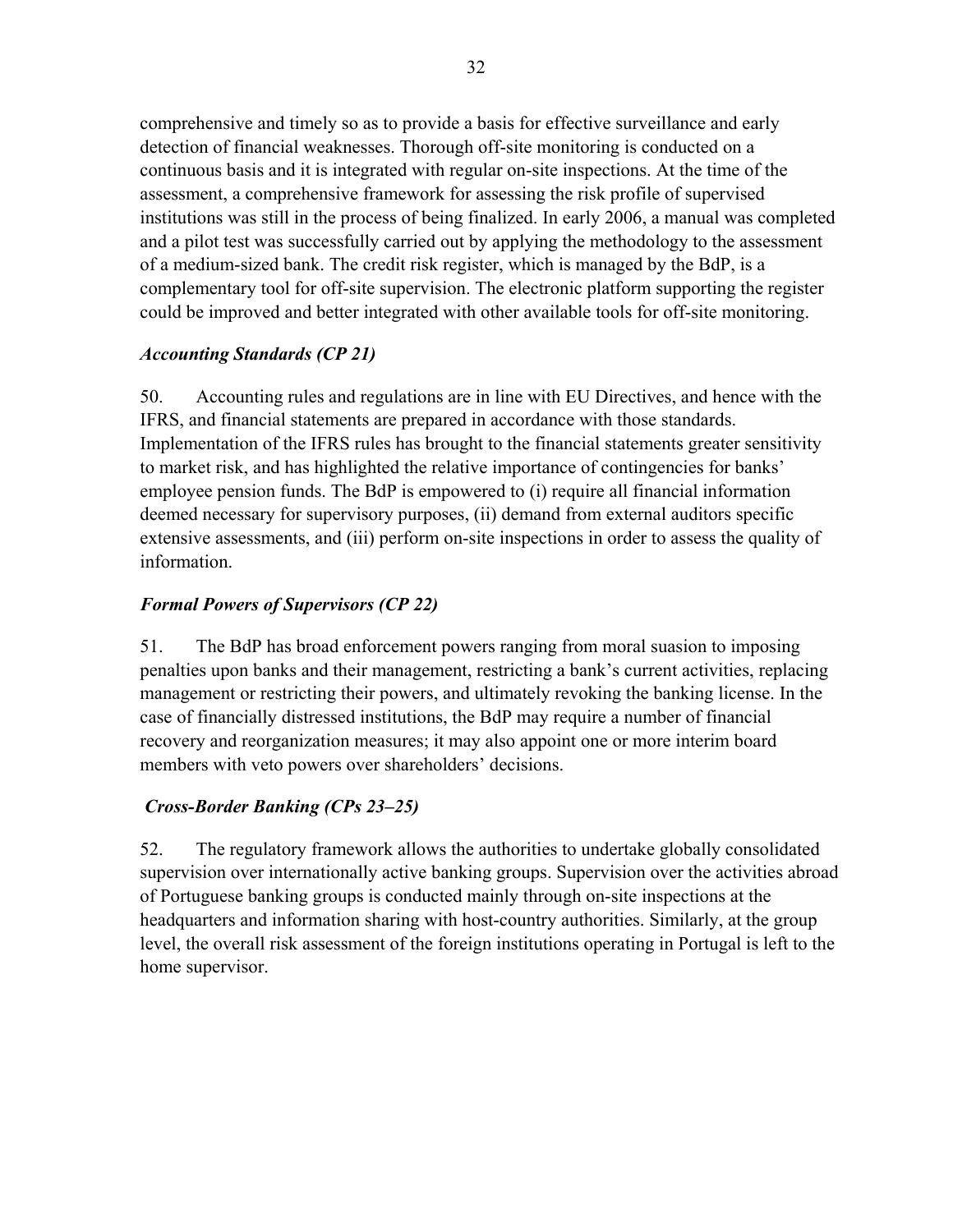comprehensive and timely so as to provide a basis for effective surveillance and early detection of financial weaknesses. Thorough off-site monitoring is conducted on a continuous basis and it is integrated with regular on-site inspections. At the time of the assessment, a comprehensive framework for assessing the risk profile of supervised institutions was still in the process of being finalized. In early 2006, a manual was completed and a pilot test was successfully carried out by applying the methodology to the assessment of a medium-sized bank. The credit risk register, which is managed by the BdP, is a complementary tool for off-site supervision. The electronic platform supporting the register could be improved and better integrated with other available tools for off-site monitoring.

### *Accounting Standards (CP 21)*

50. Accounting rules and regulations are in line with EU Directives, and hence with the IFRS, and financial statements are prepared in accordance with those standards. Implementation of the IFRS rules has brought to the financial statements greater sensitivity to market risk, and has highlighted the relative importance of contingencies for banks' employee pension funds. The BdP is empowered to (i) require all financial information deemed necessary for supervisory purposes, (ii) demand from external auditors specific extensive assessments, and (iii) perform on-site inspections in order to assess the quality of information.

### *Formal Powers of Supervisors (CP 22)*

51. The BdP has broad enforcement powers ranging from moral suasion to imposing penalties upon banks and their management, restricting a bank's current activities, replacing management or restricting their powers, and ultimately revoking the banking license. In the case of financially distressed institutions, the BdP may require a number of financial recovery and reorganization measures; it may also appoint one or more interim board members with veto powers over shareholders' decisions.

### *Cross-Border Banking (CPs 23–25)*

52. The regulatory framework allows the authorities to undertake globally consolidated supervision over internationally active banking groups. Supervision over the activities abroad of Portuguese banking groups is conducted mainly through on-site inspections at the headquarters and information sharing with host-country authorities. Similarly, at the group level, the overall risk assessment of the foreign institutions operating in Portugal is left to the home supervisor.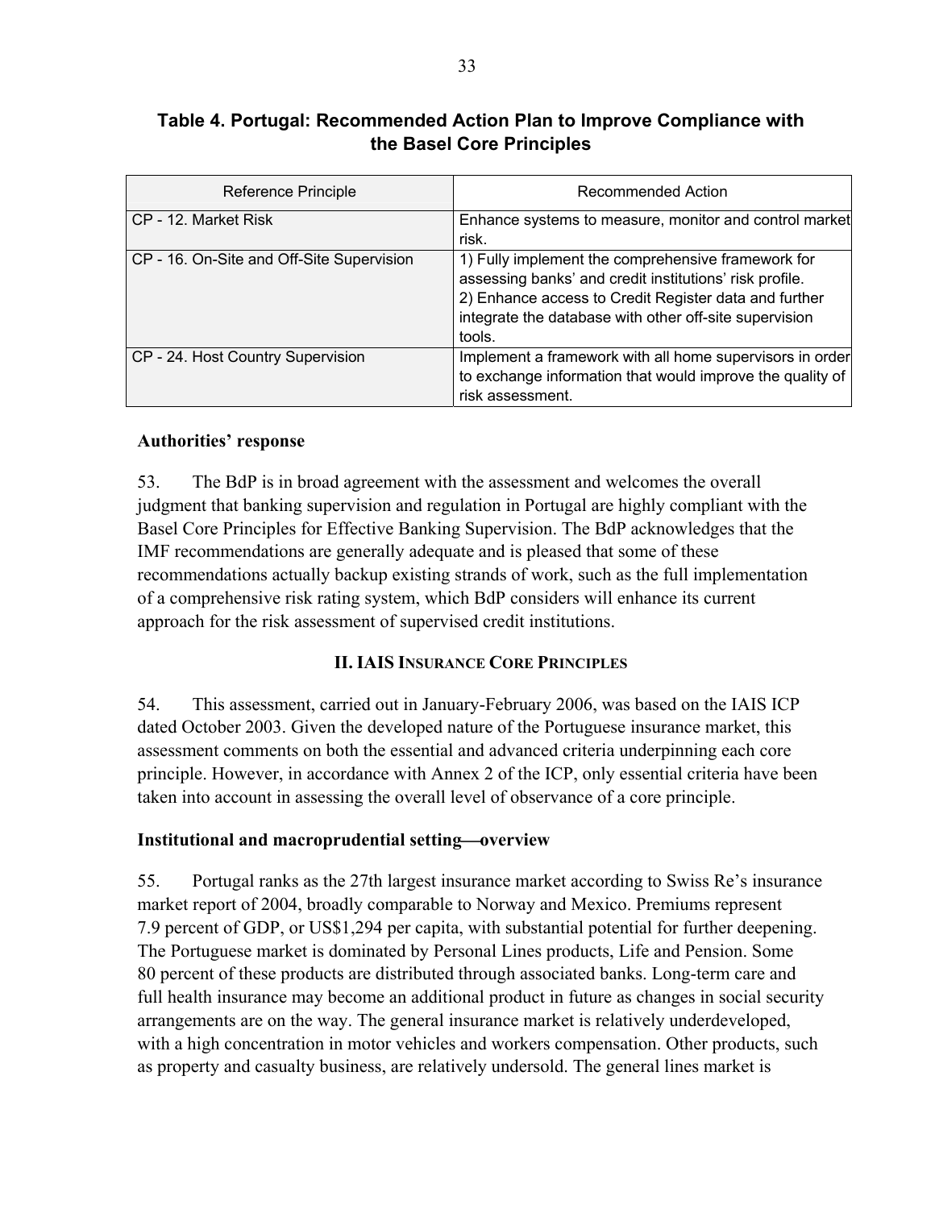**Table 4. Portugal: Recommended Action Plan to Improve Compliance with the Basel Core Principles**

| Reference Principle | Recommended Action |
| --- | --- |
| CP - 12. Market Risk | Enhance systems to measure, monitor and control market risk. |
| CP - 16. On-Site and Off-Site Supervision | 1) Fully implement the comprehensive framework for assessing banks' and credit institutions' risk profile.<br>2) Enhance access to Credit Register data and further integrate the database with other off-site supervision tools. |
| CP - 24. Host Country Supervision | Implement a framework with all home supervisors in order to exchange information that would improve the quality of risk assessment. |

**Authorities' response**

53. The BdP is in broad agreement with the assessment and welcomes the overall judgment that banking supervision and regulation in Portugal are highly compliant with the Basel Core Principles for Effective Banking Supervision. The BdP acknowledges that the IMF recommendations are generally adequate and is pleased that some of these recommendations actually backup existing strands of work, such as the full implementation of a comprehensive risk rating system, which BdP considers will enhance its current approach for the risk assessment of supervised credit institutions.

## II. IAIS Insurance Core Principles

54. This assessment, carried out in January-February 2006, was based on the IAIS ICP dated October 2003. Given the developed nature of the Portuguese insurance market, this assessment comments on both the essential and advanced criteria underpinning each core principle. However, in accordance with Annex 2 of the ICP, only essential criteria have been taken into account in assessing the overall level of observance of a core principle.

**Institutional and macroprudential setting—overview**

55. Portugal ranks as the 27th largest insurance market according to Swiss Re's insurance market report of 2004, broadly comparable to Norway and Mexico. Premiums represent 7.9 percent of GDP, or US$1,294 per capita, with substantial potential for further deepening. The Portuguese market is dominated by Personal Lines products, Life and Pension. Some 80 percent of these products are distributed through associated banks. Long-term care and full health insurance may become an additional product in future as changes in social security arrangements are on the way. The general insurance market is relatively underdeveloped, with a high concentration in motor vehicles and workers compensation. Other products, such as property and casualty business, are relatively undersold. The general lines market is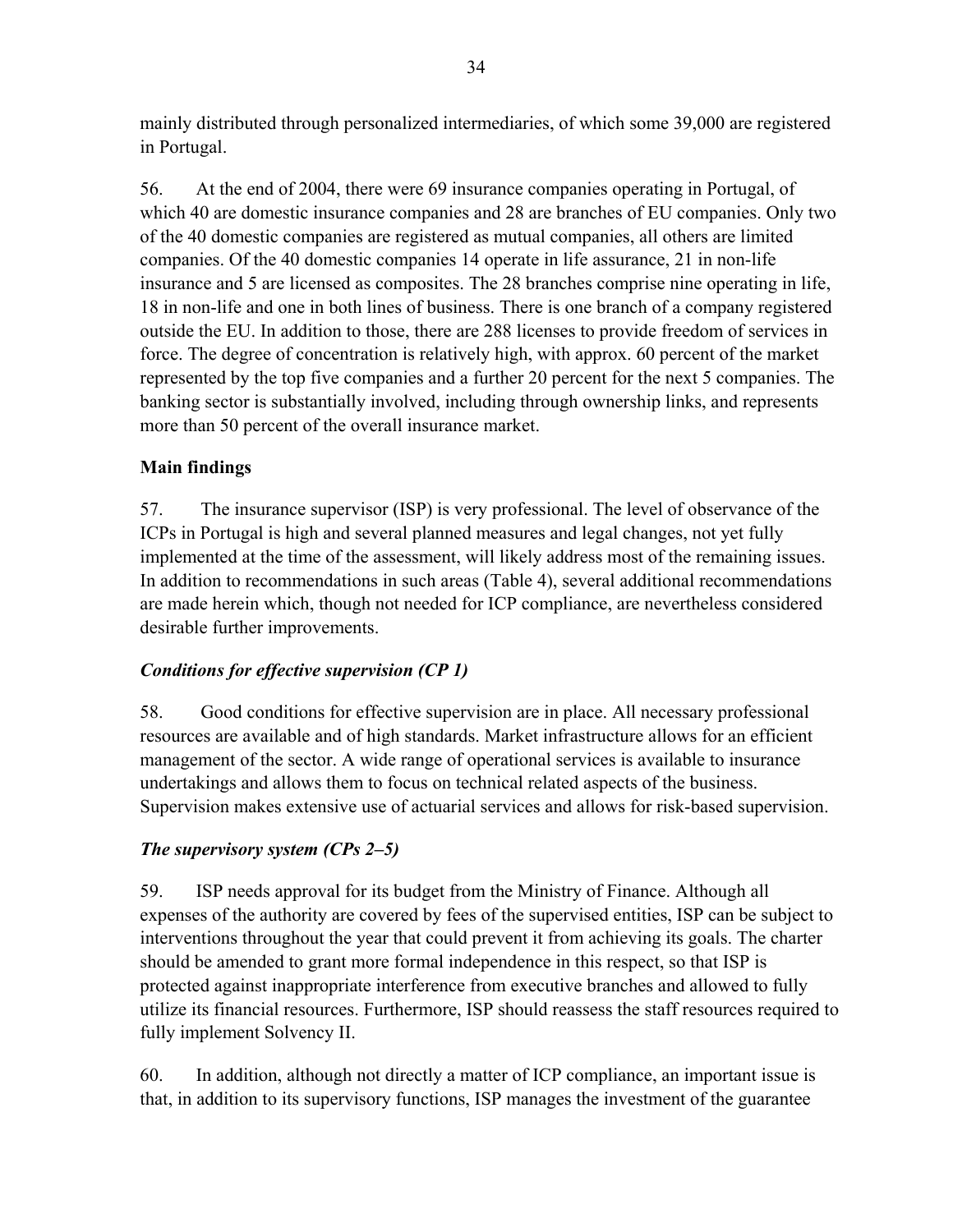mainly distributed through personalized intermediaries, of which some 39,000 are registered in Portugal.

56. At the end of 2004, there were 69 insurance companies operating in Portugal, of which 40 are domestic insurance companies and 28 are branches of EU companies. Only two of the 40 domestic companies are registered as mutual companies, all others are limited companies. Of the 40 domestic companies 14 operate in life assurance, 21 in non-life insurance and 5 are licensed as composites. The 28 branches comprise nine operating in life, 18 in non-life and one in both lines of business. There is one branch of a company registered outside the EU. In addition to those, there are 288 licenses to provide freedom of services in force. The degree of concentration is relatively high, with approx. 60 percent of the market represented by the top five companies and a further 20 percent for the next 5 companies. The banking sector is substantially involved, including through ownership links, and represents more than 50 percent of the overall insurance market.

**Main findings**

57. The insurance supervisor (ISP) is very professional. The level of observance of the ICPs in Portugal is high and several planned measures and legal changes, not yet fully implemented at the time of the assessment, will likely address most of the remaining issues. In addition to recommendations in such areas (Table 4), several additional recommendations are made herein which, though not needed for ICP compliance, are nevertheless considered desirable further improvements.

***Conditions for effective supervision (CP 1)***

58. Good conditions for effective supervision are in place. All necessary professional resources are available and of high standards. Market infrastructure allows for an efficient management of the sector. A wide range of operational services is available to insurance undertakings and allows them to focus on technical related aspects of the business. Supervision makes extensive use of actuarial services and allows for risk-based supervision.

***The supervisory system (CPs 2–5)***

59. ISP needs approval for its budget from the Ministry of Finance. Although all expenses of the authority are covered by fees of the supervised entities, ISP can be subject to interventions throughout the year that could prevent it from achieving its goals. The charter should be amended to grant more formal independence in this respect, so that ISP is protected against inappropriate interference from executive branches and allowed to fully utilize its financial resources. Furthermore, ISP should reassess the staff resources required to fully implement Solvency II.

60. In addition, although not directly a matter of ICP compliance, an important issue is that, in addition to its supervisory functions, ISP manages the investment of the guarantee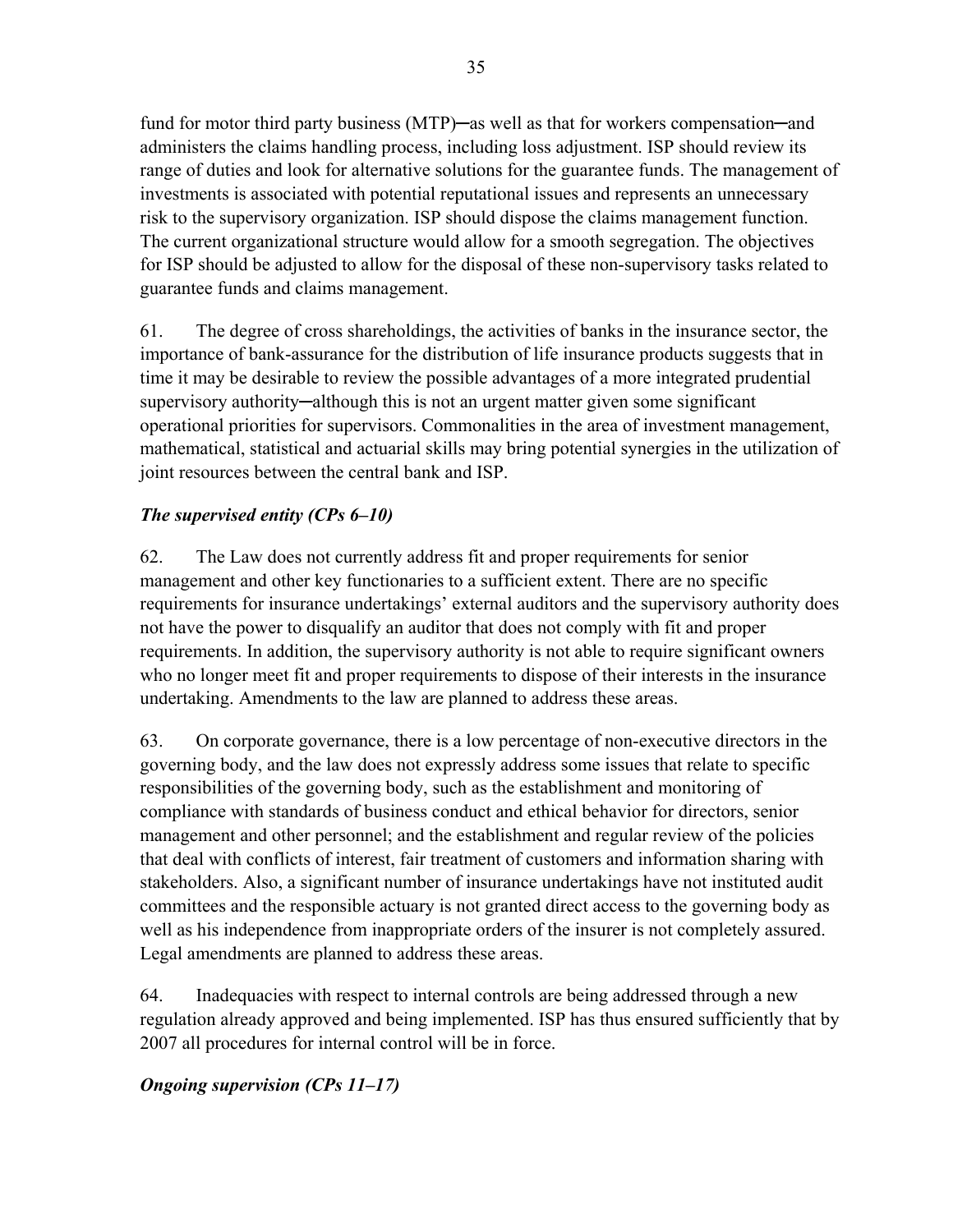fund for motor third party business (MTP)─as well as that for workers compensation─and administers the claims handling process, including loss adjustment. ISP should review its range of duties and look for alternative solutions for the guarantee funds. The management of investments is associated with potential reputational issues and represents an unnecessary risk to the supervisory organization. ISP should dispose the claims management function. The current organizational structure would allow for a smooth segregation. The objectives for ISP should be adjusted to allow for the disposal of these non-supervisory tasks related to guarantee funds and claims management.

61. The degree of cross shareholdings, the activities of banks in the insurance sector, the importance of bank-assurance for the distribution of life insurance products suggests that in time it may be desirable to review the possible advantages of a more integrated prudential supervisory authority─although this is not an urgent matter given some significant operational priorities for supervisors. Commonalities in the area of investment management, mathematical, statistical and actuarial skills may bring potential synergies in the utilization of joint resources between the central bank and ISP.

***The supervised entity (CPs 6–10)***

62. The Law does not currently address fit and proper requirements for senior management and other key functionaries to a sufficient extent. There are no specific requirements for insurance undertakings' external auditors and the supervisory authority does not have the power to disqualify an auditor that does not comply with fit and proper requirements. In addition, the supervisory authority is not able to require significant owners who no longer meet fit and proper requirements to dispose of their interests in the insurance undertaking. Amendments to the law are planned to address these areas.

63. On corporate governance, there is a low percentage of non-executive directors in the governing body, and the law does not expressly address some issues that relate to specific responsibilities of the governing body, such as the establishment and monitoring of compliance with standards of business conduct and ethical behavior for directors, senior management and other personnel; and the establishment and regular review of the policies that deal with conflicts of interest, fair treatment of customers and information sharing with stakeholders. Also, a significant number of insurance undertakings have not instituted audit committees and the responsible actuary is not granted direct access to the governing body as well as his independence from inappropriate orders of the insurer is not completely assured. Legal amendments are planned to address these areas.

64. Inadequacies with respect to internal controls are being addressed through a new regulation already approved and being implemented. ISP has thus ensured sufficiently that by 2007 all procedures for internal control will be in force.

***Ongoing supervision (CPs 11–17)***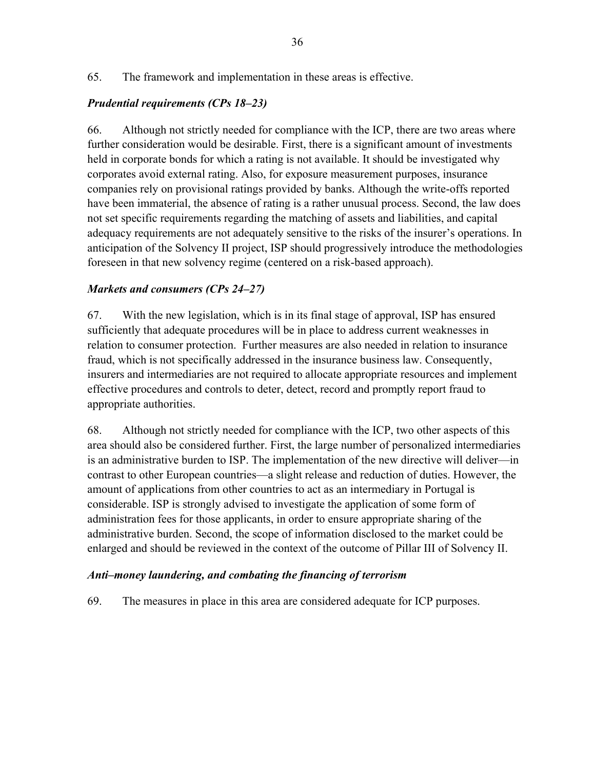65. The framework and implementation in these areas is effective.

### *Prudential requirements (CPs 18–23)*

66. Although not strictly needed for compliance with the ICP, there are two areas where further consideration would be desirable. First, there is a significant amount of investments held in corporate bonds for which a rating is not available. It should be investigated why corporates avoid external rating. Also, for exposure measurement purposes, insurance companies rely on provisional ratings provided by banks. Although the write-offs reported have been immaterial, the absence of rating is a rather unusual process. Second, the law does not set specific requirements regarding the matching of assets and liabilities, and capital adequacy requirements are not adequately sensitive to the risks of the insurer's operations. In anticipation of the Solvency II project, ISP should progressively introduce the methodologies foreseen in that new solvency regime (centered on a risk-based approach).

### *Markets and consumers (CPs 24–27)*

67. With the new legislation, which is in its final stage of approval, ISP has ensured sufficiently that adequate procedures will be in place to address current weaknesses in relation to consumer protection. Further measures are also needed in relation to insurance fraud, which is not specifically addressed in the insurance business law. Consequently, insurers and intermediaries are not required to allocate appropriate resources and implement effective procedures and controls to deter, detect, record and promptly report fraud to appropriate authorities.

68. Although not strictly needed for compliance with the ICP, two other aspects of this area should also be considered further. First, the large number of personalized intermediaries is an administrative burden to ISP. The implementation of the new directive will deliver—in contrast to other European countries—a slight release and reduction of duties. However, the amount of applications from other countries to act as an intermediary in Portugal is considerable. ISP is strongly advised to investigate the application of some form of administration fees for those applicants, in order to ensure appropriate sharing of the administrative burden. Second, the scope of information disclosed to the market could be enlarged and should be reviewed in the context of the outcome of Pillar III of Solvency II.

### *Anti–money laundering, and combating the financing of terrorism*

69. The measures in place in this area are considered adequate for ICP purposes.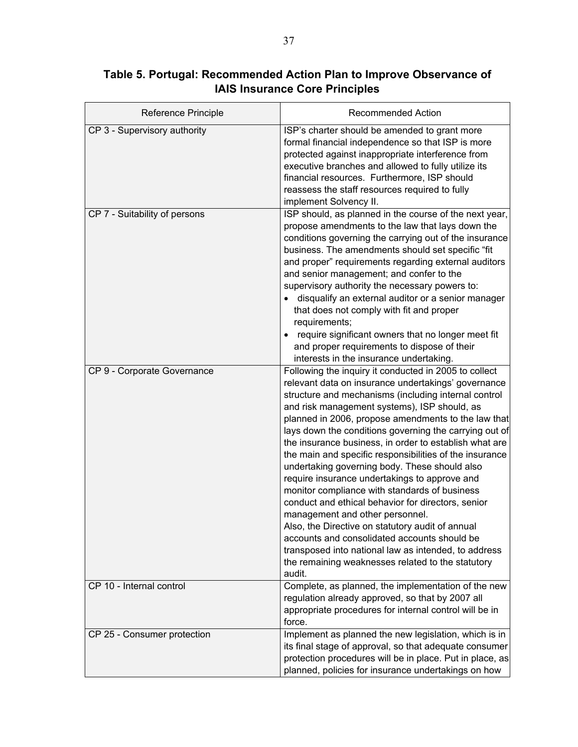**Table 5. Portugal: Recommended Action Plan to Improve Observance of IAIS Insurance Core Principles**

| Reference Principle | Recommended Action |
| --- | --- |
| CP 3 - Supervisory authority | ISP's charter should be amended to grant more formal financial independence so that ISP is more protected against inappropriate interference from executive branches and allowed to fully utilize its financial resources. Furthermore, ISP should reassess the staff resources required to fully implement Solvency II. |
| CP 7 - Suitability of persons | ISP should, as planned in the course of the next year, propose amendments to the law that lays down the conditions governing the carrying out of the insurance business. The amendments should set specific "fit and proper" requirements regarding external auditors and senior management; and confer to the supervisory authority the necessary powers to: <br>• disqualify an external auditor or a senior manager that does not comply with fit and proper requirements; <br>• require significant owners that no longer meet fit and proper requirements to dispose of their interests in the insurance undertaking. |
| CP 9 - Corporate Governance | Following the inquiry it conducted in 2005 to collect relevant data on insurance undertakings' governance structure and mechanisms (including internal control and risk management systems), ISP should, as planned in 2006, propose amendments to the law that lays down the conditions governing the carrying out of the insurance business, in order to establish what are the main and specific responsibilities of the insurance undertaking governing body. These should also require insurance undertakings to approve and monitor compliance with standards of business conduct and ethical behavior for directors, senior management and other personnel. <br>Also, the Directive on statutory audit of annual accounts and consolidated accounts should be transposed into national law as intended, to address the remaining weaknesses related to the statutory audit. |
| CP 10 - Internal control | Complete, as planned, the implementation of the new regulation already approved, so that by 2007 all appropriate procedures for internal control will be in force. |
| CP 25 - Consumer protection | Implement as planned the new legislation, which is in its final stage of approval, so that adequate consumer protection procedures will be in place. Put in place, as planned, policies for insurance undertakings on how |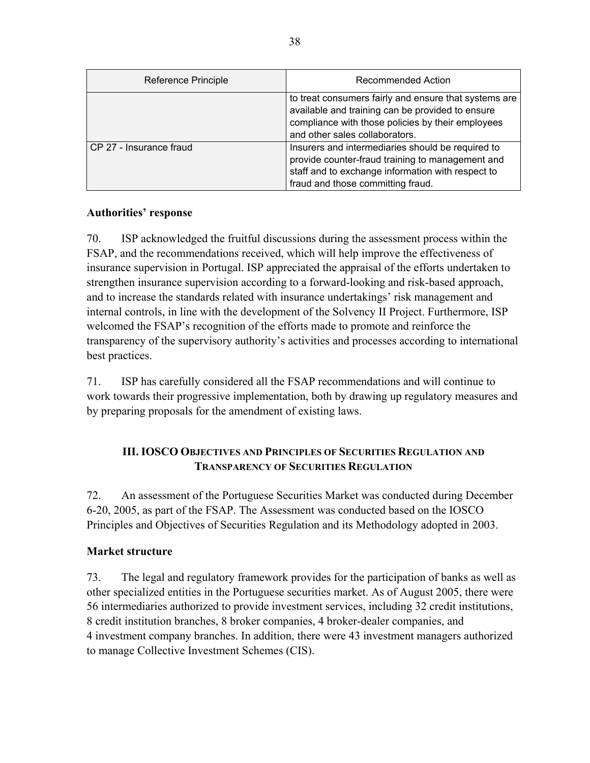| Reference Principle | Recommended Action |
| --- | --- |
| | to treat consumers fairly and ensure that systems are available and training can be provided to ensure compliance with those policies by their employees and other sales collaborators. |
| CP 27 - Insurance fraud | Insurers and intermediaries should be required to provide counter-fraud training to management and staff and to exchange information with respect to fraud and those committing fraud. |

**Authorities' response**

70. ISP acknowledged the fruitful discussions during the assessment process within the FSAP, and the recommendations received, which will help improve the effectiveness of insurance supervision in Portugal. ISP appreciated the appraisal of the efforts undertaken to strengthen insurance supervision according to a forward-looking and risk-based approach, and to increase the standards related with insurance undertakings' risk management and internal controls, in line with the development of the Solvency II Project. Furthermore, ISP welcomed the FSAP's recognition of the efforts made to promote and reinforce the transparency of the supervisory authority's activities and processes according to international best practices.

71. ISP has carefully considered all the FSAP recommendations and will continue to work towards their progressive implementation, both by drawing up regulatory measures and by preparing proposals for the amendment of existing laws.

## III. IOSCO Objectives and Principles of Securities Regulation and Transparency of Securities Regulation

72. An assessment of the Portuguese Securities Market was conducted during December 6-20, 2005, as part of the FSAP. The Assessment was conducted based on the IOSCO Principles and Objectives of Securities Regulation and its Methodology adopted in 2003.

**Market structure**

73. The legal and regulatory framework provides for the participation of banks as well as other specialized entities in the Portuguese securities market. As of August 2005, there were 56 intermediaries authorized to provide investment services, including 32 credit institutions, 8 credit institution branches, 8 broker companies, 4 broker-dealer companies, and 4 investment company branches. In addition, there were 43 investment managers authorized to manage Collective Investment Schemes (CIS).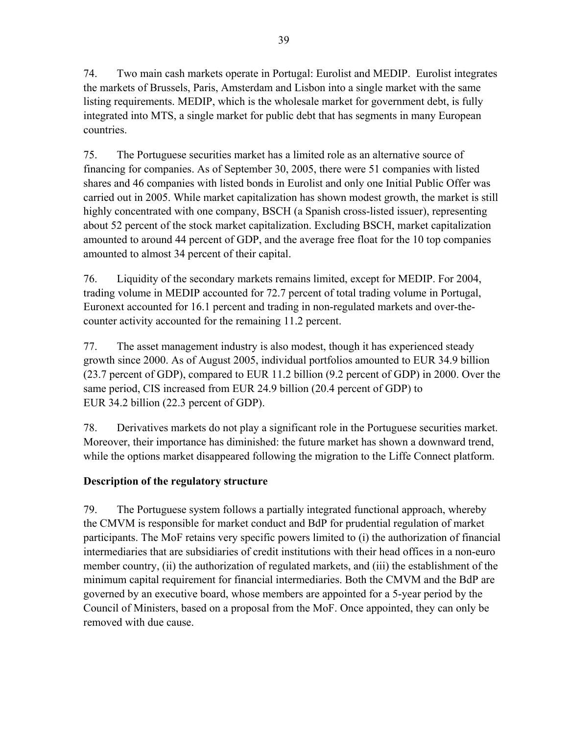74. Two main cash markets operate in Portugal: Eurolist and MEDIP. Eurolist integrates the markets of Brussels, Paris, Amsterdam and Lisbon into a single market with the same listing requirements. MEDIP, which is the wholesale market for government debt, is fully integrated into MTS, a single market for public debt that has segments in many European countries.

75. The Portuguese securities market has a limited role as an alternative source of financing for companies. As of September 30, 2005, there were 51 companies with listed shares and 46 companies with listed bonds in Eurolist and only one Initial Public Offer was carried out in 2005. While market capitalization has shown modest growth, the market is still highly concentrated with one company, BSCH (a Spanish cross-listed issuer), representing about 52 percent of the stock market capitalization. Excluding BSCH, market capitalization amounted to around 44 percent of GDP, and the average free float for the 10 top companies amounted to almost 34 percent of their capital.

76. Liquidity of the secondary markets remains limited, except for MEDIP. For 2004, trading volume in MEDIP accounted for 72.7 percent of total trading volume in Portugal, Euronext accounted for 16.1 percent and trading in non-regulated markets and over-the-counter activity accounted for the remaining 11.2 percent.

77. The asset management industry is also modest, though it has experienced steady growth since 2000. As of August 2005, individual portfolios amounted to EUR 34.9 billion (23.7 percent of GDP), compared to EUR 11.2 billion (9.2 percent of GDP) in 2000. Over the same period, CIS increased from EUR 24.9 billion (20.4 percent of GDP) to EUR 34.2 billion (22.3 percent of GDP).

78. Derivatives markets do not play a significant role in the Portuguese securities market. Moreover, their importance has diminished: the future market has shown a downward trend, while the options market disappeared following the migration to the Liffe Connect platform.

**Description of the regulatory structure**

79. The Portuguese system follows a partially integrated functional approach, whereby the CMVM is responsible for market conduct and BdP for prudential regulation of market participants. The MoF retains very specific powers limited to (i) the authorization of financial intermediaries that are subsidiaries of credit institutions with their head offices in a non-euro member country, (ii) the authorization of regulated markets, and (iii) the establishment of the minimum capital requirement for financial intermediaries. Both the CMVM and the BdP are governed by an executive board, whose members are appointed for a 5-year period by the Council of Ministers, based on a proposal from the MoF. Once appointed, they can only be removed with due cause.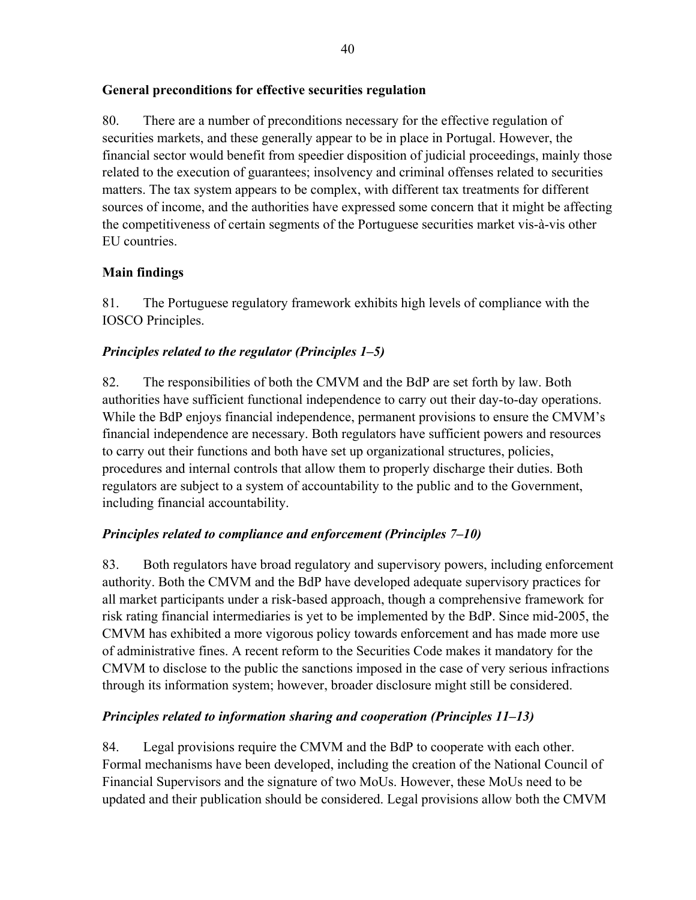### General preconditions for effective securities regulation

80. There are a number of preconditions necessary for the effective regulation of securities markets, and these generally appear to be in place in Portugal. However, the financial sector would benefit from speedier disposition of judicial proceedings, mainly those related to the execution of guarantees; insolvency and criminal offenses related to securities matters. The tax system appears to be complex, with different tax treatments for different sources of income, and the authorities have expressed some concern that it might be affecting the competitiveness of certain segments of the Portuguese securities market vis-à-vis other EU countries.

### Main findings

81. The Portuguese regulatory framework exhibits high levels of compliance with the IOSCO Principles.

#### *Principles related to the regulator (Principles 1–5)*

82. The responsibilities of both the CMVM and the BdP are set forth by law. Both authorities have sufficient functional independence to carry out their day-to-day operations. While the BdP enjoys financial independence, permanent provisions to ensure the CMVM's financial independence are necessary. Both regulators have sufficient powers and resources to carry out their functions and both have set up organizational structures, policies, procedures and internal controls that allow them to properly discharge their duties. Both regulators are subject to a system of accountability to the public and to the Government, including financial accountability.

#### *Principles related to compliance and enforcement (Principles 7–10)*

83. Both regulators have broad regulatory and supervisory powers, including enforcement authority. Both the CMVM and the BdP have developed adequate supervisory practices for all market participants under a risk-based approach, though a comprehensive framework for risk rating financial intermediaries is yet to be implemented by the BdP. Since mid-2005, the CMVM has exhibited a more vigorous policy towards enforcement and has made more use of administrative fines. A recent reform to the Securities Code makes it mandatory for the CMVM to disclose to the public the sanctions imposed in the case of very serious infractions through its information system; however, broader disclosure might still be considered.

#### *Principles related to information sharing and cooperation (Principles 11–13)*

84. Legal provisions require the CMVM and the BdP to cooperate with each other. Formal mechanisms have been developed, including the creation of the National Council of Financial Supervisors and the signature of two MoUs. However, these MoUs need to be updated and their publication should be considered. Legal provisions allow both the CMVM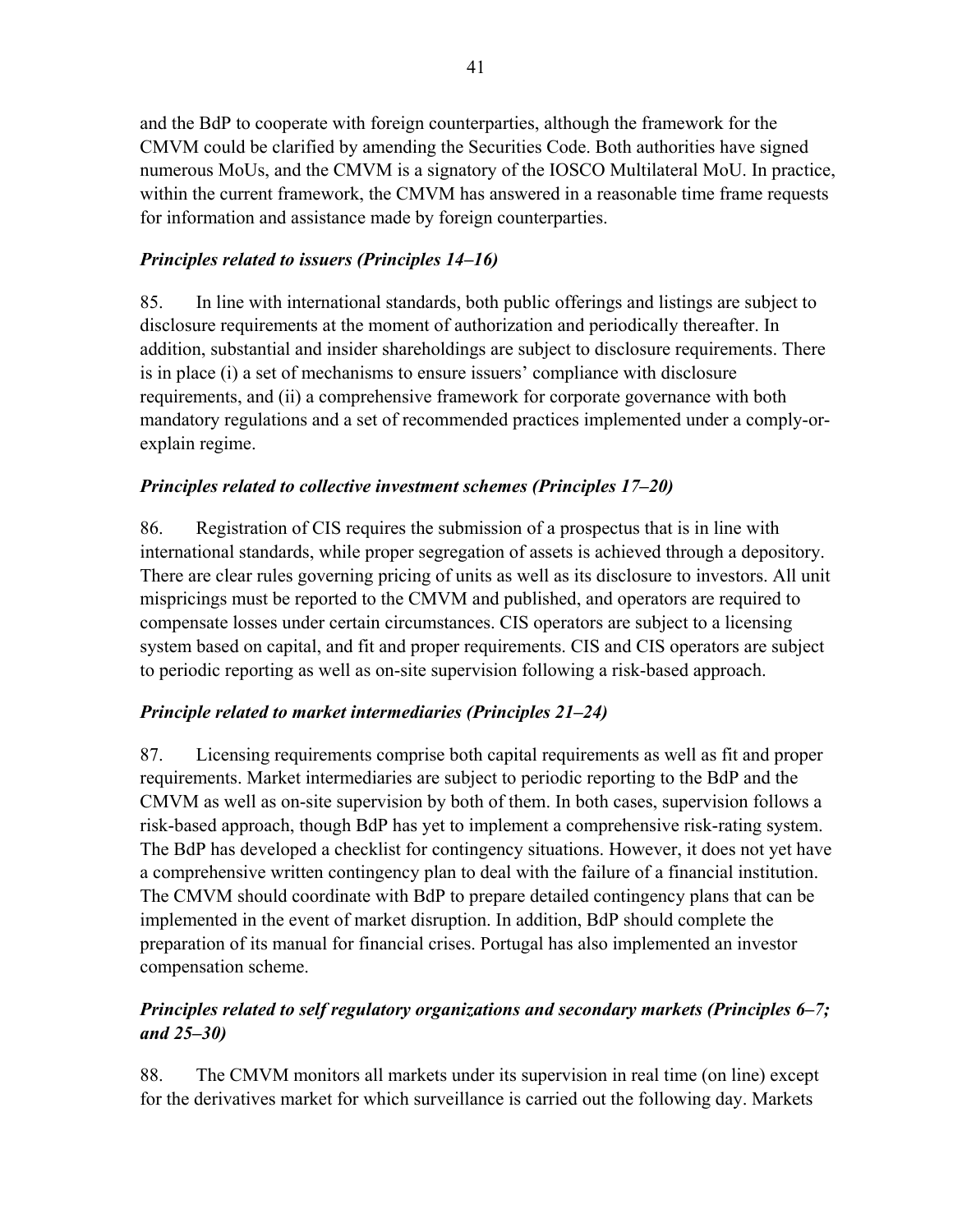and the BdP to cooperate with foreign counterparties, although the framework for the CMVM could be clarified by amending the Securities Code. Both authorities have signed numerous MoUs, and the CMVM is a signatory of the IOSCO Multilateral MoU. In practice, within the current framework, the CMVM has answered in a reasonable time frame requests for information and assistance made by foreign counterparties.

### *Principles related to issuers (Principles 14–16)*

85. In line with international standards, both public offerings and listings are subject to disclosure requirements at the moment of authorization and periodically thereafter. In addition, substantial and insider shareholdings are subject to disclosure requirements. There is in place (i) a set of mechanisms to ensure issuers' compliance with disclosure requirements, and (ii) a comprehensive framework for corporate governance with both mandatory regulations and a set of recommended practices implemented under a comply-or-explain regime.

### *Principles related to collective investment schemes (Principles 17–20)*

86. Registration of CIS requires the submission of a prospectus that is in line with international standards, while proper segregation of assets is achieved through a depository. There are clear rules governing pricing of units as well as its disclosure to investors. All unit mispricings must be reported to the CMVM and published, and operators are required to compensate losses under certain circumstances. CIS operators are subject to a licensing system based on capital, and fit and proper requirements. CIS and CIS operators are subject to periodic reporting as well as on-site supervision following a risk-based approach.

### *Principle related to market intermediaries (Principles 21–24)*

87. Licensing requirements comprise both capital requirements as well as fit and proper requirements. Market intermediaries are subject to periodic reporting to the BdP and the CMVM as well as on-site supervision by both of them. In both cases, supervision follows a risk-based approach, though BdP has yet to implement a comprehensive risk-rating system. The BdP has developed a checklist for contingency situations. However, it does not yet have a comprehensive written contingency plan to deal with the failure of a financial institution. The CMVM should coordinate with BdP to prepare detailed contingency plans that can be implemented in the event of market disruption. In addition, BdP should complete the preparation of its manual for financial crises. Portugal has also implemented an investor compensation scheme.

### *Principles related to self regulatory organizations and secondary markets (Principles 6–7; and 25–30)*

88. The CMVM monitors all markets under its supervision in real time (on line) except for the derivatives market for which surveillance is carried out the following day. Markets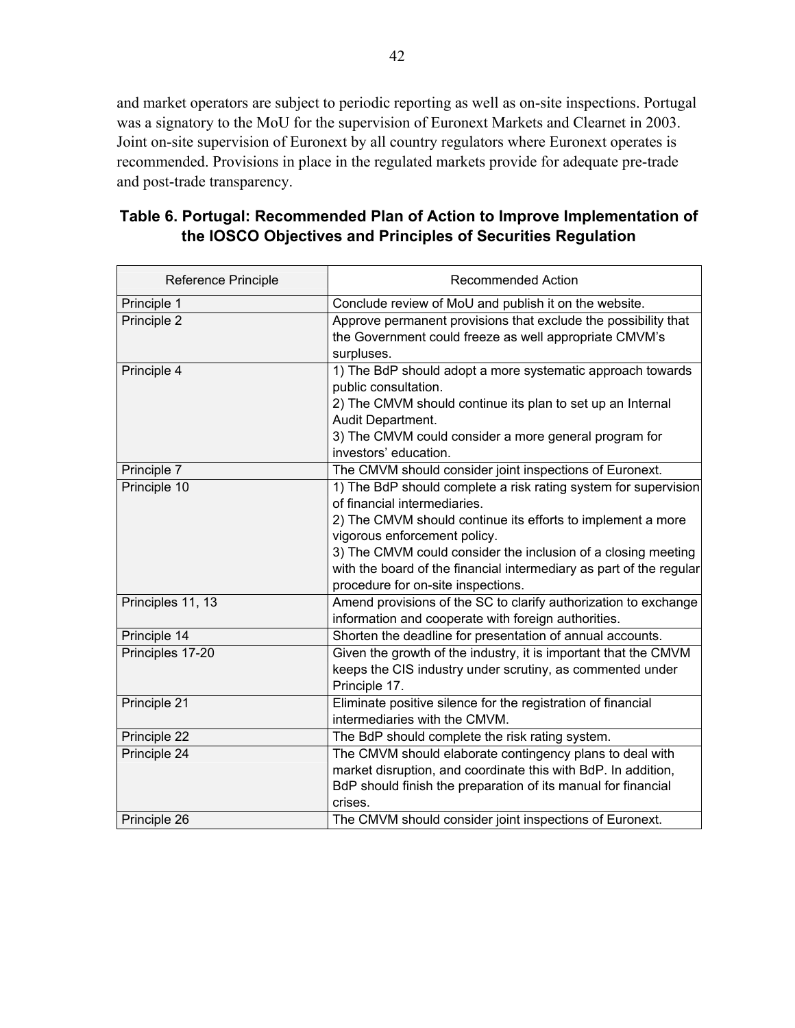and market operators are subject to periodic reporting as well as on-site inspections. Portugal was a signatory to the MoU for the supervision of Euronext Markets and Clearnet in 2003. Joint on-site supervision of Euronext by all country regulators where Euronext operates is recommended. Provisions in place in the regulated markets provide for adequate pre-trade and post-trade transparency.

**Table 6. Portugal: Recommended Plan of Action to Improve Implementation of the IOSCO Objectives and Principles of Securities Regulation**

| Reference Principle | Recommended Action |
|---|---|
| Principle 1 | Conclude review of MoU and publish it on the website. |
| Principle 2 | Approve permanent provisions that exclude the possibility that the Government could freeze as well appropriate CMVM's surpluses. |
| Principle 4 | 1) The BdP should adopt a more systematic approach towards public consultation.<br>2) The CMVM should continue its plan to set up an Internal Audit Department.<br>3) The CMVM could consider a more general program for investors' education. |
| Principle 7 | The CMVM should consider joint inspections of Euronext. |
| Principle 10 | 1) The BdP should complete a risk rating system for supervision of financial intermediaries.<br>2) The CMVM should continue its efforts to implement a more vigorous enforcement policy.<br>3) The CMVM could consider the inclusion of a closing meeting with the board of the financial intermediary as part of the regular procedure for on-site inspections. |
| Principles 11, 13 | Amend provisions of the SC to clarify authorization to exchange information and cooperate with foreign authorities. |
| Principle 14 | Shorten the deadline for presentation of annual accounts. |
| Principles 17-20 | Given the growth of the industry, it is important that the CMVM keeps the CIS industry under scrutiny, as commented under Principle 17. |
| Principle 21 | Eliminate positive silence for the registration of financial intermediaries with the CMVM. |
| Principle 22 | The BdP should complete the risk rating system. |
| Principle 24 | The CMVM should elaborate contingency plans to deal with market disruption, and coordinate this with BdP. In addition, BdP should finish the preparation of its manual for financial crises. |
| Principle 26 | The CMVM should consider joint inspections of Euronext. |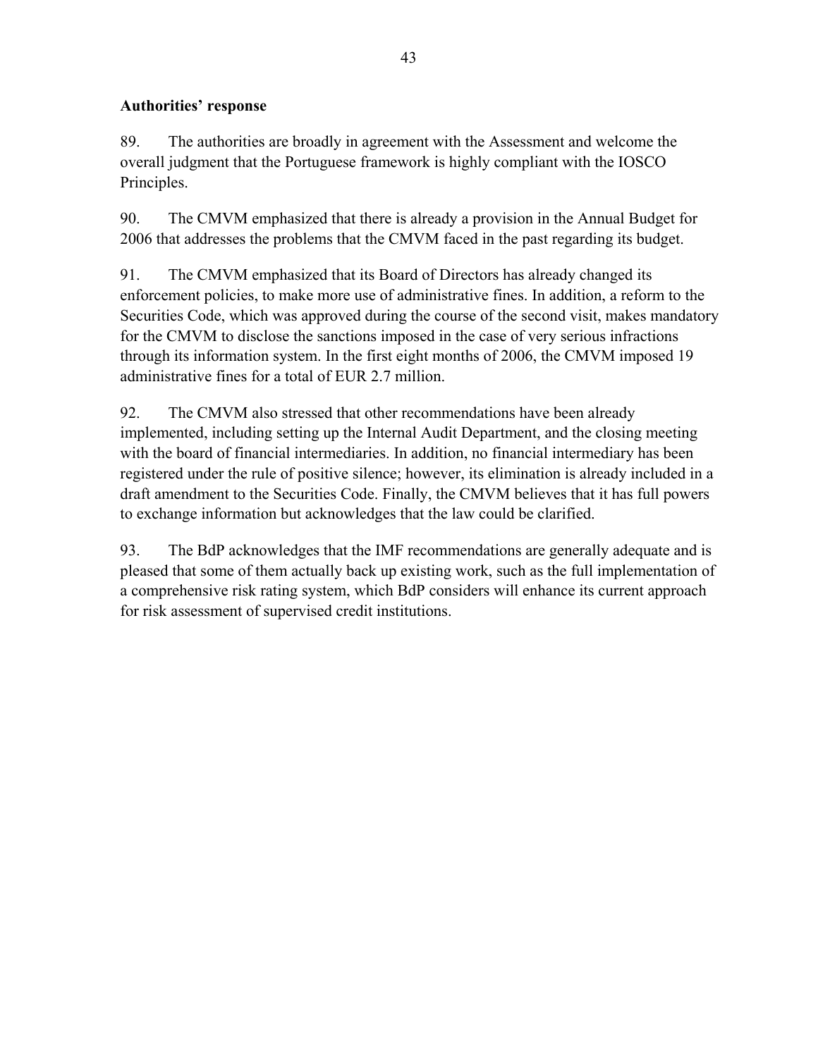**Authorities' response**

89. The authorities are broadly in agreement with the Assessment and welcome the overall judgment that the Portuguese framework is highly compliant with the IOSCO Principles.

90. The CMVM emphasized that there is already a provision in the Annual Budget for 2006 that addresses the problems that the CMVM faced in the past regarding its budget.

91. The CMVM emphasized that its Board of Directors has already changed its enforcement policies, to make more use of administrative fines. In addition, a reform to the Securities Code, which was approved during the course of the second visit, makes mandatory for the CMVM to disclose the sanctions imposed in the case of very serious infractions through its information system. In the first eight months of 2006, the CMVM imposed 19 administrative fines for a total of EUR 2.7 million.

92. The CMVM also stressed that other recommendations have been already implemented, including setting up the Internal Audit Department, and the closing meeting with the board of financial intermediaries. In addition, no financial intermediary has been registered under the rule of positive silence; however, its elimination is already included in a draft amendment to the Securities Code. Finally, the CMVM believes that it has full powers to exchange information but acknowledges that the law could be clarified.

93. The BdP acknowledges that the IMF recommendations are generally adequate and is pleased that some of them actually back up existing work, such as the full implementation of a comprehensive risk rating system, which BdP considers will enhance its current approach for risk assessment of supervised credit institutions.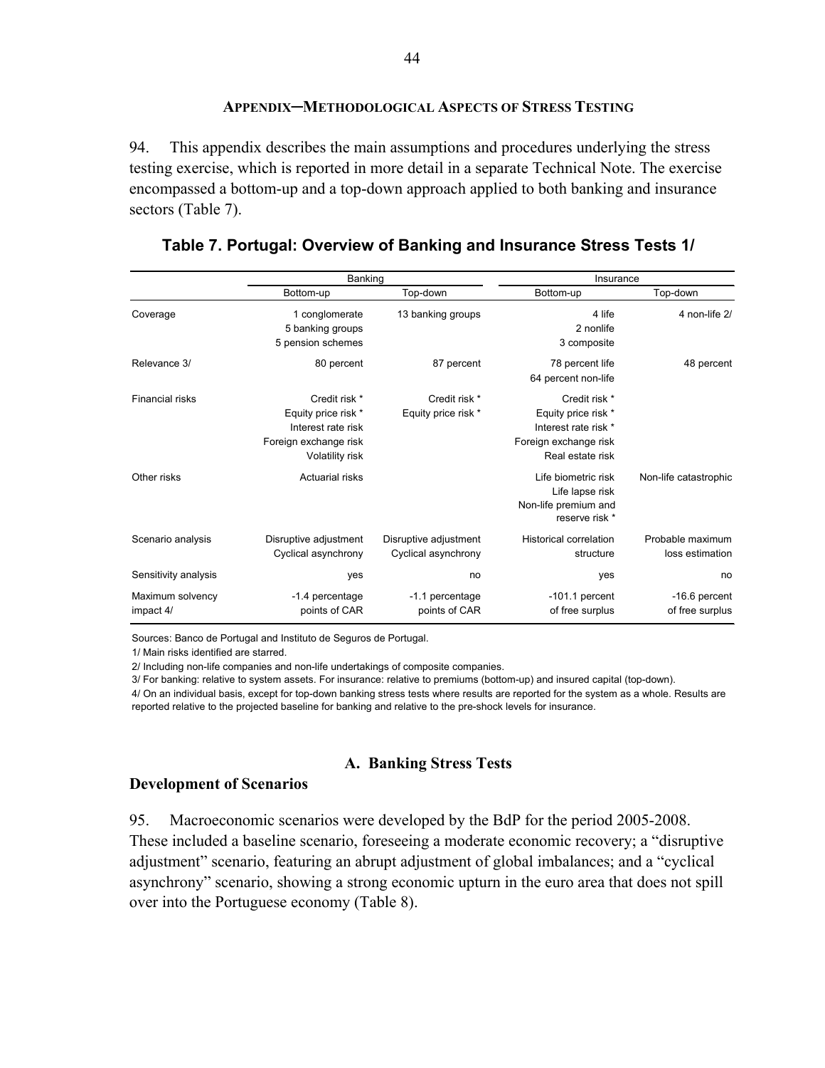## APPENDIX—METHODOLOGICAL ASPECTS OF STRESS TESTING

94. This appendix describes the main assumptions and procedures underlying the stress testing exercise, which is reported in more detail in a separate Technical Note. The exercise encompassed a bottom-up and a top-down approach applied to both banking and insurance sectors (Table 7).

**Table 7. Portugal: Overview of Banking and Insurance Stress Tests 1/**

| | Banking | | Insurance | |
|---|---|---|---|---|
| | Bottom-up | Top-down | Bottom-up | Top-down |
| Coverage | 1 conglomerate<br>5 banking groups<br>5 pension schemes | 13 banking groups | 4 life<br>2 nonlife<br>3 composite | 4 non-life 2/ |
| Relevance 3/ | 80 percent | 87 percent | 78 percent life<br>64 percent non-life | 48 percent |
| Financial risks | Credit risk *<br>Equity price risk *<br>Interest rate risk<br>Foreign exchange risk<br>Volatility risk | Credit risk *<br>Equity price risk * | Credit risk *<br>Equity price risk *<br>Interest rate risk *<br>Foreign exchange risk<br>Real estate risk | |
| Other risks | Actuarial risks | | Life biometric risk<br>Life lapse risk<br>Non-life premium and reserve risk * | Non-life catastrophic |
| Scenario analysis | Disruptive adjustment<br>Cyclical asynchrony | Disruptive adjustment<br>Cyclical asynchrony | Historical correlation structure | Probable maximum loss estimation |
| Sensitivity analysis | yes | no | yes | no |
| Maximum solvency impact 4/ | -1.4 percentage points of CAR | -1.1 percentage points of CAR | -101.1 percent of free surplus | -16.6 percent of free surplus |

Sources: Banco de Portugal and Instituto de Seguros de Portugal.

1/ Main risks identified are starred.

2/ Including non-life companies and non-life undertakings of composite companies.

3/ For banking: relative to system assets. For insurance: relative to premiums (bottom-up) and insured capital (top-down).

4/ On an individual basis, except for top-down banking stress tests where results are reported for the system as a whole. Results are reported relative to the projected baseline for banking and relative to the pre-shock levels for insurance.

### A. Banking Stress Tests

#### Development of Scenarios

95. Macroeconomic scenarios were developed by the BdP for the period 2005-2008. These included a baseline scenario, foreseeing a moderate economic recovery; a "disruptive adjustment" scenario, featuring an abrupt adjustment of global imbalances; and a "cyclical asynchrony" scenario, showing a strong economic upturn in the euro area that does not spill over into the Portuguese economy (Table 8).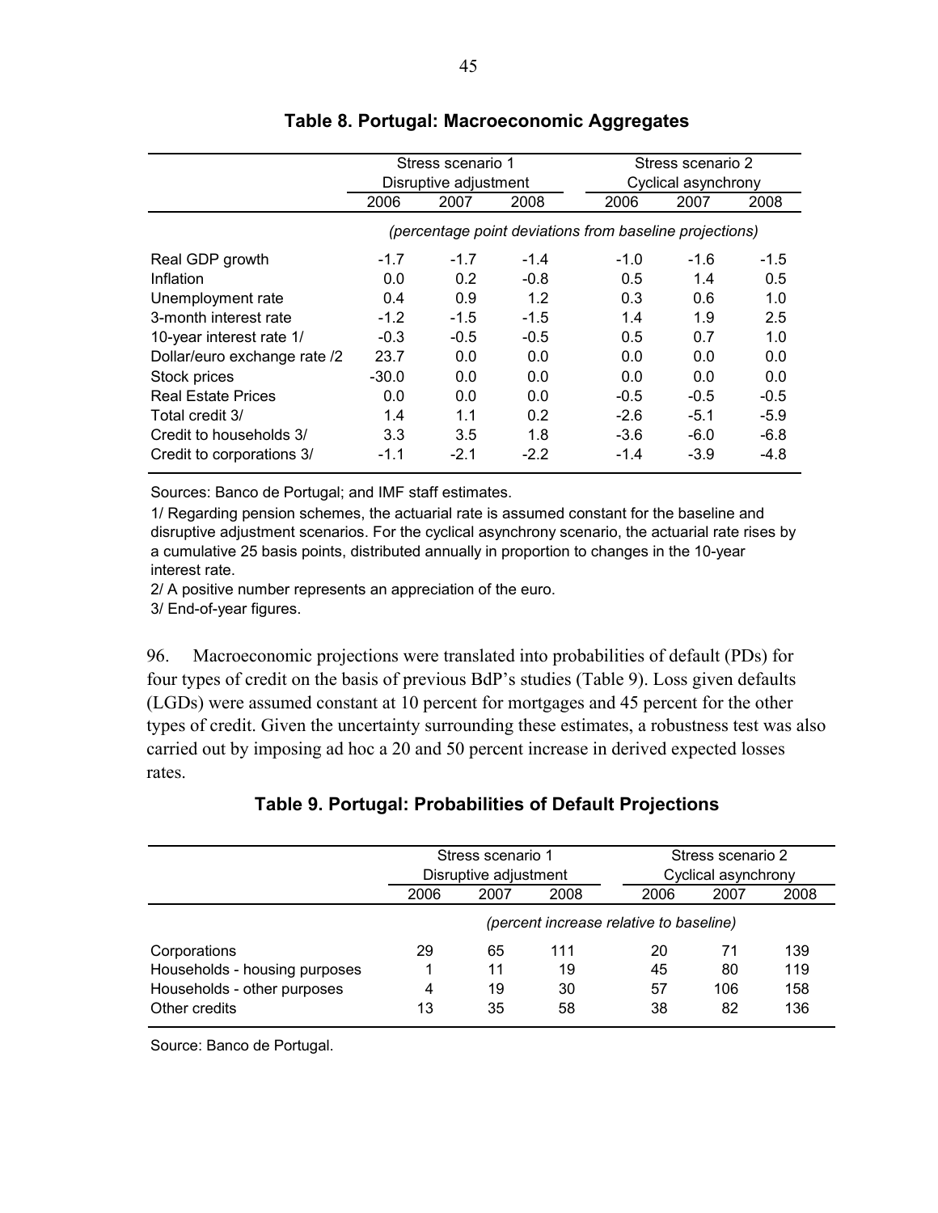## Table 8. Portugal: Macroeconomic Aggregates

| | Stress scenario 1 Disruptive adjustment | | | Stress scenario 2 Cyclical asynchrony | | |
|---|---|---|---|---|---|---|
| | 2006 | 2007 | 2008 | 2006 | 2007 | 2008 |
| | *(percentage point deviations from baseline projections)* | | | | | |
| Real GDP growth | -1.7 | -1.7 | -1.4 | -1.0 | -1.6 | -1.5 |
| Inflation | 0.0 | 0.2 | -0.8 | 0.5 | 1.4 | 0.5 |
| Unemployment rate | 0.4 | 0.9 | 1.2 | 0.3 | 0.6 | 1.0 |
| 3-month interest rate | -1.2 | -1.5 | -1.5 | 1.4 | 1.9 | 2.5 |
| 10-year interest rate 1/ | -0.3 | -0.5 | -0.5 | 0.5 | 0.7 | 1.0 |
| Dollar/euro exchange rate /2 | 23.7 | 0.0 | 0.0 | 0.0 | 0.0 | 0.0 |
| Stock prices | -30.0 | 0.0 | 0.0 | 0.0 | 0.0 | 0.0 |
| Real Estate Prices | 0.0 | 0.0 | 0.0 | -0.5 | -0.5 | -0.5 |
| Total credit 3/ | 1.4 | 1.1 | 0.2 | -2.6 | -5.1 | -5.9 |
| Credit to households 3/ | 3.3 | 3.5 | 1.8 | -3.6 | -6.0 | -6.8 |
| Credit to corporations 3/ | -1.1 | -2.1 | -2.2 | -1.4 | -3.9 | -4.8 |

Sources: Banco de Portugal; and IMF staff estimates.

1/ Regarding pension schemes, the actuarial rate is assumed constant for the baseline and disruptive adjustment scenarios. For the cyclical asynchrony scenario, the actuarial rate rises by a cumulative 25 basis points, distributed annually in proportion to changes in the 10-year interest rate.

2/ A positive number represents an appreciation of the euro.

3/ End-of-year figures.

96. Macroeconomic projections were translated into probabilities of default (PDs) for four types of credit on the basis of previous BdP's studies (Table 9). Loss given defaults (LGDs) were assumed constant at 10 percent for mortgages and 45 percent for the other types of credit. Given the uncertainty surrounding these estimates, a robustness test was also carried out by imposing ad hoc a 20 and 50 percent increase in derived expected losses rates.

## Table 9. Portugal: Probabilities of Default Projections

| | Stress scenario 1 Disruptive adjustment | | | Stress scenario 2 Cyclical asynchrony | | |
|---|---|---|---|---|---|---|
| | 2006 | 2007 | 2008 | 2006 | 2007 | 2008 |
| | *(percent increase relative to baseline)* | | | | | |
| Corporations | 29 | 65 | 111 | 20 | 71 | 139 |
| Households - housing purposes | 1 | 11 | 19 | 45 | 80 | 119 |
| Households - other purposes | 4 | 19 | 30 | 57 | 106 | 158 |
| Other credits | 13 | 35 | 58 | 38 | 82 | 136 |

Source: Banco de Portugal.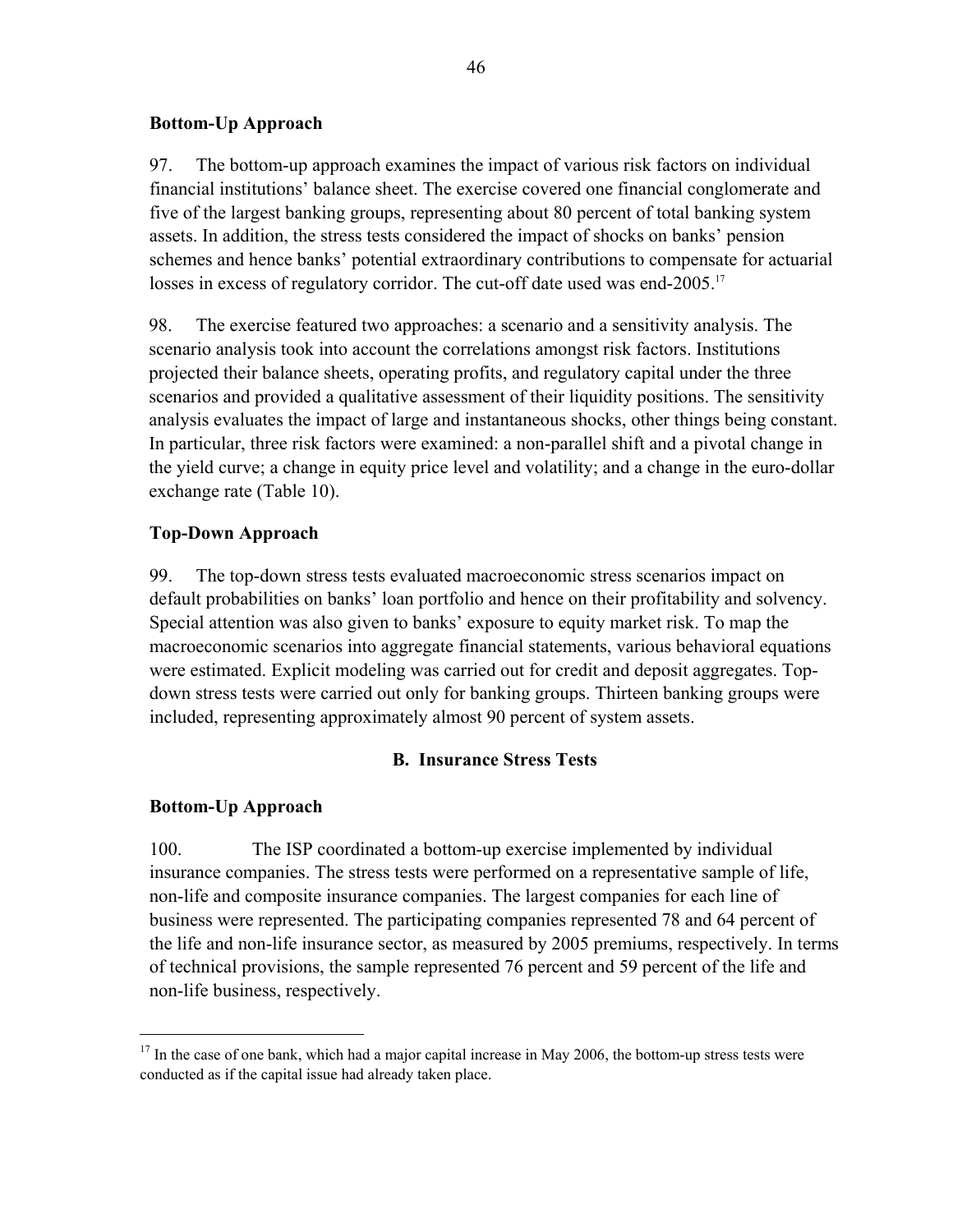### Bottom-Up Approach

97. The bottom-up approach examines the impact of various risk factors on individual financial institutions' balance sheet. The exercise covered one financial conglomerate and five of the largest banking groups, representing about 80 percent of total banking system assets. In addition, the stress tests considered the impact of shocks on banks' pension schemes and hence banks' potential extraordinary contributions to compensate for actuarial losses in excess of regulatory corridor. The cut-off date used was end-2005.[17]

98. The exercise featured two approaches: a scenario and a sensitivity analysis. The scenario analysis took into account the correlations amongst risk factors. Institutions projected their balance sheets, operating profits, and regulatory capital under the three scenarios and provided a qualitative assessment of their liquidity positions. The sensitivity analysis evaluates the impact of large and instantaneous shocks, other things being constant. In particular, three risk factors were examined: a non-parallel shift and a pivotal change in the yield curve; a change in equity price level and volatility; and a change in the euro-dollar exchange rate (Table 10).

### Top-Down Approach

99. The top-down stress tests evaluated macroeconomic stress scenarios impact on default probabilities on banks' loan portfolio and hence on their profitability and solvency. Special attention was also given to banks' exposure to equity market risk. To map the macroeconomic scenarios into aggregate financial statements, various behavioral equations were estimated. Explicit modeling was carried out for credit and deposit aggregates. Top-down stress tests were carried out only for banking groups. Thirteen banking groups were included, representing approximately almost 90 percent of system assets.

## B. Insurance Stress Tests

### Bottom-Up Approach

100. The ISP coordinated a bottom-up exercise implemented by individual insurance companies. The stress tests were performed on a representative sample of life, non-life and composite insurance companies. The largest companies for each line of business were represented. The participating companies represented 78 and 64 percent of the life and non-life insurance sector, as measured by 2005 premiums, respectively. In terms of technical provisions, the sample represented 76 percent and 59 percent of the life and non-life business, respectively.

---

[17] In the case of one bank, which had a major capital increase in May 2006, the bottom-up stress tests were conducted as if the capital issue had already taken place.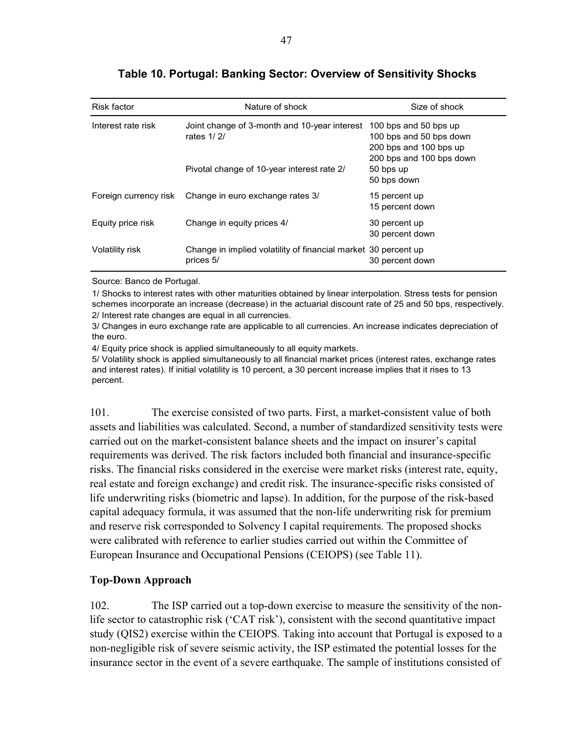**Table 10. Portugal: Banking Sector: Overview of Sensitivity Shocks**

| Risk factor | Nature of shock | Size of shock |
| --- | --- | --- |
| Interest rate risk | Joint change of 3-month and 10-year interest rates 1/ 2/ | 100 bps and 50 bps up<br>100 bps and 50 bps down<br>200 bps and 100 bps up<br>200 bps and 100 bps down |
| | Pivotal change of 10-year interest rate 2/ | 50 bps up<br>50 bps down |
| Foreign currency risk | Change in euro exchange rates 3/ | 15 percent up<br>15 percent down |
| Equity price risk | Change in equity prices 4/ | 30 percent up<br>30 percent down |
| Volatility risk | Change in implied volatility of financial market prices 5/ | 30 percent up<br>30 percent down |

Source: Banco de Portugal.

1/ Shocks to interest rates with other maturities obtained by linear interpolation. Stress tests for pension schemes incorporate an increase (decrease) in the actuarial discount rate of 25 and 50 bps, respectively.

2/ Interest rate changes are equal in all currencies.

3/ Changes in euro exchange rate are applicable to all currencies. An increase indicates depreciation of the euro.

4/ Equity price shock is applied simultaneously to all equity markets.

5/ Volatility shock is applied simultaneously to all financial market prices (interest rates, exchange rates and interest rates). If initial volatility is 10 percent, a 30 percent increase implies that it rises to 13 percent.

101. The exercise consisted of two parts. First, a market-consistent value of both assets and liabilities was calculated. Second, a number of standardized sensitivity tests were carried out on the market-consistent balance sheets and the impact on insurer's capital requirements was derived. The risk factors included both financial and insurance-specific risks. The financial risks considered in the exercise were market risks (interest rate, equity, real estate and foreign exchange) and credit risk. The insurance-specific risks consisted of life underwriting risks (biometric and lapse). In addition, for the purpose of the risk-based capital adequacy formula, it was assumed that the non-life underwriting risk for premium and reserve risk corresponded to Solvency I capital requirements. The proposed shocks were calibrated with reference to earlier studies carried out within the Committee of European Insurance and Occupational Pensions (CEIOPS) (see Table 11).

### Top-Down Approach

102. The ISP carried out a top-down exercise to measure the sensitivity of the non-life sector to catastrophic risk ('CAT risk'), consistent with the second quantitative impact study (QIS2) exercise within the CEIOPS. Taking into account that Portugal is exposed to a non-negligible risk of severe seismic activity, the ISP estimated the potential losses for the insurance sector in the event of a severe earthquake. The sample of institutions consisted of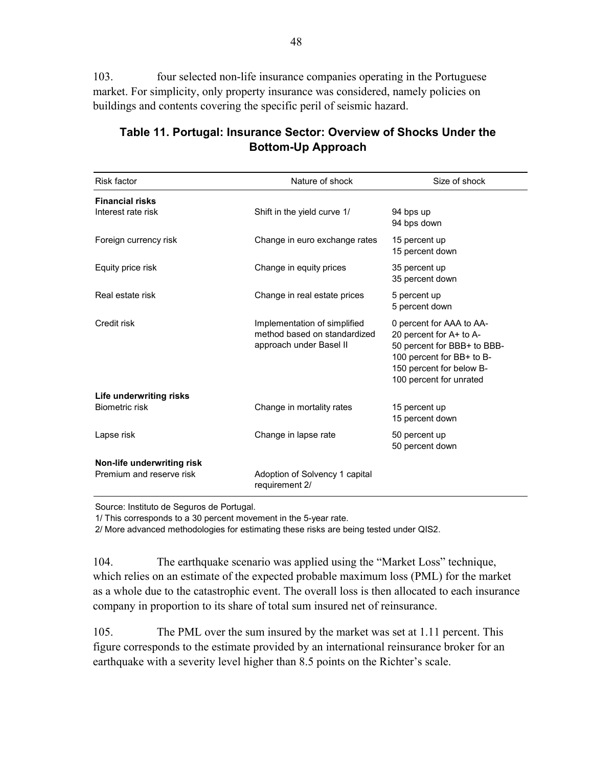103. four selected non-life insurance companies operating in the Portuguese market. For simplicity, only property insurance was considered, namely policies on buildings and contents covering the specific peril of seismic hazard.

**Table 11. Portugal: Insurance Sector: Overview of Shocks Under the Bottom-Up Approach**

| Risk factor | Nature of shock | Size of shock |
|---|---|---|
| **Financial risks** | | |
| Interest rate risk | Shift in the yield curve 1/ | 94 bps up<br>94 bps down |
| Foreign currency risk | Change in euro exchange rates | 15 percent up<br>15 percent down |
| Equity price risk | Change in equity prices | 35 percent up<br>35 percent down |
| Real estate risk | Change in real estate prices | 5 percent up<br>5 percent down |
| Credit risk | Implementation of simplified method based on standardized approach under Basel II | 0 percent for AAA to AA-<br>20 percent for A+ to A-<br>50 percent for BBB+ to BBB-<br>100 percent for BB+ to B-<br>150 percent for below B-<br>100 percent for unrated |
| **Life underwriting risks** | | |
| Biometric risk | Change in mortality rates | 15 percent up<br>15 percent down |
| Lapse risk | Change in lapse rate | 50 percent up<br>50 percent down |
| **Non-life underwriting risk** | | |
| Premium and reserve risk | Adoption of Solvency 1 capital requirement 2/ | |

Source: Instituto de Seguros de Portugal.

1/ This corresponds to a 30 percent movement in the 5-year rate.

2/ More advanced methodologies for estimating these risks are being tested under QIS2.

104. The earthquake scenario was applied using the "Market Loss" technique, which relies on an estimate of the expected probable maximum loss (PML) for the market as a whole due to the catastrophic event. The overall loss is then allocated to each insurance company in proportion to its share of total sum insured net of reinsurance.

105. The PML over the sum insured by the market was set at 1.11 percent. This figure corresponds to the estimate provided by an international reinsurance broker for an earthquake with a severity level higher than 8.5 points on the Richter's scale.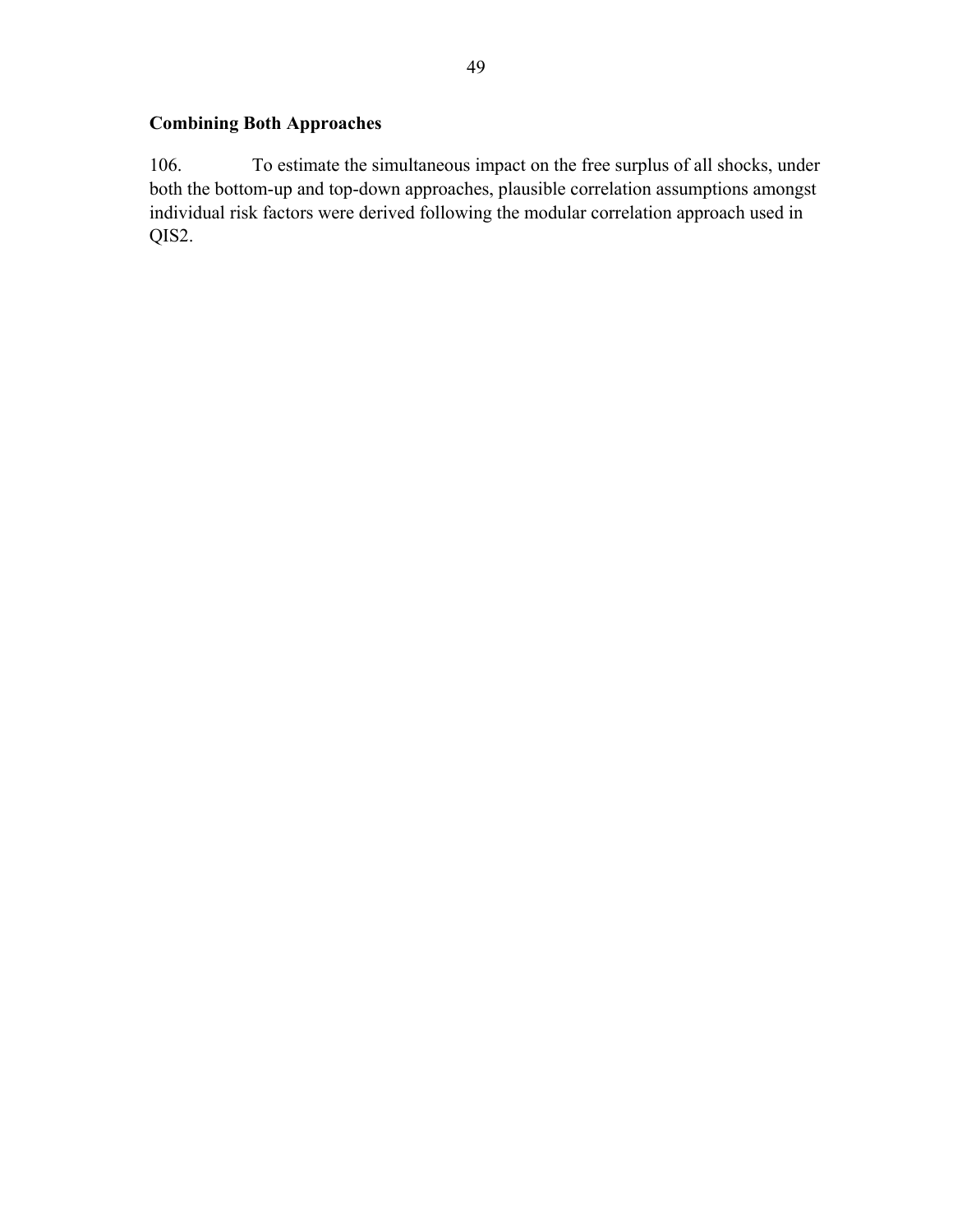### Combining Both Approaches

106. To estimate the simultaneous impact on the free surplus of all shocks, under both the bottom-up and top-down approaches, plausible correlation assumptions amongst individual risk factors were derived following the modular correlation approach used in QIS2.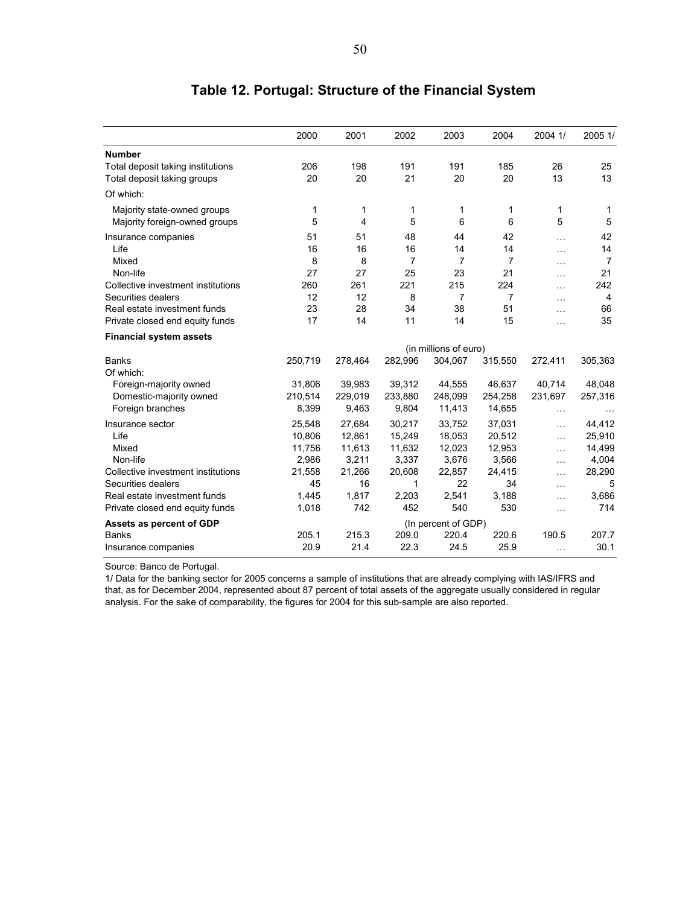# Table 12. Portugal: Structure of the Financial System

| | 2000 | 2001 | 2002 | 2003 | 2004 | 2004 1/ | 2005 1/ |
|---|---|---|---|---|---|---|---|
| **Number** | | | | | | | |
| Total deposit taking institutions | 206 | 198 | 191 | 191 | 185 | 26 | 25 |
| Total deposit taking groups | 20 | 20 | 21 | 20 | 20 | 13 | 13 |
| Of which: | | | | | | | |
| Majority state-owned groups | 1 | 1 | 1 | 1 | 1 | 1 | 1 |
| Majority foreign-owned groups | 5 | 4 | 5 | 6 | 6 | 5 | 5 |
| Insurance companies | 51 | 51 | 48 | 44 | 42 | … | 42 |
| Life | 16 | 16 | 16 | 14 | 14 | … | 14 |
| Mixed | 8 | 8 | 7 | 7 | 7 | … | 7 |
| Non-life | 27 | 27 | 25 | 23 | 21 | … | 21 |
| Collective investment institutions | 260 | 261 | 221 | 215 | 224 | … | 242 |
| Securities dealers | 12 | 12 | 8 | 7 | 7 | … | 4 |
| Real estate investment funds | 23 | 28 | 34 | 38 | 51 | … | 66 |
| Private closed end equity funds | 17 | 14 | 11 | 14 | 15 | … | 35 |
| **Financial system assets** | | | | | | | |
| | | | | (in millions of euro) | | | |
| Banks | 250,719 | 278,464 | 282,996 | 304,067 | 315,550 | 272,411 | 305,363 |
| Of which: | | | | | | | |
| Foreign-majority owned | 31,806 | 39,983 | 39,312 | 44,555 | 46,637 | 40,714 | 48,048 |
| Domestic-majority owned | 210,514 | 229,019 | 233,880 | 248,099 | 254,258 | 231,697 | 257,316 |
| Foreign branches | 8,399 | 9,463 | 9,804 | 11,413 | 14,655 | … | … |
| Insurance sector | 25,548 | 27,684 | 30,217 | 33,752 | 37,031 | … | 44,412 |
| Life | 10,806 | 12,861 | 15,249 | 18,053 | 20,512 | … | 25,910 |
| Mixed | 11,756 | 11,613 | 11,632 | 12,023 | 12,953 | … | 14,499 |
| Non-life | 2,986 | 3,211 | 3,337 | 3,676 | 3,566 | … | 4,004 |
| Collective investment institutions | 21,558 | 21,266 | 20,608 | 22,857 | 24,415 | … | 28,290 |
| Securities dealers | 45 | 16 | 1 | 22 | 34 | … | 5 |
| Real estate investment funds | 1,445 | 1,817 | 2,203 | 2,541 | 3,188 | … | 3,686 |
| Private closed end equity funds | 1,018 | 742 | 452 | 540 | 530 | … | 714 |
| **Assets as percent of GDP** | | | | (In percent of GDP) | | | |
| Banks | 205.1 | 215.3 | 209.0 | 220.4 | 220.6 | 190.5 | 207.7 |
| Insurance companies | 20.9 | 21.4 | 22.3 | 24.5 | 25.9 | … | 30.1 |

Source: Banco de Portugal.

1/ Data for the banking sector for 2005 concerns a sample of institutions that are already complying with IAS/IFRS and that, as for December 2004, represented about 87 percent of total assets of the aggregate usually considered in regular analysis. For the sake of comparability, the figures for 2004 for this sub-sample are also reported.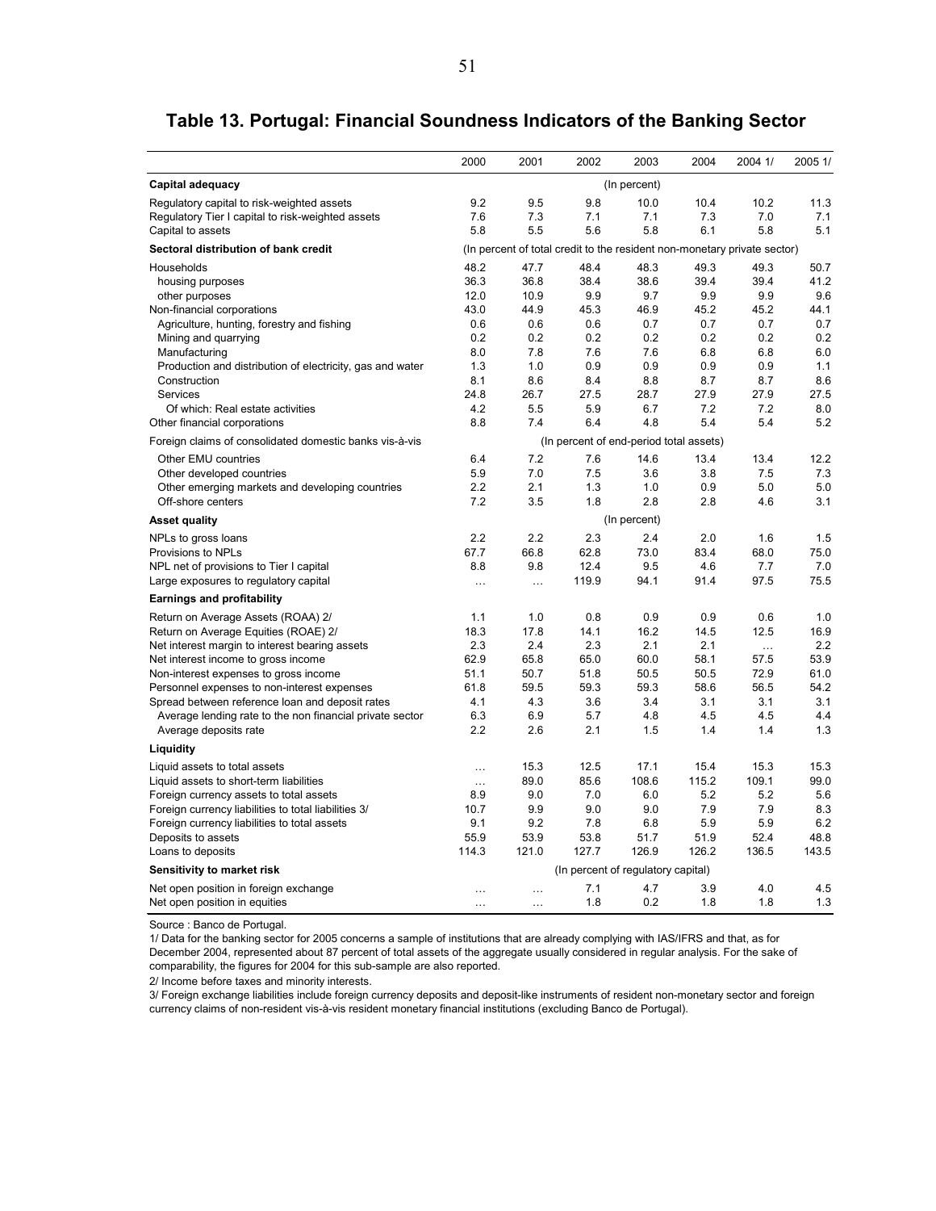# Table 13. Portugal: Financial Soundness Indicators of the Banking Sector

| | 2000 | 2001 | 2002 | 2003 | 2004 | 2004 1/ | 2005 1/ |
|---|---|---|---|---|---|---|---|
| **Capital adequacy** | (In percent) | | | | | | |
| Regulatory capital to risk-weighted assets | 9.2 | 9.5 | 9.8 | 10.0 | 10.4 | 10.2 | 11.3 |
| Regulatory Tier I capital to risk-weighted assets | 7.6 | 7.3 | 7.1 | 7.1 | 7.3 | 7.0 | 7.1 |
| Capital to assets | 5.8 | 5.5 | 5.6 | 5.8 | 6.1 | 5.8 | 5.1 |
| **Sectoral distribution of bank credit** | (In percent of total credit to the resident non-monetary private sector) | | | | | | |
| Households | 48.2 | 47.7 | 48.4 | 48.3 | 49.3 | 49.3 | 50.7 |
| housing purposes | 36.3 | 36.8 | 38.4 | 38.6 | 39.4 | 39.4 | 41.2 |
| other purposes | 12.0 | 10.9 | 9.9 | 9.7 | 9.9 | 9.9 | 9.6 |
| Non-financial corporations | 43.0 | 44.9 | 45.3 | 46.9 | 45.2 | 45.2 | 44.1 |
| Agriculture, hunting, forestry and fishing | 0.6 | 0.6 | 0.6 | 0.7 | 0.7 | 0.7 | 0.7 |
| Mining and quarrying | 0.2 | 0.2 | 0.2 | 0.2 | 0.2 | 0.2 | 0.2 |
| Manufacturing | 8.0 | 7.8 | 7.6 | 7.6 | 6.8 | 6.8 | 6.0 |
| Production and distribution of electricity, gas and water | 1.3 | 1.0 | 0.9 | 0.9 | 0.9 | 0.9 | 1.1 |
| Construction | 8.1 | 8.6 | 8.4 | 8.8 | 8.7 | 8.7 | 8.6 |
| Services | 24.8 | 26.7 | 27.5 | 28.7 | 27.9 | 27.9 | 27.5 |
| Of which: Real estate activities | 4.2 | 5.5 | 5.9 | 6.7 | 7.2 | 7.2 | 8.0 |
| Other financial corporations | 8.8 | 7.4 | 6.4 | 4.8 | 5.4 | 5.4 | 5.2 |
| Foreign claims of consolidated domestic banks vis-à-vis | (In percent of end-period total assets) | | | | | | |
| Other EMU countries | 6.4 | 7.2 | 7.6 | 14.6 | 13.4 | 13.4 | 12.2 |
| Other developed countries | 5.9 | 7.0 | 7.5 | 3.6 | 3.8 | 7.5 | 7.3 |
| Other emerging markets and developing countries | 2.2 | 2.1 | 1.3 | 1.0 | 0.9 | 5.0 | 5.0 |
| Off-shore centers | 7.2 | 3.5 | 1.8 | 2.8 | 2.8 | 4.6 | 3.1 |
| **Asset quality** | (In percent) | | | | | | |
| NPLs to gross loans | 2.2 | 2.2 | 2.3 | 2.4 | 2.0 | 1.6 | 1.5 |
| Provisions to NPLs | 67.7 | 66.8 | 62.8 | 73.0 | 83.4 | 68.0 | 75.0 |
| NPL net of provisions to Tier I capital | 8.8 | 9.8 | 12.4 | 9.5 | 4.6 | 7.7 | 7.0 |
| Large exposures to regulatory capital | … | … | 119.9 | 94.1 | 91.4 | 97.5 | 75.5 |
| **Earnings and profitability** | | | | | | | |
| Return on Average Assets (ROAA) 2/ | 1.1 | 1.0 | 0.8 | 0.9 | 0.9 | 0.6 | 1.0 |
| Return on Average Equities (ROAE) 2/ | 18.3 | 17.8 | 14.1 | 16.2 | 14.5 | 12.5 | 16.9 |
| Net interest margin to interest bearing assets | 2.3 | 2.4 | 2.3 | 2.1 | 2.1 | … | 2.2 |
| Net interest income to gross income | 62.9 | 65.8 | 65.0 | 60.0 | 58.1 | 57.5 | 53.9 |
| Non-interest expenses to gross income | 51.1 | 50.7 | 51.8 | 50.5 | 50.5 | 72.9 | 61.0 |
| Personnel expenses to non-interest expenses | 61.8 | 59.5 | 59.3 | 59.3 | 58.6 | 56.5 | 54.2 |
| Spread between reference loan and deposit rates | 4.1 | 4.3 | 3.6 | 3.4 | 3.1 | 3.1 | 3.1 |
| Average lending rate to the non financial private sector | 6.3 | 6.9 | 5.7 | 4.8 | 4.5 | 4.5 | 4.4 |
| Average deposits rate | 2.2 | 2.6 | 2.1 | 1.5 | 1.4 | 1.4 | 1.3 |
| **Liquidity** | | | | | | | |
| Liquid assets to total assets | … | 15.3 | 12.5 | 17.1 | 15.4 | 15.3 | 15.3 |
| Liquid assets to short-term liabilities | … | 89.0 | 85.6 | 108.6 | 115.2 | 109.1 | 99.0 |
| Foreign currency assets to total assets | 8.9 | 9.0 | 7.0 | 6.0 | 5.2 | 5.2 | 5.6 |
| Foreign currency liabilities to total liabilities 3/ | 10.7 | 9.9 | 9.0 | 9.0 | 7.9 | 7.9 | 8.3 |
| Foreign currency liabilities to total assets | 9.1 | 9.2 | 7.8 | 6.8 | 5.9 | 5.9 | 6.2 |
| Deposits to assets | 55.9 | 53.9 | 53.8 | 51.7 | 51.9 | 52.4 | 48.8 |
| Loans to deposits | 114.3 | 121.0 | 127.7 | 126.9 | 126.2 | 136.5 | 143.5 |
| **Sensitivity to market risk** | (In percent of regulatory capital) | | | | | | |
| Net open position in foreign exchange | … | … | 7.1 | 4.7 | 3.9 | 4.0 | 4.5 |
| Net open position in equities | … | … | 1.8 | 0.2 | 1.8 | 1.8 | 1.3 |

Source : Banco de Portugal.

1/ Data for the banking sector for 2005 concerns a sample of institutions that are already complying with IAS/IFRS and that, as for December 2004, represented about 87 percent of total assets of the aggregate usually considered in regular analysis. For the sake of comparability, the figures for 2004 for this sub-sample are also reported.

2/ Income before taxes and minority interests.

3/ Foreign exchange liabilities include foreign currency deposits and deposit-like instruments of resident non-monetary sector and foreign currency claims of non-resident vis-à-vis resident monetary financial institutions (excluding Banco de Portugal).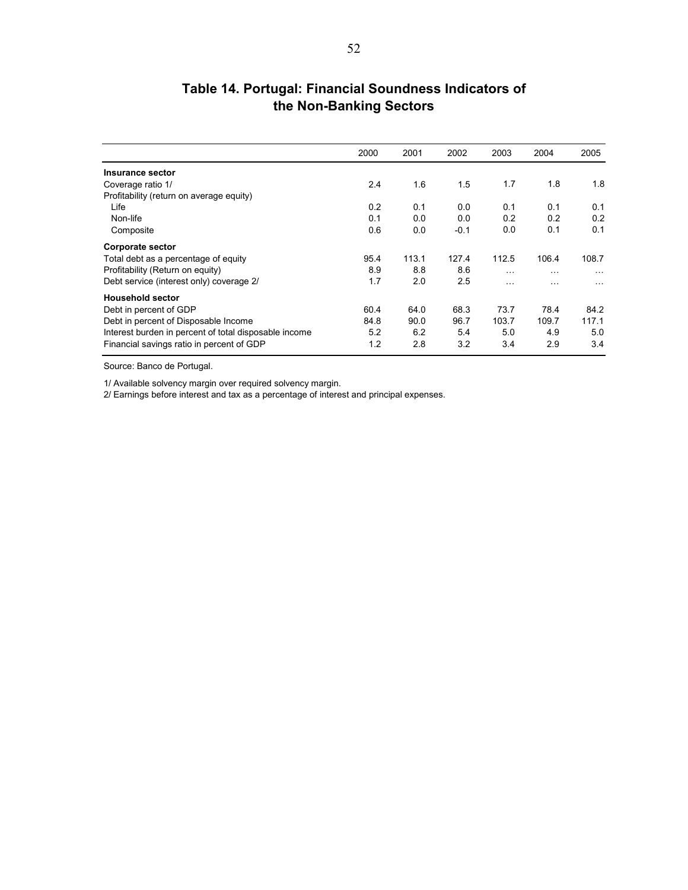# Table 14. Portugal: Financial Soundness Indicators of the Non-Banking Sectors

| | 2000 | 2001 | 2002 | 2003 | 2004 | 2005 |
|---|---|---|---|---|---|---|
| **Insurance sector** | | | | | | |
| Coverage ratio 1/ | 2.4 | 1.6 | 1.5 | 1.7 | 1.8 | 1.8 |
| Profitability (return on average equity) | | | | | | |
| Life | 0.2 | 0.1 | 0.0 | 0.1 | 0.1 | 0.1 |
| Non-life | 0.1 | 0.0 | 0.0 | 0.2 | 0.2 | 0.2 |
| Composite | 0.6 | 0.0 | -0.1 | 0.0 | 0.1 | 0.1 |
| **Corporate sector** | | | | | | |
| Total debt as a percentage of equity | 95.4 | 113.1 | 127.4 | 112.5 | 106.4 | 108.7 |
| Profitability (Return on equity) | 8.9 | 8.8 | 8.6 | … | … | … |
| Debt service (interest only) coverage 2/ | 1.7 | 2.0 | 2.5 | … | … | … |
| **Household sector** | | | | | | |
| Debt in percent of GDP | 60.4 | 64.0 | 68.3 | 73.7 | 78.4 | 84.2 |
| Debt in percent of Disposable Income | 84.8 | 90.0 | 96.7 | 103.7 | 109.7 | 117.1 |
| Interest burden in percent of total disposable income | 5.2 | 6.2 | 5.4 | 5.0 | 4.9 | 5.0 |
| Financial savings ratio in percent of GDP | 1.2 | 2.8 | 3.2 | 3.4 | 2.9 | 3.4 |

Source: Banco de Portugal.

1/ Available solvency margin over required solvency margin.

2/ Earnings before interest and tax as a percentage of interest and principal expenses.